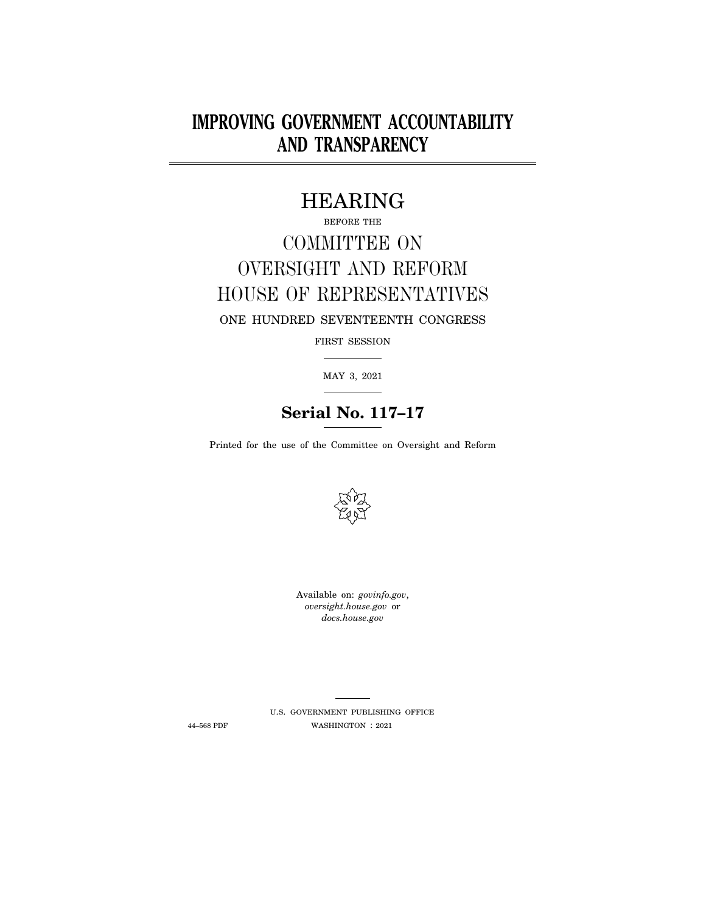# IMPROVING GOVERNMENT ACCOUNTABILITY AND TRANSPARENCY

## HEARING

BEFORE THE

## COMMITTEE ON OVERSIGHT AND REFORM HOUSE OF REPRESENTATIVES

ONE HUNDRED SEVENTEENTH CONGRESS

FIRST SESSION

MAY 3, 2021

**Serial No. 117–17**

Printed for the use of the Committee on Oversight and Reform

Available on: *govinfo.gov*, *oversight.house.gov* or *docs.house.gov*

U.S. GOVERNMENT PUBLISHING OFFICE

44–568 PDF WASHINGTON : 2021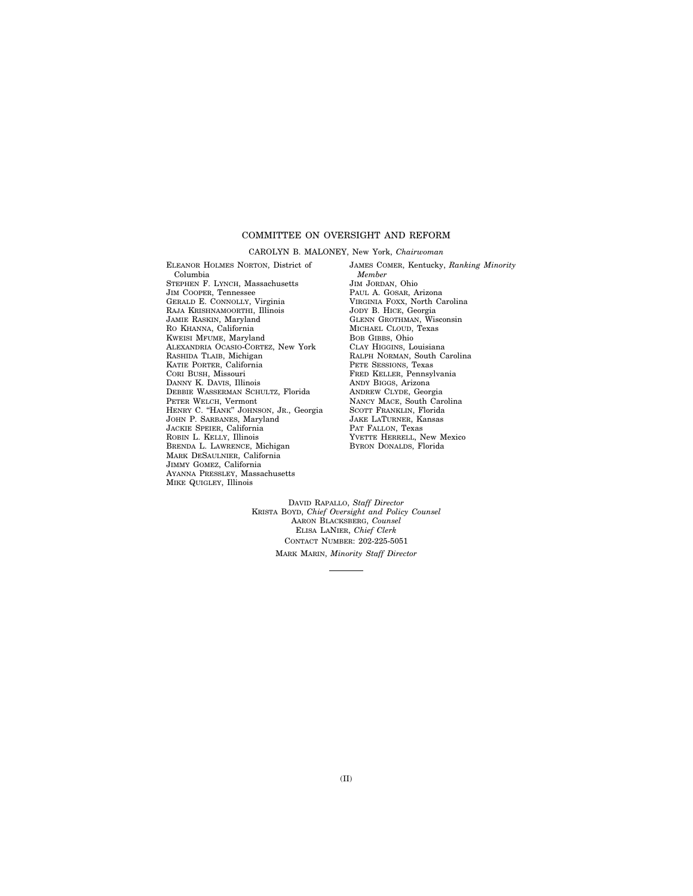# COMMITTEE ON OVERSIGHT AND REFORM

CAROLYN B. MALONEY, New York, *Chairwoman*

ELEANOR HOLMES NORTON, District of Columbia
STEPHEN F. LYNCH, Massachusetts
JIM COOPER, Tennessee
GERALD E. CONNOLLY, Virginia
RAJA KRISHNAMOORTHI, Illinois
JAMIE RASKIN, Maryland
RO KHANNA, California
KWEISI MFUME, Maryland
ALEXANDRIA OCASIO-CORTEZ, New York
RASHIDA TLAIB, Michigan
KATIE PORTER, California
CORI BUSH, Missouri
DANNY K. DAVIS, Illinois
DEBBIE WASSERMAN SCHULTZ, Florida
PETER WELCH, Vermont
HENRY C. "HANK" JOHNSON, JR., Georgia
JOHN P. SARBANES, Maryland
JACKIE SPEIER, California
ROBIN L. KELLY, Illinois
BRENDA L. LAWRENCE, Michigan
MARK DESAULNIER, California
JIMMY GOMEZ, California
AYANNA PRESSLEY, Massachusetts
MIKE QUIGLEY, Illinois

JAMES COMER, Kentucky, *Ranking Minority Member*
JIM JORDAN, Ohio
PAUL A. GOSAR, Arizona
VIRGINIA FOXX, North Carolina
JODY B. HICE, Georgia
GLENN GROTHMAN, Wisconsin
MICHAEL CLOUD, Texas
BOB GIBBS, Ohio
CLAY HIGGINS, Louisiana
RALPH NORMAN, South Carolina
PETE SESSIONS, Texas
FRED KELLER, Pennsylvania
ANDY BIGGS, Arizona
ANDREW CLYDE, Georgia
NANCY MACE, South Carolina
SCOTT FRANKLIN, Florida
JAKE LATURNER, Kansas
PAT FALLON, Texas
YVETTE HERRELL, New Mexico
BYRON DONALDS, Florida

DAVID RAPALLO, *Staff Director*
KRISTA BOYD, *Chief Oversight and Policy Counsel*
AARON BLACKSBERG, *Counsel*
ELISA LANIER, *Chief Clerk*
CONTACT NUMBER: 202-225-5051

MARK MARIN, *Minority Staff Director*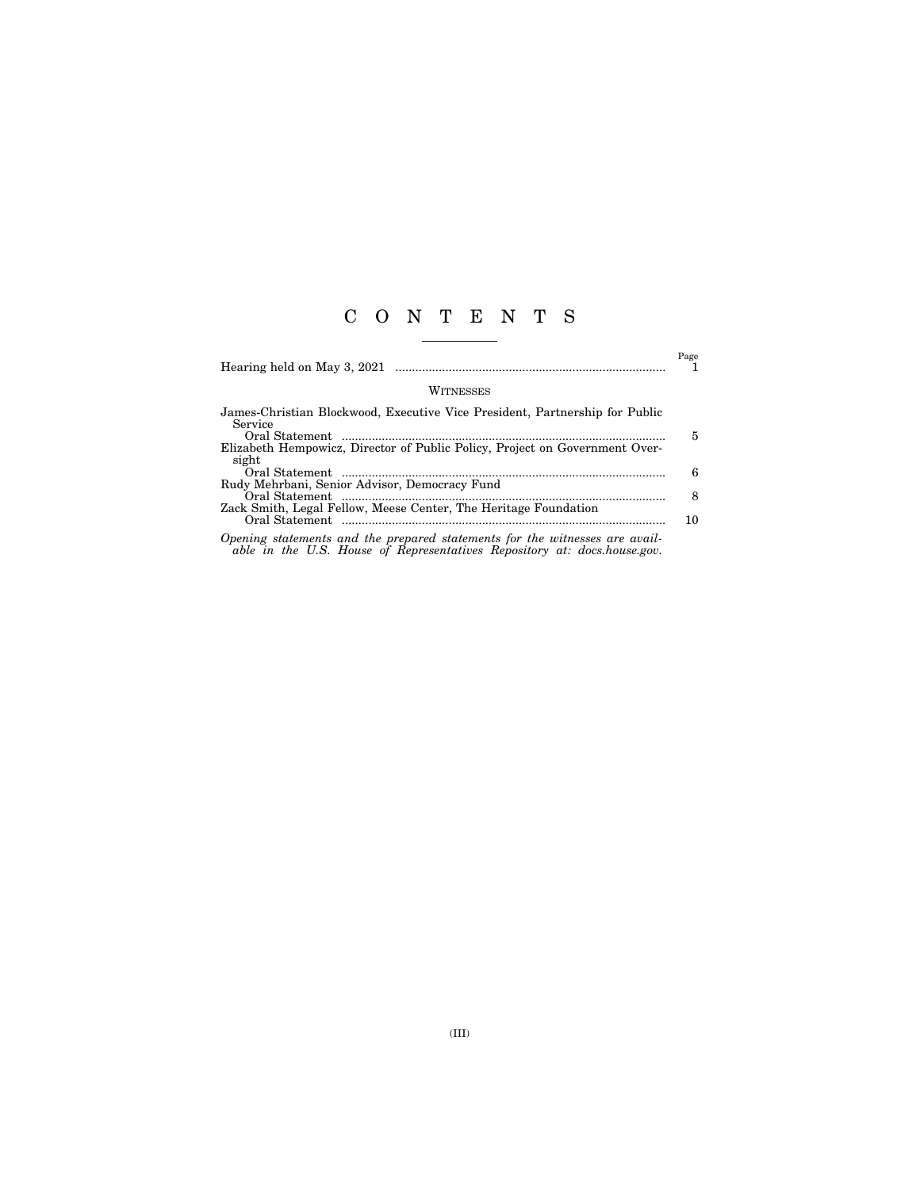# C O N T E N T S

| | Page |
|---|---|
| Hearing held on May 3, 2021 | 1 |

## WITNESSES

| | |
|---|---|
| James-Christian Blockwood, Executive Vice President, Partnership for Public Service | |
| Oral Statement | 5 |
| Elizabeth Hempowicz, Director of Public Policy, Project on Government Oversight | |
| Oral Statement | 6 |
| Rudy Mehrbani, Senior Advisor, Democracy Fund | |
| Oral Statement | 8 |
| Zack Smith, Legal Fellow, Meese Center, The Heritage Foundation | |
| Oral Statement | 10 |

*Opening statements and the prepared statements for the witnesses are available in the U.S. House of Representatives Repository at: docs.house.gov.*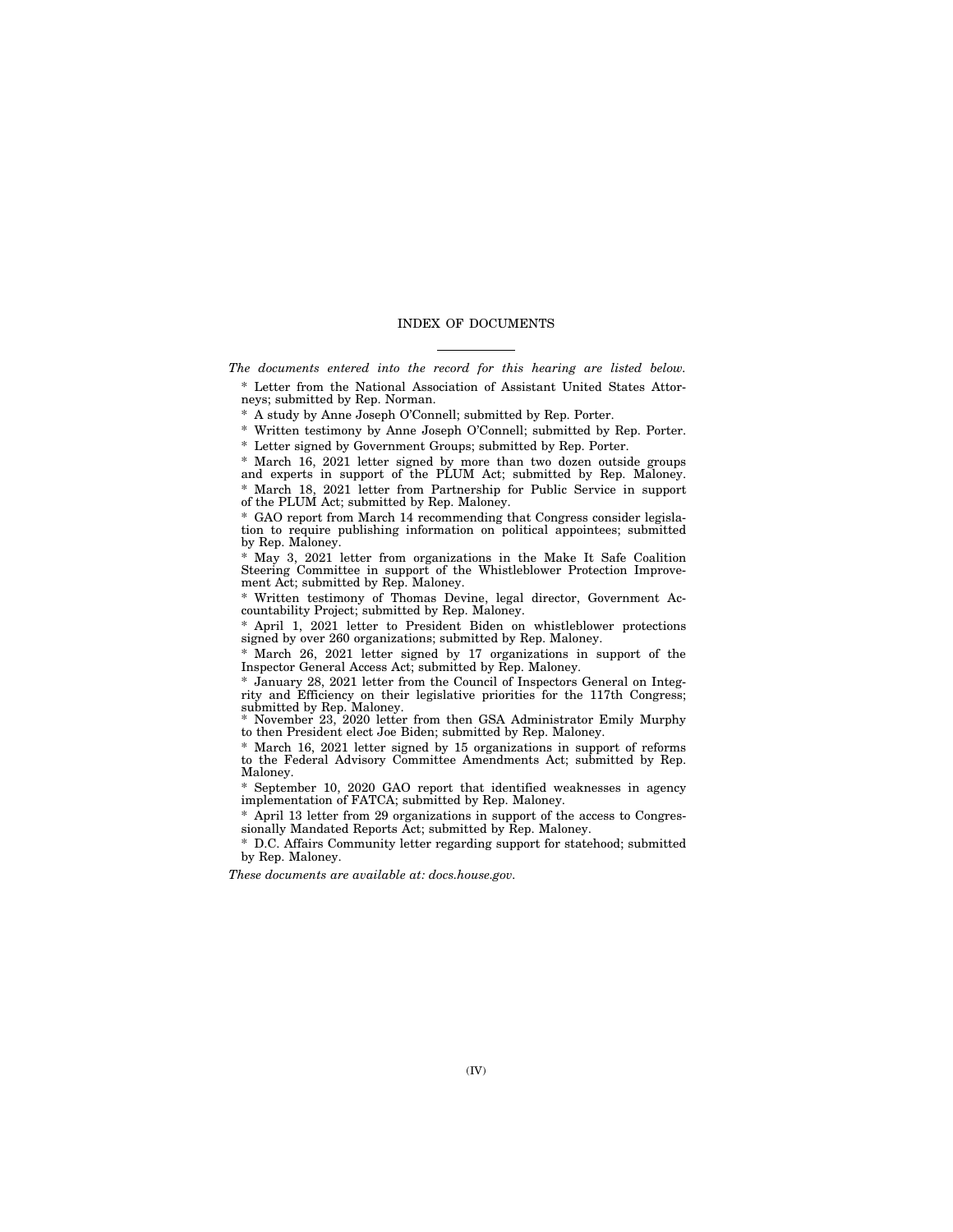# INDEX OF DOCUMENTS

*The documents entered into the record for this hearing are listed below.*

* Letter from the National Association of Assistant United States Attorneys; submitted by Rep. Norman.

* A study by Anne Joseph O'Connell; submitted by Rep. Porter.

* Written testimony by Anne Joseph O'Connell; submitted by Rep. Porter.

* Letter signed by Government Groups; submitted by Rep. Porter.

* March 16, 2021 letter signed by more than two dozen outside groups and experts in support of the PLUM Act; submitted by Rep. Maloney.

* March 18, 2021 letter from Partnership for Public Service in support of the PLUM Act; submitted by Rep. Maloney.

* GAO report from March 14 recommending that Congress consider legislation to require publishing information on political appointees; submitted by Rep. Maloney.

* May 3, 2021 letter from organizations in the Make It Safe Coalition Steering Committee in support of the Whistleblower Protection Improvement Act; submitted by Rep. Maloney.

* Written testimony of Thomas Devine, legal director, Government Accountability Project; submitted by Rep. Maloney.

* April 1, 2021 letter to President Biden on whistleblower protections signed by over 260 organizations; submitted by Rep. Maloney.

* March 26, 2021 letter signed by 17 organizations in support of the Inspector General Access Act; submitted by Rep. Maloney.

* January 28, 2021 letter from the Council of Inspectors General on Integrity and Efficiency on their legislative priorities for the 117th Congress; submitted by Rep. Maloney.

* November 23, 2020 letter from then GSA Administrator Emily Murphy to then President elect Joe Biden; submitted by Rep. Maloney.

* March 16, 2021 letter signed by 15 organizations in support of reforms to the Federal Advisory Committee Amendments Act; submitted by Rep. Maloney.

* September 10, 2020 GAO report that identified weaknesses in agency implementation of FATCA; submitted by Rep. Maloney.

* April 13 letter from 29 organizations in support of the access to Congressionally Mandated Reports Act; submitted by Rep. Maloney.

* D.C. Affairs Community letter regarding support for statehood; submitted by Rep. Maloney.

*These documents are available at: docs.house.gov.*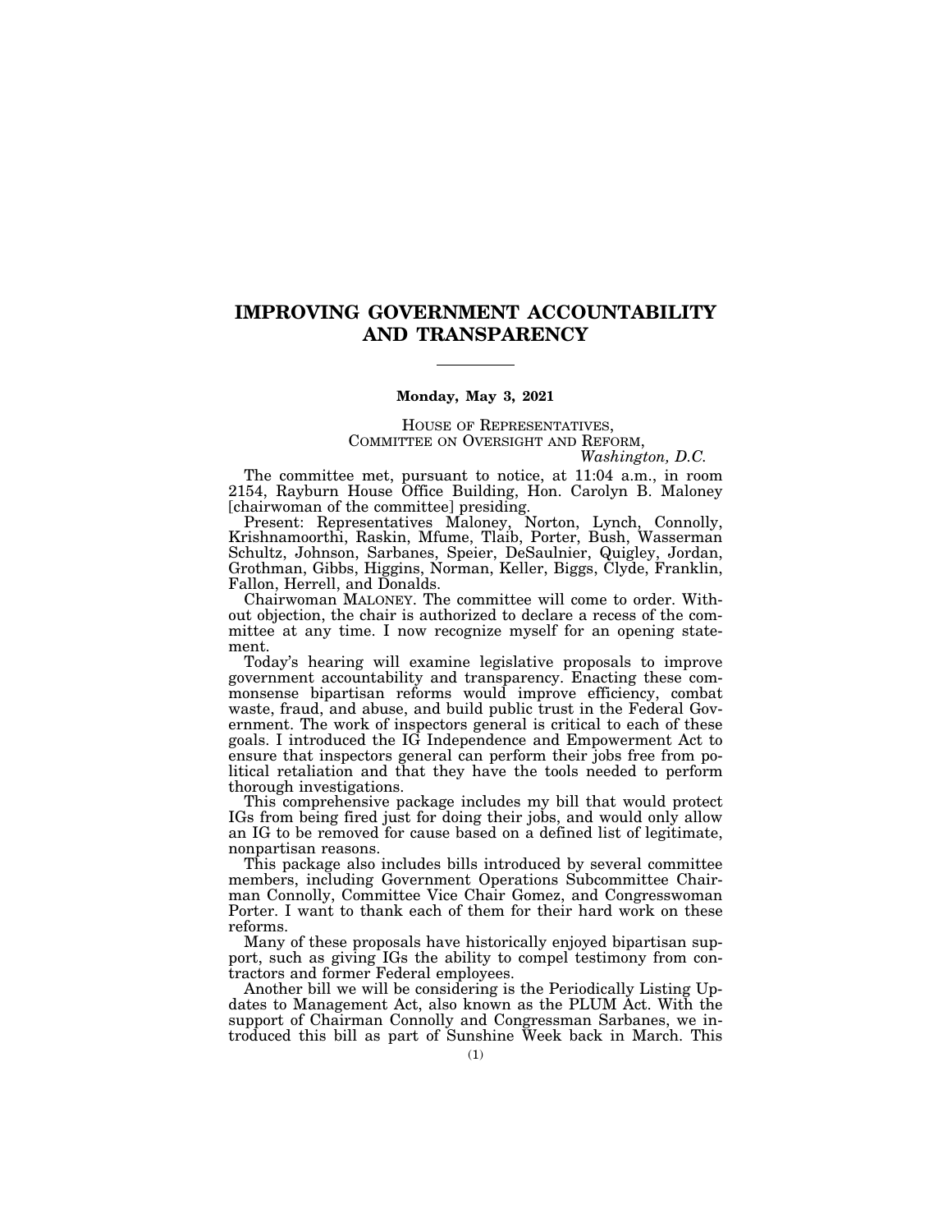# IMPROVING GOVERNMENT ACCOUNTABILITY AND TRANSPARENCY

---

**Monday, May 3, 2021**

HOUSE OF REPRESENTATIVES,
COMMITTEE ON OVERSIGHT AND REFORM,
*Washington, D.C.*

The committee met, pursuant to notice, at 11:04 a.m., in room 2154, Rayburn House Office Building, Hon. Carolyn B. Maloney [chairwoman of the committee] presiding.

Present: Representatives Maloney, Norton, Lynch, Connolly, Krishnamoorthi, Raskin, Mfume, Tlaib, Porter, Bush, Wasserman Schultz, Johnson, Sarbanes, Speier, DeSaulnier, Quigley, Jordan, Grothman, Gibbs, Higgins, Norman, Keller, Biggs, Clyde, Franklin, Fallon, Herrell, and Donalds.

Chairwoman MALONEY. The committee will come to order. Without objection, the chair is authorized to declare a recess of the committee at any time. I now recognize myself for an opening statement.

Today's hearing will examine legislative proposals to improve government accountability and transparency. Enacting these commonsense bipartisan reforms would improve efficiency, combat waste, fraud, and abuse, and build public trust in the Federal Government. The work of inspectors general is critical to each of these goals. I introduced the IG Independence and Empowerment Act to ensure that inspectors general can perform their jobs free from political retaliation and that they have the tools needed to perform thorough investigations.

This comprehensive package includes my bill that would protect IGs from being fired just for doing their jobs, and would only allow an IG to be removed for cause based on a defined list of legitimate, nonpartisan reasons.

This package also includes bills introduced by several committee members, including Government Operations Subcommittee Chairman Connolly, Committee Vice Chair Gomez, and Congresswoman Porter. I want to thank each of them for their hard work on these reforms.

Many of these proposals have historically enjoyed bipartisan support, such as giving IGs the ability to compel testimony from contractors and former Federal employees.

Another bill we will be considering is the Periodically Listing Updates to Management Act, also known as the PLUM Act. With the support of Chairman Connolly and Congressman Sarbanes, we introduced this bill as part of Sunshine Week back in March. This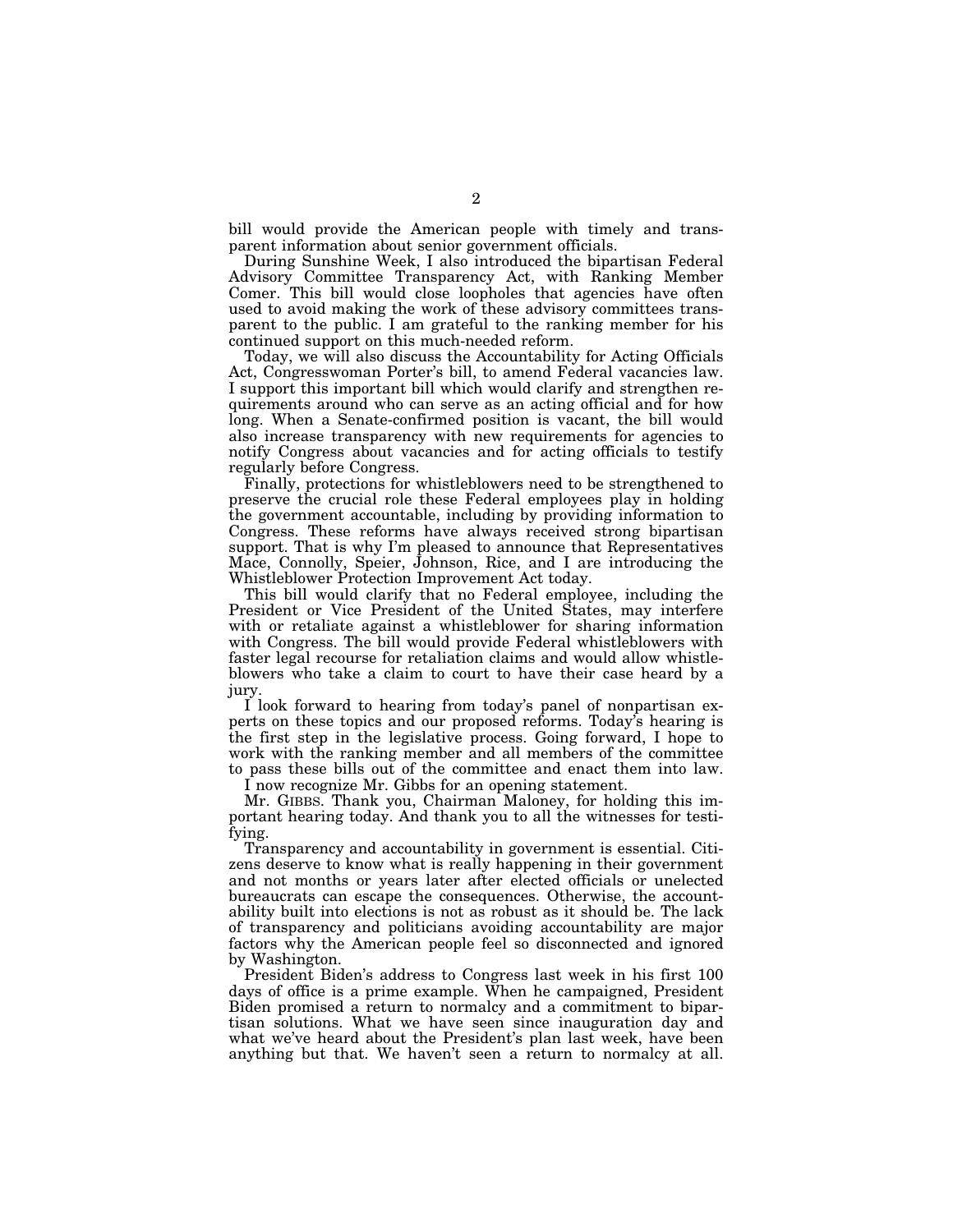bill would provide the American people with timely and transparent information about senior government officials.

During Sunshine Week, I also introduced the bipartisan Federal Advisory Committee Transparency Act, with Ranking Member Comer. This bill would close loopholes that agencies have often used to avoid making the work of these advisory committees transparent to the public. I am grateful to the ranking member for his continued support on this much-needed reform.

Today, we will also discuss the Accountability for Acting Officials Act, Congresswoman Porter's bill, to amend Federal vacancies law. I support this important bill which would clarify and strengthen requirements around who can serve as an acting official and for how long. When a Senate-confirmed position is vacant, the bill would also increase transparency with new requirements for agencies to notify Congress about vacancies and for acting officials to testify regularly before Congress.

Finally, protections for whistleblowers need to be strengthened to preserve the crucial role these Federal employees play in holding the government accountable, including by providing information to Congress. These reforms have always received strong bipartisan support. That is why I'm pleased to announce that Representatives Mace, Connolly, Speier, Johnson, Rice, and I are introducing the Whistleblower Protection Improvement Act today.

This bill would clarify that no Federal employee, including the President or Vice President of the United States, may interfere with or retaliate against a whistleblower for sharing information with Congress. The bill would provide Federal whistleblowers with faster legal recourse for retaliation claims and would allow whistleblowers who take a claim to court to have their case heard by a jury.

I look forward to hearing from today's panel of nonpartisan experts on these topics and our proposed reforms. Today's hearing is the first step in the legislative process. Going forward, I hope to work with the ranking member and all members of the committee to pass these bills out of the committee and enact them into law.

I now recognize Mr. Gibbs for an opening statement.

Mr. GIBBS. Thank you, Chairman Maloney, for holding this important hearing today. And thank you to all the witnesses for testifying.

Transparency and accountability in government is essential. Citizens deserve to know what is really happening in their government and not months or years later after elected officials or unelected bureaucrats can escape the consequences. Otherwise, the accountability built into elections is not as robust as it should be. The lack of transparency and politicians avoiding accountability are major factors why the American people feel so disconnected and ignored by Washington.

President Biden's address to Congress last week in his first 100 days of office is a prime example. When he campaigned, President Biden promised a return to normalcy and a commitment to bipartisan solutions. What we have seen since inauguration day and what we've heard about the President's plan last week, have been anything but that. We haven't seen a return to normalcy at all.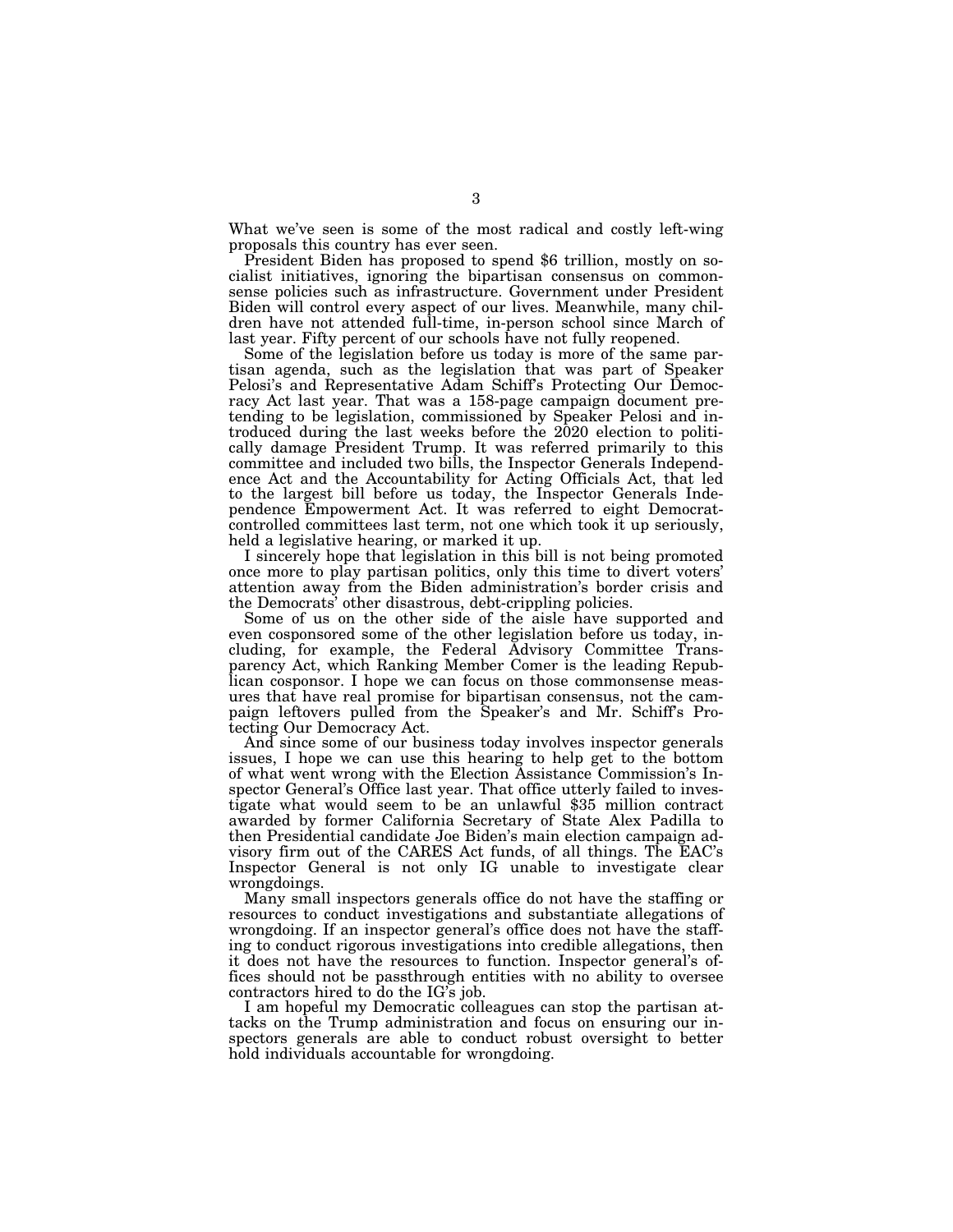What we've seen is some of the most radical and costly left-wing proposals this country has ever seen.

President Biden has proposed to spend $6 trillion, mostly on socialist initiatives, ignoring the bipartisan consensus on commonsense policies such as infrastructure. Government under President Biden will control every aspect of our lives. Meanwhile, many children have not attended full-time, in-person school since March of last year. Fifty percent of our schools have not fully reopened.

Some of the legislation before us today is more of the same partisan agenda, such as the legislation that was part of Speaker Pelosi's and Representative Adam Schiff's Protecting Our Democracy Act last year. That was a 158-page campaign document pretending to be legislation, commissioned by Speaker Pelosi and introduced during the last weeks before the 2020 election to politically damage President Trump. It was referred primarily to this committee and included two bills, the Inspector Generals Independence Act and the Accountability for Acting Officials Act, that led to the largest bill before us today, the Inspector Generals Independence Empowerment Act. It was referred to eight Democrat-controlled committees last term, not one which took it up seriously, held a legislative hearing, or marked it up.

I sincerely hope that legislation in this bill is not being promoted once more to play partisan politics, only this time to divert voters' attention away from the Biden administration's border crisis and the Democrats' other disastrous, debt-crippling policies.

Some of us on the other side of the aisle have supported and even cosponsored some of the other legislation before us today, including, for example, the Federal Advisory Committee Transparency Act, which Ranking Member Comer is the leading Republican cosponsor. I hope we can focus on those commonsense measures that have real promise for bipartisan consensus, not the campaign leftovers pulled from the Speaker's and Mr. Schiff's Protecting Our Democracy Act.

And since some of our business today involves inspector generals issues, I hope we can use this hearing to help get to the bottom of what went wrong with the Election Assistance Commission's Inspector General's Office last year. That office utterly failed to investigate what would seem to be an unlawful $35 million contract awarded by former California Secretary of State Alex Padilla to then Presidential candidate Joe Biden's main election campaign advisory firm out of the CARES Act funds, of all things. The EAC's Inspector General is not only IG unable to investigate clear wrongdoings.

Many small inspectors generals office do not have the staffing or resources to conduct investigations and substantiate allegations of wrongdoing. If an inspector general's office does not have the staffing to conduct rigorous investigations into credible allegations, then it does not have the resources to function. Inspector general's offices should not be passthrough entities with no ability to oversee contractors hired to do the IG's job.

I am hopeful my Democratic colleagues can stop the partisan attacks on the Trump administration and focus on ensuring our inspectors generals are able to conduct robust oversight to better hold individuals accountable for wrongdoing.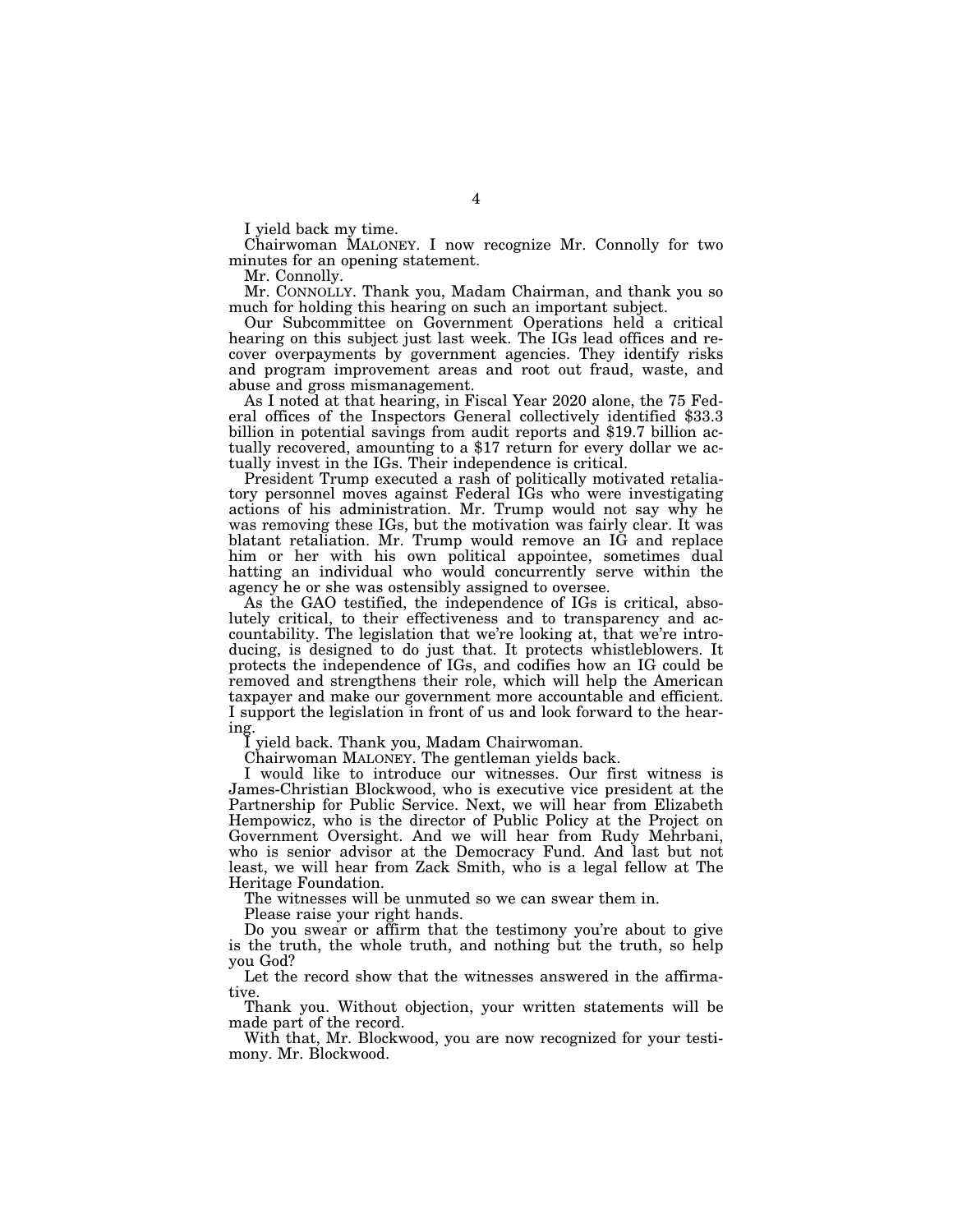I yield back my time.

Chairwoman MALONEY. I now recognize Mr. Connolly for two minutes for an opening statement.

Mr. Connolly.

Mr. CONNOLLY. Thank you, Madam Chairman, and thank you so much for holding this hearing on such an important subject.

Our Subcommittee on Government Operations held a critical hearing on this subject just last week. The IGs lead offices and recover overpayments by government agencies. They identify risks and program improvement areas and root out fraud, waste, and abuse and gross mismanagement.

As I noted at that hearing, in Fiscal Year 2020 alone, the 75 Federal offices of the Inspectors General collectively identified $33.3 billion in potential savings from audit reports and $19.7 billion actually recovered, amounting to a $17 return for every dollar we actually invest in the IGs. Their independence is critical.

President Trump executed a rash of politically motivated retaliatory personnel moves against Federal IGs who were investigating actions of his administration. Mr. Trump would not say why he was removing these IGs, but the motivation was fairly clear. It was blatant retaliation. Mr. Trump would remove an IG and replace him or her with his own political appointee, sometimes dual hatting an individual who would concurrently serve within the agency he or she was ostensibly assigned to oversee.

As the GAO testified, the independence of IGs is critical, absolutely critical, to their effectiveness and to transparency and accountability. The legislation that we're looking at, that we're introducing, is designed to do just that. It protects whistleblowers. It protects the independence of IGs, and codifies how an IG could be removed and strengthens their role, which will help the American taxpayer and make our government more accountable and efficient. I support the legislation in front of us and look forward to the hearing.

I yield back. Thank you, Madam Chairwoman.

Chairwoman MALONEY. The gentleman yields back.

I would like to introduce our witnesses. Our first witness is James-Christian Blockwood, who is executive vice president at the Partnership for Public Service. Next, we will hear from Elizabeth Hempowicz, who is the director of Public Policy at the Project on Government Oversight. And we will hear from Rudy Mehrbani, who is senior advisor at the Democracy Fund. And last but not least, we will hear from Zack Smith, who is a legal fellow at The Heritage Foundation.

The witnesses will be unmuted so we can swear them in.

Please raise your right hands.

Do you swear or affirm that the testimony you're about to give is the truth, the whole truth, and nothing but the truth, so help you God?

Let the record show that the witnesses answered in the affirmative.

Thank you. Without objection, your written statements will be made part of the record.

With that, Mr. Blockwood, you are now recognized for your testimony. Mr. Blockwood.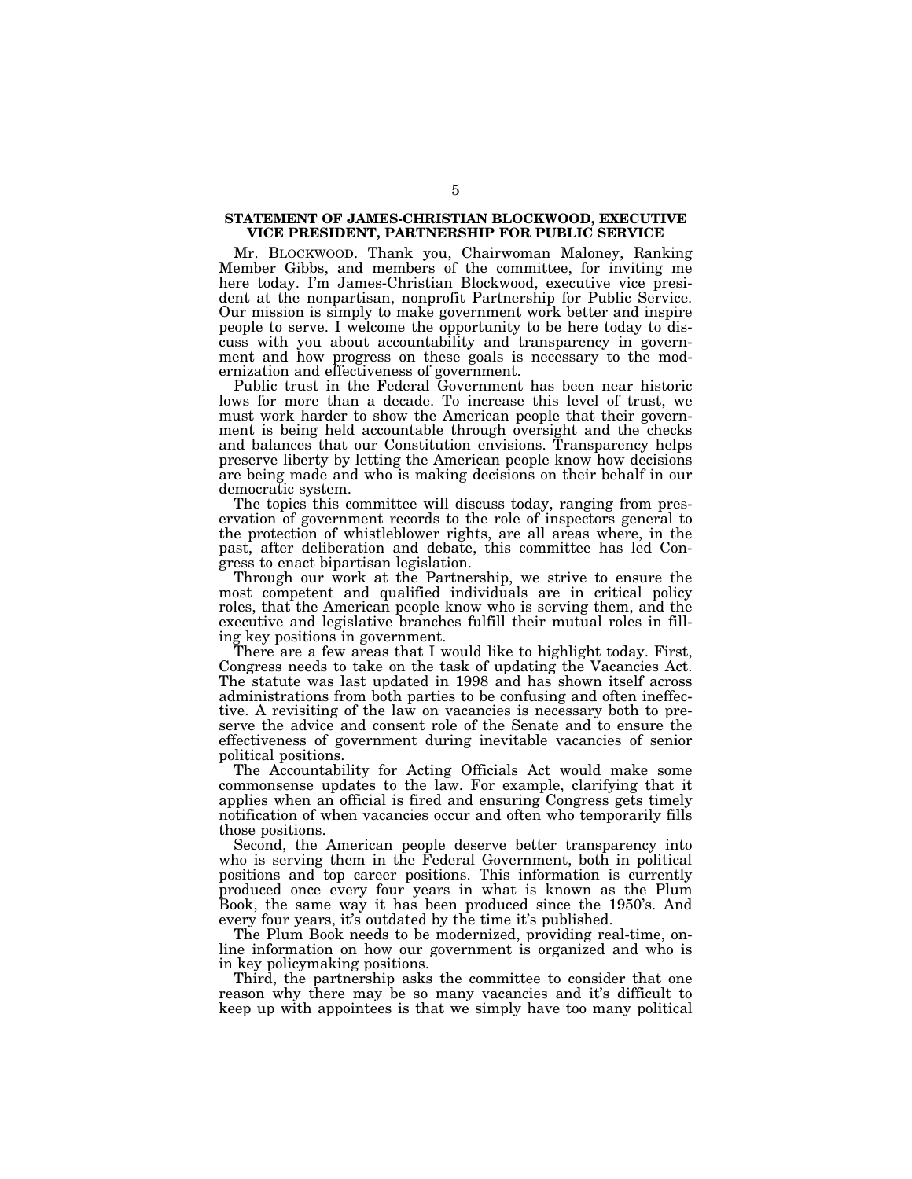## STATEMENT OF JAMES-CHRISTIAN BLOCKWOOD, EXECUTIVE VICE PRESIDENT, PARTNERSHIP FOR PUBLIC SERVICE

Mr. BLOCKWOOD. Thank you, Chairwoman Maloney, Ranking Member Gibbs, and members of the committee, for inviting me here today. I'm James-Christian Blockwood, executive vice president at the nonpartisan, nonprofit Partnership for Public Service. Our mission is simply to make government work better and inspire people to serve. I welcome the opportunity to be here today to discuss with you about accountability and transparency in government and how progress on these goals is necessary to the modernization and effectiveness of government.

Public trust in the Federal Government has been near historic lows for more than a decade. To increase this level of trust, we must work harder to show the American people that their government is being held accountable through oversight and the checks and balances that our Constitution envisions. Transparency helps preserve liberty by letting the American people know how decisions are being made and who is making decisions on their behalf in our democratic system.

The topics this committee will discuss today, ranging from preservation of government records to the role of inspectors general to the protection of whistleblower rights, are all areas where, in the past, after deliberation and debate, this committee has led Congress to enact bipartisan legislation.

Through our work at the Partnership, we strive to ensure the most competent and qualified individuals are in critical policy roles, that the American people know who is serving them, and the executive and legislative branches fulfill their mutual roles in filling key positions in government.

There are a few areas that I would like to highlight today. First, Congress needs to take on the task of updating the Vacancies Act. The statute was last updated in 1998 and has shown itself across administrations from both parties to be confusing and often ineffective. A revisiting of the law on vacancies is necessary both to preserve the advice and consent role of the Senate and to ensure the effectiveness of government during inevitable vacancies of senior political positions.

The Accountability for Acting Officials Act would make some commonsense updates to the law. For example, clarifying that it applies when an official is fired and ensuring Congress gets timely notification of when vacancies occur and often who temporarily fills those positions.

Second, the American people deserve better transparency into who is serving them in the Federal Government, both in political positions and top career positions. This information is currently produced once every four years in what is known as the Plum Book, the same way it has been produced since the 1950's. And every four years, it's outdated by the time it's published.

The Plum Book needs to be modernized, providing real-time, online information on how our government is organized and who is in key policymaking positions.

Third, the partnership asks the committee to consider that one reason why there may be so many vacancies and it's difficult to keep up with appointees is that we simply have too many political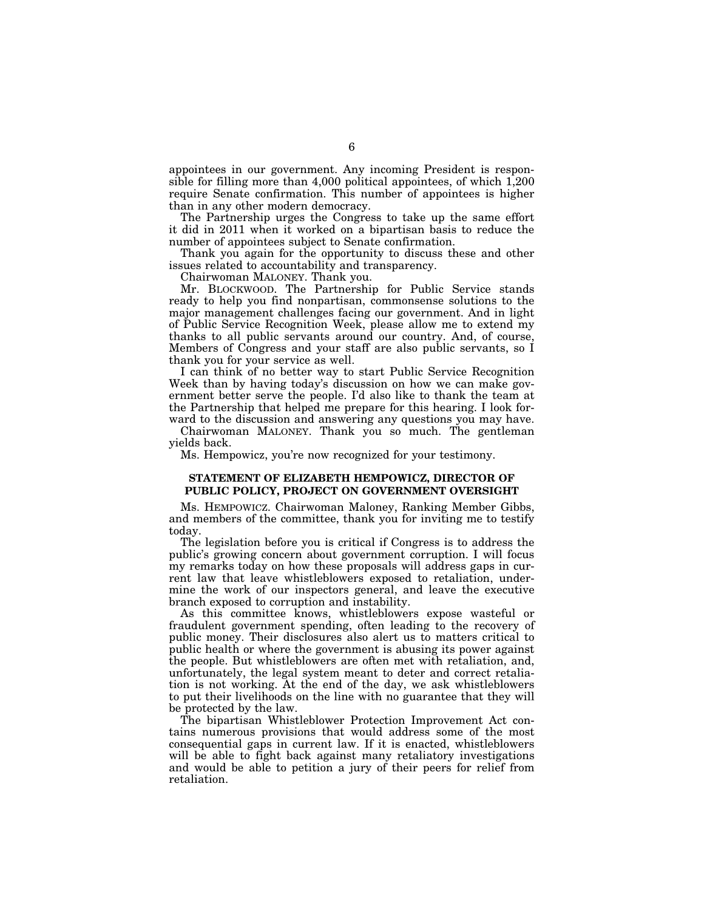appointees in our government. Any incoming President is responsible for filling more than 4,000 political appointees, of which 1,200 require Senate confirmation. This number of appointees is higher than in any other modern democracy.

The Partnership urges the Congress to take up the same effort it did in 2011 when it worked on a bipartisan basis to reduce the number of appointees subject to Senate confirmation.

Thank you again for the opportunity to discuss these and other issues related to accountability and transparency.

Chairwoman MALONEY. Thank you.

Mr. BLOCKWOOD. The Partnership for Public Service stands ready to help you find nonpartisan, commonsense solutions to the major management challenges facing our government. And in light of Public Service Recognition Week, please allow me to extend my thanks to all public servants around our country. And, of course, Members of Congress and your staff are also public servants, so I thank you for your service as well.

I can think of no better way to start Public Service Recognition Week than by having today's discussion on how we can make government better serve the people. I'd also like to thank the team at the Partnership that helped me prepare for this hearing. I look forward to the discussion and answering any questions you may have.

Chairwoman MALONEY. Thank you so much. The gentleman yields back.

Ms. Hempowicz, you're now recognized for your testimony.

## STATEMENT OF ELIZABETH HEMPOWICZ, DIRECTOR OF PUBLIC POLICY, PROJECT ON GOVERNMENT OVERSIGHT

Ms. HEMPOWICZ. Chairwoman Maloney, Ranking Member Gibbs, and members of the committee, thank you for inviting me to testify today.

The legislation before you is critical if Congress is to address the public's growing concern about government corruption. I will focus my remarks today on how these proposals will address gaps in current law that leave whistleblowers exposed to retaliation, undermine the work of our inspectors general, and leave the executive branch exposed to corruption and instability.

As this committee knows, whistleblowers expose wasteful or fraudulent government spending, often leading to the recovery of public money. Their disclosures also alert us to matters critical to public health or where the government is abusing its power against the people. But whistleblowers are often met with retaliation, and, unfortunately, the legal system meant to deter and correct retaliation is not working. At the end of the day, we ask whistleblowers to put their livelihoods on the line with no guarantee that they will be protected by the law.

The bipartisan Whistleblower Protection Improvement Act contains numerous provisions that would address some of the most consequential gaps in current law. If it is enacted, whistleblowers will be able to fight back against many retaliatory investigations and would be able to petition a jury of their peers for relief from retaliation.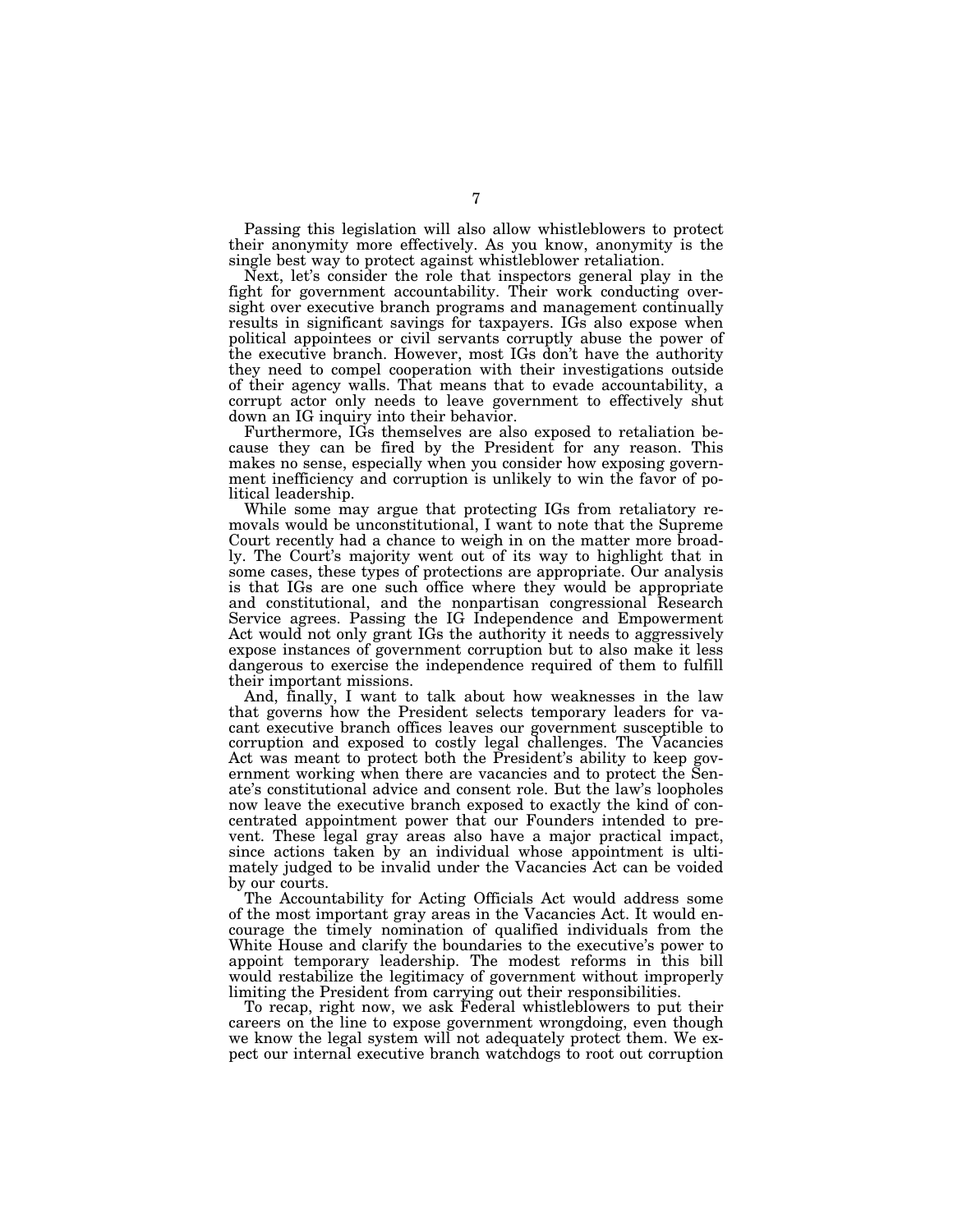Passing this legislation will also allow whistleblowers to protect their anonymity more effectively. As you know, anonymity is the single best way to protect against whistleblower retaliation.

Next, let's consider the role that inspectors general play in the fight for government accountability. Their work conducting oversight over executive branch programs and management continually results in significant savings for taxpayers. IGs also expose when political appointees or civil servants corruptly abuse the power of the executive branch. However, most IGs don't have the authority they need to compel cooperation with their investigations outside of their agency walls. That means that to evade accountability, a corrupt actor only needs to leave government to effectively shut down an IG inquiry into their behavior.

Furthermore, IGs themselves are also exposed to retaliation because they can be fired by the President for any reason. This makes no sense, especially when you consider how exposing government inefficiency and corruption is unlikely to win the favor of political leadership.

While some may argue that protecting IGs from retaliatory removals would be unconstitutional, I want to note that the Supreme Court recently had a chance to weigh in on the matter more broadly. The Court's majority went out of its way to highlight that in some cases, these types of protections are appropriate. Our analysis is that IGs are one such office where they would be appropriate and constitutional, and the nonpartisan congressional Research Service agrees. Passing the IG Independence and Empowerment Act would not only grant IGs the authority it needs to aggressively expose instances of government corruption but to also make it less dangerous to exercise the independence required of them to fulfill their important missions.

And, finally, I want to talk about how weaknesses in the law that governs how the President selects temporary leaders for vacant executive branch offices leaves our government susceptible to corruption and exposed to costly legal challenges. The Vacancies Act was meant to protect both the President's ability to keep government working when there are vacancies and to protect the Senate's constitutional advice and consent role. But the law's loopholes now leave the executive branch exposed to exactly the kind of concentrated appointment power that our Founders intended to prevent. These legal gray areas also have a major practical impact, since actions taken by an individual whose appointment is ultimately judged to be invalid under the Vacancies Act can be voided by our courts.

The Accountability for Acting Officials Act would address some of the most important gray areas in the Vacancies Act. It would encourage the timely nomination of qualified individuals from the White House and clarify the boundaries to the executive's power to appoint temporary leadership. The modest reforms in this bill would restabilize the legitimacy of government without improperly limiting the President from carrying out their responsibilities.

To recap, right now, we ask Federal whistleblowers to put their careers on the line to expose government wrongdoing, even though we know the legal system will not adequately protect them. We expect our internal executive branch watchdogs to root out corruption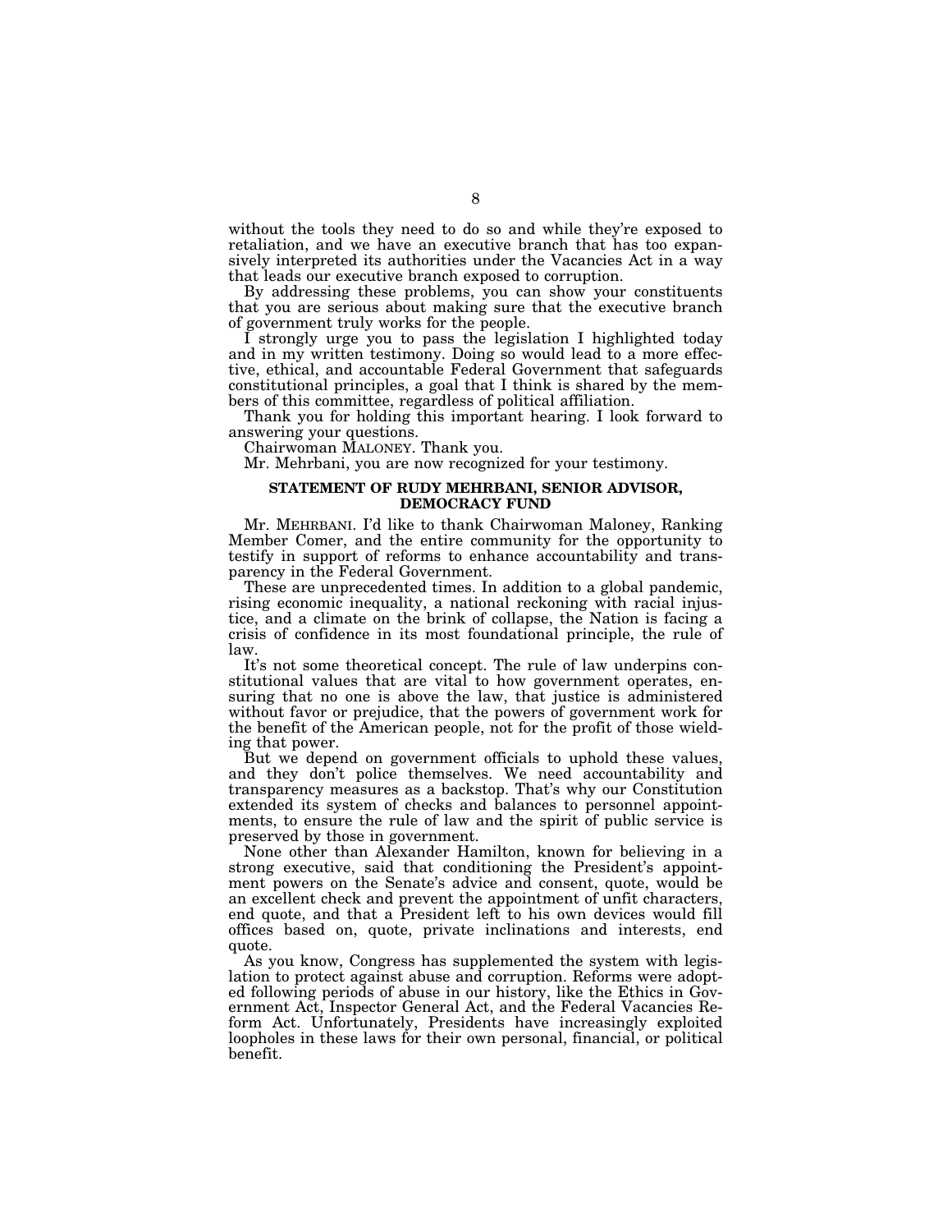without the tools they need to do so and while they're exposed to retaliation, and we have an executive branch that has too expansively interpreted its authorities under the Vacancies Act in a way that leads our executive branch exposed to corruption.

By addressing these problems, you can show your constituents that you are serious about making sure that the executive branch of government truly works for the people.

I strongly urge you to pass the legislation I highlighted today and in my written testimony. Doing so would lead to a more effective, ethical, and accountable Federal Government that safeguards constitutional principles, a goal that I think is shared by the members of this committee, regardless of political affiliation.

Thank you for holding this important hearing. I look forward to answering your questions.

Chairwoman MALONEY. Thank you.

Mr. Mehrbani, you are now recognized for your testimony.

## STATEMENT OF RUDY MEHRBANI, SENIOR ADVISOR, DEMOCRACY FUND

Mr. MEHRBANI. I'd like to thank Chairwoman Maloney, Ranking Member Comer, and the entire community for the opportunity to testify in support of reforms to enhance accountability and transparency in the Federal Government.

These are unprecedented times. In addition to a global pandemic, rising economic inequality, a national reckoning with racial injustice, and a climate on the brink of collapse, the Nation is facing a crisis of confidence in its most foundational principle, the rule of law.

It's not some theoretical concept. The rule of law underpins constitutional values that are vital to how government operates, ensuring that no one is above the law, that justice is administered without favor or prejudice, that the powers of government work for the benefit of the American people, not for the profit of those wielding that power.

But we depend on government officials to uphold these values, and they don't police themselves. We need accountability and transparency measures as a backstop. That's why our Constitution extended its system of checks and balances to personnel appointments, to ensure the rule of law and the spirit of public service is preserved by those in government.

None other than Alexander Hamilton, known for believing in a strong executive, said that conditioning the President's appointment powers on the Senate's advice and consent, quote, would be an excellent check and prevent the appointment of unfit characters, end quote, and that a President left to his own devices would fill offices based on, quote, private inclinations and interests, end quote.

As you know, Congress has supplemented the system with legislation to protect against abuse and corruption. Reforms were adopted following periods of abuse in our history, like the Ethics in Government Act, Inspector General Act, and the Federal Vacancies Reform Act. Unfortunately, Presidents have increasingly exploited loopholes in these laws for their own personal, financial, or political benefit.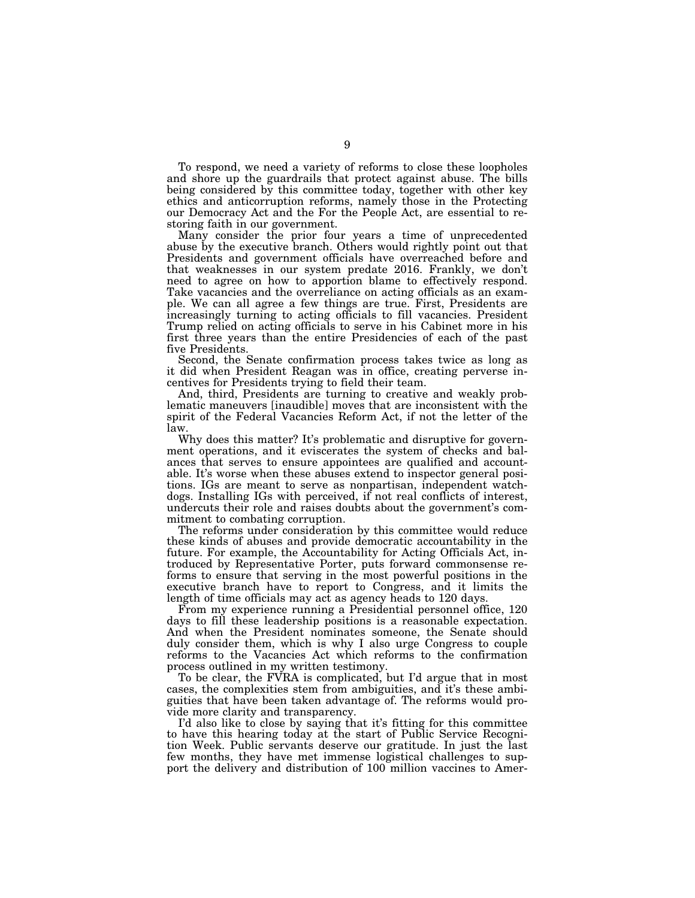To respond, we need a variety of reforms to close these loopholes and shore up the guardrails that protect against abuse. The bills being considered by this committee today, together with other key ethics and anticorruption reforms, namely those in the Protecting our Democracy Act and the For the People Act, are essential to restoring faith in our government.

Many consider the prior four years a time of unprecedented abuse by the executive branch. Others would rightly point out that Presidents and government officials have overreached before and that weaknesses in our system predate 2016. Frankly, we don't need to agree on how to apportion blame to effectively respond. Take vacancies and the overreliance on acting officials as an example. We can all agree a few things are true. First, Presidents are increasingly turning to acting officials to fill vacancies. President Trump relied on acting officials to serve in his Cabinet more in his first three years than the entire Presidencies of each of the past five Presidents.

Second, the Senate confirmation process takes twice as long as it did when President Reagan was in office, creating perverse incentives for Presidents trying to field their team.

And, third, Presidents are turning to creative and weakly problematic maneuvers [inaudible] moves that are inconsistent with the spirit of the Federal Vacancies Reform Act, if not the letter of the law.

Why does this matter? It's problematic and disruptive for government operations, and it eviscerates the system of checks and balances that serves to ensure appointees are qualified and accountable. It's worse when these abuses extend to inspector general positions. IGs are meant to serve as nonpartisan, independent watchdogs. Installing IGs with perceived, if not real conflicts of interest, undercuts their role and raises doubts about the government's commitment to combating corruption.

The reforms under consideration by this committee would reduce these kinds of abuses and provide democratic accountability in the future. For example, the Accountability for Acting Officials Act, introduced by Representative Porter, puts forward commonsense reforms to ensure that serving in the most powerful positions in the executive branch have to report to Congress, and it limits the length of time officials may act as agency heads to 120 days.

From my experience running a Presidential personnel office, 120 days to fill these leadership positions is a reasonable expectation. And when the President nominates someone, the Senate should duly consider them, which is why I also urge Congress to couple reforms to the Vacancies Act which reforms to the confirmation process outlined in my written testimony.

To be clear, the FVRA is complicated, but I'd argue that in most cases, the complexities stem from ambiguities, and it's these ambiguities that have been taken advantage of. The reforms would provide more clarity and transparency.

I'd also like to close by saying that it's fitting for this committee to have this hearing today at the start of Public Service Recognition Week. Public servants deserve our gratitude. In just the last few months, they have met immense logistical challenges to support the delivery and distribution of 100 million vaccines to Amer-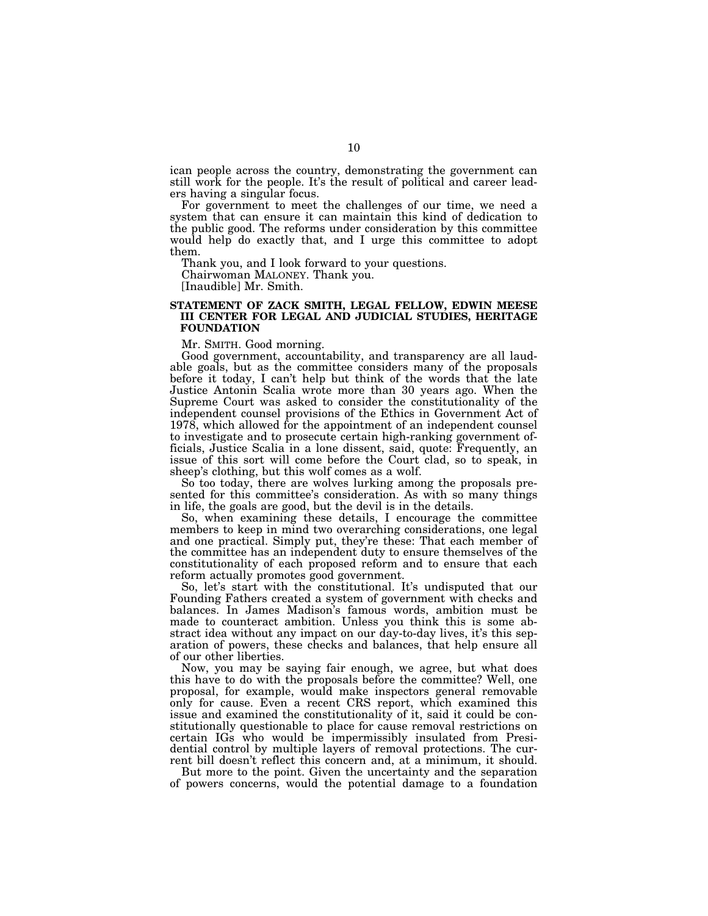ican people across the country, demonstrating the government can still work for the people. It's the result of political and career leaders having a singular focus.

For government to meet the challenges of our time, we need a system that can ensure it can maintain this kind of dedication to the public good. The reforms under consideration by this committee would help do exactly that, and I urge this committee to adopt them.

Thank you, and I look forward to your questions.

Chairwoman MALONEY. Thank you.

[Inaudible] Mr. Smith.

### STATEMENT OF ZACK SMITH, LEGAL FELLOW, EDWIN MEESE III CENTER FOR LEGAL AND JUDICIAL STUDIES, HERITAGE FOUNDATION

Mr. SMITH. Good morning.

Good government, accountability, and transparency are all laudable goals, but as the committee considers many of the proposals before it today, I can't help but think of the words that the late Justice Antonin Scalia wrote more than 30 years ago. When the Supreme Court was asked to consider the constitutionality of the independent counsel provisions of the Ethics in Government Act of 1978, which allowed for the appointment of an independent counsel to investigate and to prosecute certain high-ranking government officials, Justice Scalia in a lone dissent, said, quote: Frequently, an issue of this sort will come before the Court clad, so to speak, in sheep's clothing, but this wolf comes as a wolf.

So too today, there are wolves lurking among the proposals presented for this committee's consideration. As with so many things in life, the goals are good, but the devil is in the details.

So, when examining these details, I encourage the committee members to keep in mind two overarching considerations, one legal and one practical. Simply put, they're these: That each member of the committee has an independent duty to ensure themselves of the constitutionality of each proposed reform and to ensure that each reform actually promotes good government.

So, let's start with the constitutional. It's undisputed that our Founding Fathers created a system of government with checks and balances. In James Madison's famous words, ambition must be made to counteract ambition. Unless you think this is some abstract idea without any impact on our day-to-day lives, it's this separation of powers, these checks and balances, that help ensure all of our other liberties.

Now, you may be saying fair enough, we agree, but what does this have to do with the proposals before the committee? Well, one proposal, for example, would make inspectors general removable only for cause. Even a recent CRS report, which examined this issue and examined the constitutionality of it, said it could be constitutionally questionable to place for cause removal restrictions on certain IGs who would be impermissibly insulated from Presidential control by multiple layers of removal protections. The current bill doesn't reflect this concern and, at a minimum, it should.

But more to the point. Given the uncertainty and the separation of powers concerns, would the potential damage to a foundation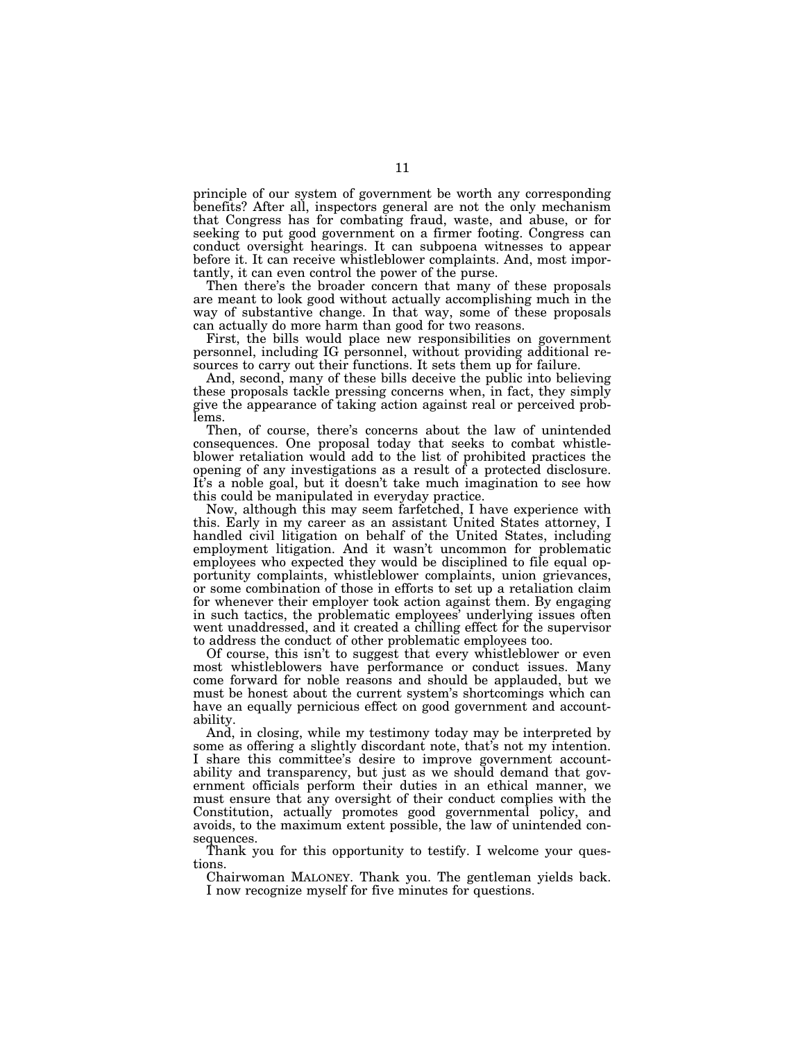principle of our system of government be worth any corresponding benefits? After all, inspectors general are not the only mechanism that Congress has for combating fraud, waste, and abuse, or for seeking to put good government on a firmer footing. Congress can conduct oversight hearings. It can subpoena witnesses to appear before it. It can receive whistleblower complaints. And, most importantly, it can even control the power of the purse.

Then there's the broader concern that many of these proposals are meant to look good without actually accomplishing much in the way of substantive change. In that way, some of these proposals can actually do more harm than good for two reasons.

First, the bills would place new responsibilities on government personnel, including IG personnel, without providing additional resources to carry out their functions. It sets them up for failure.

And, second, many of these bills deceive the public into believing these proposals tackle pressing concerns when, in fact, they simply give the appearance of taking action against real or perceived problems.

Then, of course, there's concerns about the law of unintended consequences. One proposal today that seeks to combat whistleblower retaliation would add to the list of prohibited practices the opening of any investigations as a result of a protected disclosure. It's a noble goal, but it doesn't take much imagination to see how this could be manipulated in everyday practice.

Now, although this may seem farfetched, I have experience with this. Early in my career as an assistant United States attorney, I handled civil litigation on behalf of the United States, including employment litigation. And it wasn't uncommon for problematic employees who expected they would be disciplined to file equal opportunity complaints, whistleblower complaints, union grievances, or some combination of those in efforts to set up a retaliation claim for whenever their employer took action against them. By engaging in such tactics, the problematic employees' underlying issues often went unaddressed, and it created a chilling effect for the supervisor to address the conduct of other problematic employees too.

Of course, this isn't to suggest that every whistleblower or even most whistleblowers have performance or conduct issues. Many come forward for noble reasons and should be applauded, but we must be honest about the current system's shortcomings which can have an equally pernicious effect on good government and accountability.

And, in closing, while my testimony today may be interpreted by some as offering a slightly discordant note, that's not my intention. I share this committee's desire to improve government accountability and transparency, but just as we should demand that government officials perform their duties in an ethical manner, we must ensure that any oversight of their conduct complies with the Constitution, actually promotes good governmental policy, and avoids, to the maximum extent possible, the law of unintended consequences.

Thank you for this opportunity to testify. I welcome your questions.

Chairwoman MALONEY. Thank you. The gentleman yields back.

I now recognize myself for five minutes for questions.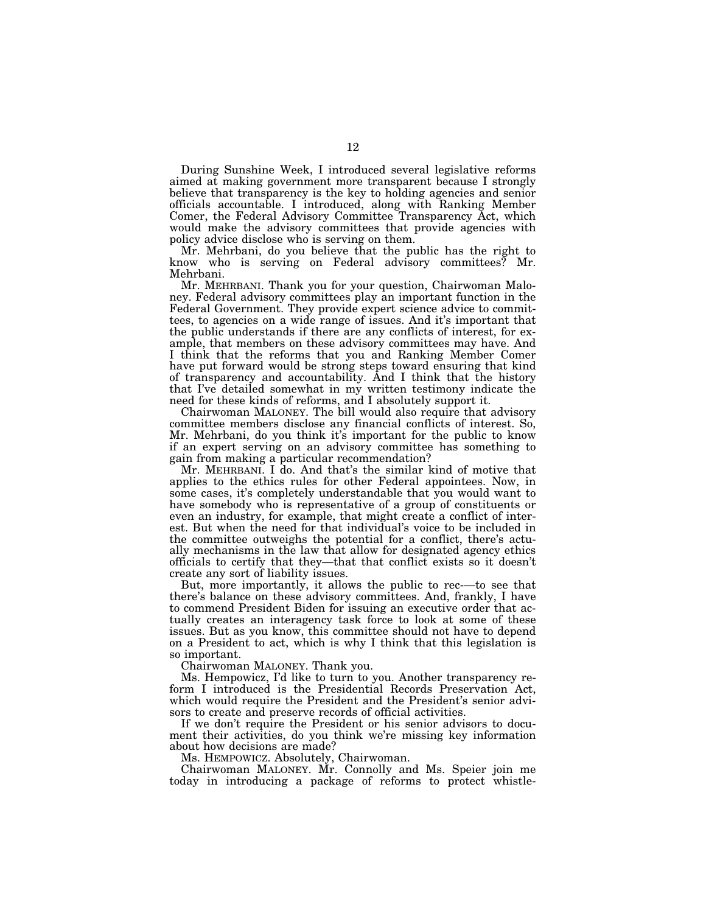During Sunshine Week, I introduced several legislative reforms aimed at making government more transparent because I strongly believe that transparency is the key to holding agencies and senior officials accountable. I introduced, along with Ranking Member Comer, the Federal Advisory Committee Transparency Act, which would make the advisory committees that provide agencies with policy advice disclose who is serving on them.

Mr. Mehrbani, do you believe that the public has the right to know who is serving on Federal advisory committees? Mr. Mehrbani.

Mr. MEHRBANI. Thank you for your question, Chairwoman Maloney. Federal advisory committees play an important function in the Federal Government. They provide expert science advice to committees, to agencies on a wide range of issues. And it's important that the public understands if there are any conflicts of interest, for example, that members on these advisory committees may have. And I think that the reforms that you and Ranking Member Comer have put forward would be strong steps toward ensuring that kind of transparency and accountability. And I think that the history that I've detailed somewhat in my written testimony indicate the need for these kinds of reforms, and I absolutely support it.

Chairwoman MALONEY. The bill would also require that advisory committee members disclose any financial conflicts of interest. So, Mr. Mehrbani, do you think it's important for the public to know if an expert serving on an advisory committee has something to gain from making a particular recommendation?

Mr. MEHRBANI. I do. And that's the similar kind of motive that applies to the ethics rules for other Federal appointees. Now, in some cases, it's completely understandable that you would want to have somebody who is representative of a group of constituents or even an industry, for example, that might create a conflict of interest. But when the need for that individual's voice to be included in the committee outweighs the potential for a conflict, there's actually mechanisms in the law that allow for designated agency ethics officials to certify that they—that that conflict exists so it doesn't create any sort of liability issues.

But, more importantly, it allows the public to rec-—to see that there's balance on these advisory committees. And, frankly, I have to commend President Biden for issuing an executive order that actually creates an interagency task force to look at some of these issues. But as you know, this committee should not have to depend on a President to act, which is why I think that this legislation is so important.

Chairwoman MALONEY. Thank you.

Ms. Hempowicz, I'd like to turn to you. Another transparency reform I introduced is the Presidential Records Preservation Act, which would require the President and the President's senior advisors to create and preserve records of official activities.

If we don't require the President or his senior advisors to document their activities, do you think we're missing key information about how decisions are made?

Ms. HEMPOWICZ. Absolutely, Chairwoman.

Chairwoman MALONEY. Mr. Connolly and Ms. Speier join me today in introducing a package of reforms to protect whistle-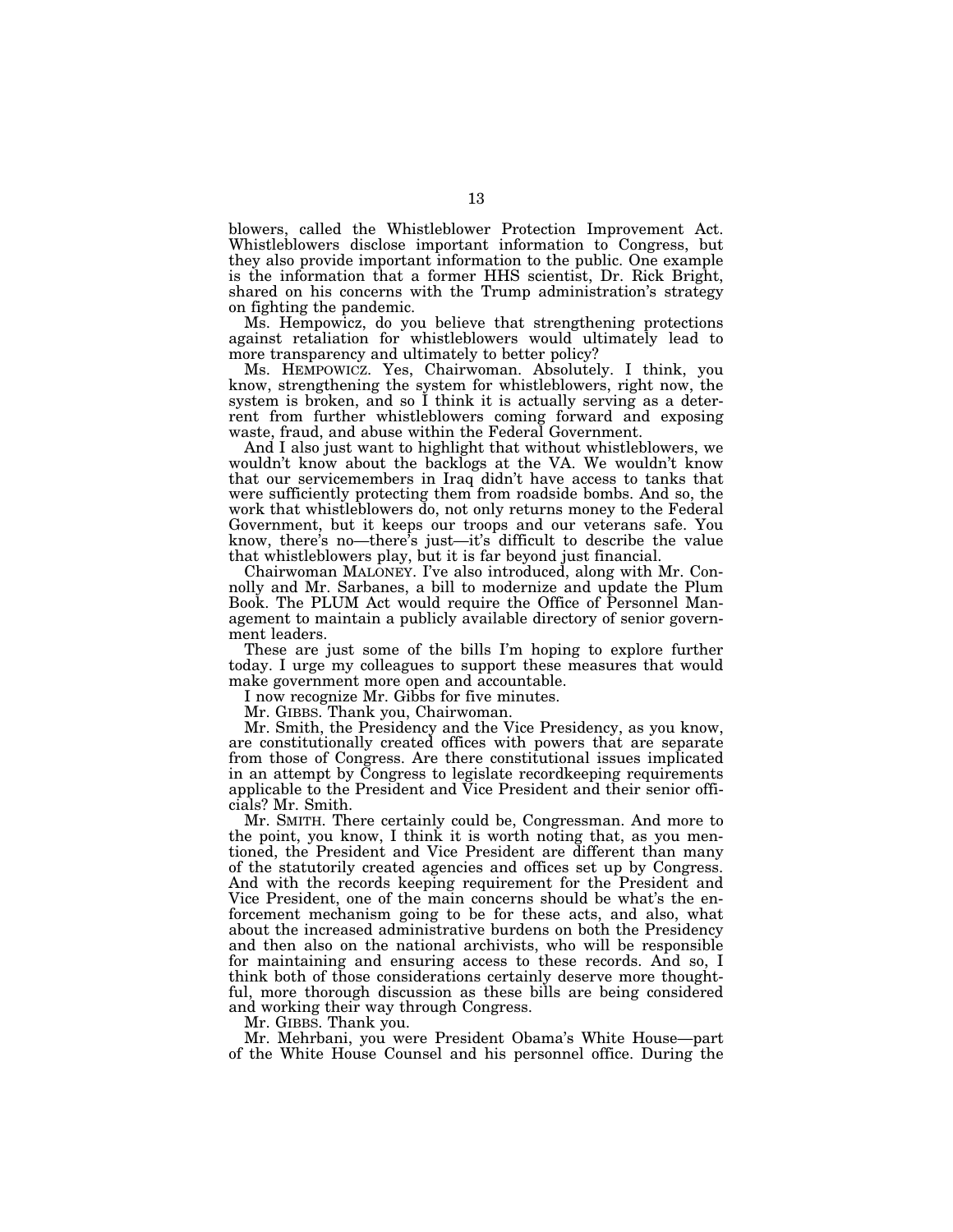blowers, called the Whistleblower Protection Improvement Act. Whistleblowers disclose important information to Congress, but they also provide important information to the public. One example is the information that a former HHS scientist, Dr. Rick Bright, shared on his concerns with the Trump administration's strategy on fighting the pandemic.

Ms. Hempowicz, do you believe that strengthening protections against retaliation for whistleblowers would ultimately lead to more transparency and ultimately to better policy?

Ms. HEMPOWICZ. Yes, Chairwoman. Absolutely. I think, you know, strengthening the system for whistleblowers, right now, the system is broken, and so I think it is actually serving as a deterrent from further whistleblowers coming forward and exposing waste, fraud, and abuse within the Federal Government.

And I also just want to highlight that without whistleblowers, we wouldn't know about the backlogs at the VA. We wouldn't know that our servicemembers in Iraq didn't have access to tanks that were sufficiently protecting them from roadside bombs. And so, the work that whistleblowers do, not only returns money to the Federal Government, but it keeps our troops and our veterans safe. You know, there's no—there's just—it's difficult to describe the value that whistleblowers play, but it is far beyond just financial.

Chairwoman MALONEY. I've also introduced, along with Mr. Connolly and Mr. Sarbanes, a bill to modernize and update the Plum Book. The PLUM Act would require the Office of Personnel Management to maintain a publicly available directory of senior government leaders.

These are just some of the bills I'm hoping to explore further today. I urge my colleagues to support these measures that would make government more open and accountable.

I now recognize Mr. Gibbs for five minutes.

Mr. GIBBS. Thank you, Chairwoman.

Mr. Smith, the Presidency and the Vice Presidency, as you know, are constitutionally created offices with powers that are separate from those of Congress. Are there constitutional issues implicated in an attempt by Congress to legislate recordkeeping requirements applicable to the President and Vice President and their senior officials? Mr. Smith.

Mr. SMITH. There certainly could be, Congressman. And more to the point, you know, I think it is worth noting that, as you mentioned, the President and Vice President are different than many of the statutorily created agencies and offices set up by Congress. And with the records keeping requirement for the President and Vice President, one of the main concerns should be what's the enforcement mechanism going to be for these acts, and also, what about the increased administrative burdens on both the Presidency and then also on the national archivists, who will be responsible for maintaining and ensuring access to these records. And so, I think both of those considerations certainly deserve more thoughtful, more thorough discussion as these bills are being considered and working their way through Congress.

Mr. GIBBS. Thank you.

Mr. Mehrbani, you were President Obama's White House—part of the White House Counsel and his personnel office. During the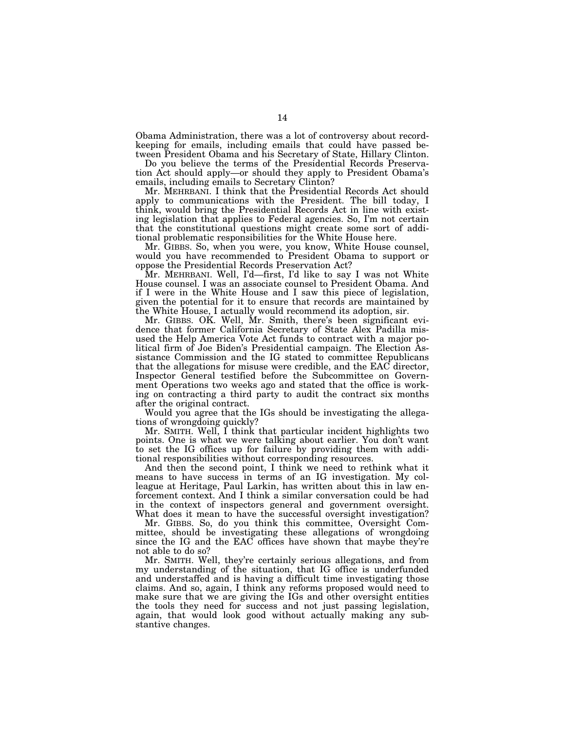Obama Administration, there was a lot of controversy about recordkeeping for emails, including emails that could have passed between President Obama and his Secretary of State, Hillary Clinton.

Do you believe the terms of the Presidential Records Preservation Act should apply—or should they apply to President Obama's emails, including emails to Secretary Clinton?

Mr. MEHRBANI. I think that the Presidential Records Act should apply to communications with the President. The bill today, I think, would bring the Presidential Records Act in line with existing legislation that applies to Federal agencies. So, I'm not certain that the constitutional questions might create some sort of additional problematic responsibilities for the White House here.

Mr. GIBBS. So, when you were, you know, White House counsel, would you have recommended to President Obama to support or oppose the Presidential Records Preservation Act?

Mr. MEHRBANI. Well, I'd—first, I'd like to say I was not White House counsel. I was an associate counsel to President Obama. And if I were in the White House and I saw this piece of legislation, given the potential for it to ensure that records are maintained by the White House, I actually would recommend its adoption, sir.

Mr. GIBBS. OK. Well, Mr. Smith, there's been significant evidence that former California Secretary of State Alex Padilla misused the Help America Vote Act funds to contract with a major political firm of Joe Biden's Presidential campaign. The Election Assistance Commission and the IG stated to committee Republicans that the allegations for misuse were credible, and the EAC director, Inspector General testified before the Subcommittee on Government Operations two weeks ago and stated that the office is working on contracting a third party to audit the contract six months after the original contract.

Would you agree that the IGs should be investigating the allegations of wrongdoing quickly?

Mr. SMITH. Well, I think that particular incident highlights two points. One is what we were talking about earlier. You don't want to set the IG offices up for failure by providing them with additional responsibilities without corresponding resources.

And then the second point, I think we need to rethink what it means to have success in terms of an IG investigation. My colleague at Heritage, Paul Larkin, has written about this in law enforcement context. And I think a similar conversation could be had in the context of inspectors general and government oversight. What does it mean to have the successful oversight investigation?

Mr. GIBBS. So, do you think this committee, Oversight Committee, should be investigating these allegations of wrongdoing since the IG and the EAC offices have shown that maybe they're not able to do so?

Mr. SMITH. Well, they're certainly serious allegations, and from my understanding of the situation, that IG office is underfunded and understaffed and is having a difficult time investigating those claims. And so, again, I think any reforms proposed would need to make sure that we are giving the IGs and other oversight entities the tools they need for success and not just passing legislation, again, that would look good without actually making any substantive changes.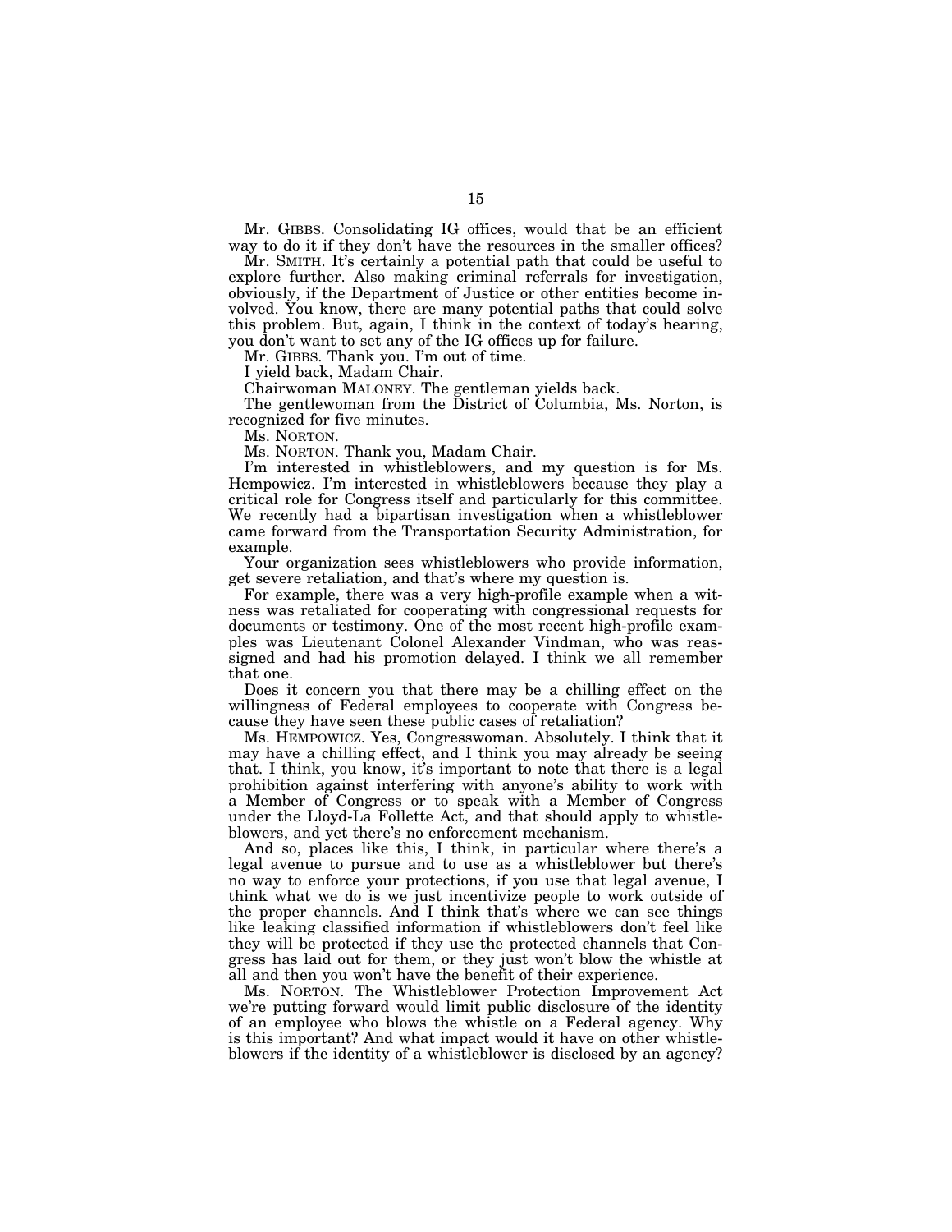Mr. GIBBS. Consolidating IG offices, would that be an efficient way to do it if they don't have the resources in the smaller offices?

Mr. SMITH. It's certainly a potential path that could be useful to explore further. Also making criminal referrals for investigation, obviously, if the Department of Justice or other entities become involved. You know, there are many potential paths that could solve this problem. But, again, I think in the context of today's hearing, you don't want to set any of the IG offices up for failure.

Mr. GIBBS. Thank you. I'm out of time.

I yield back, Madam Chair.

Chairwoman MALONEY. The gentleman yields back.

The gentlewoman from the District of Columbia, Ms. Norton, is recognized for five minutes.

Ms. NORTON.

Ms. NORTON. Thank you, Madam Chair.

I'm interested in whistleblowers, and my question is for Ms. Hempowicz. I'm interested in whistleblowers because they play a critical role for Congress itself and particularly for this committee. We recently had a bipartisan investigation when a whistleblower came forward from the Transportation Security Administration, for example.

Your organization sees whistleblowers who provide information, get severe retaliation, and that's where my question is.

For example, there was a very high-profile example when a witness was retaliated for cooperating with congressional requests for documents or testimony. One of the most recent high-profile examples was Lieutenant Colonel Alexander Vindman, who was reassigned and had his promotion delayed. I think we all remember that one.

Does it concern you that there may be a chilling effect on the willingness of Federal employees to cooperate with Congress because they have seen these public cases of retaliation?

Ms. HEMPOWICZ. Yes, Congresswoman. Absolutely. I think that it may have a chilling effect, and I think you may already be seeing that. I think, you know, it's important to note that there is a legal prohibition against interfering with anyone's ability to work with a Member of Congress or to speak with a Member of Congress under the Lloyd-La Follette Act, and that should apply to whistleblowers, and yet there's no enforcement mechanism.

And so, places like this, I think, in particular where there's a legal avenue to pursue and to use as a whistleblower but there's no way to enforce your protections, if you use that legal avenue, I think what we do is we just incentivize people to work outside of the proper channels. And I think that's where we can see things like leaking classified information if whistleblowers don't feel like they will be protected if they use the protected channels that Congress has laid out for them, or they just won't blow the whistle at all and then you won't have the benefit of their experience.

Ms. NORTON. The Whistleblower Protection Improvement Act we're putting forward would limit public disclosure of the identity of an employee who blows the whistle on a Federal agency. Why is this important? And what impact would it have on other whistleblowers if the identity of a whistleblower is disclosed by an agency?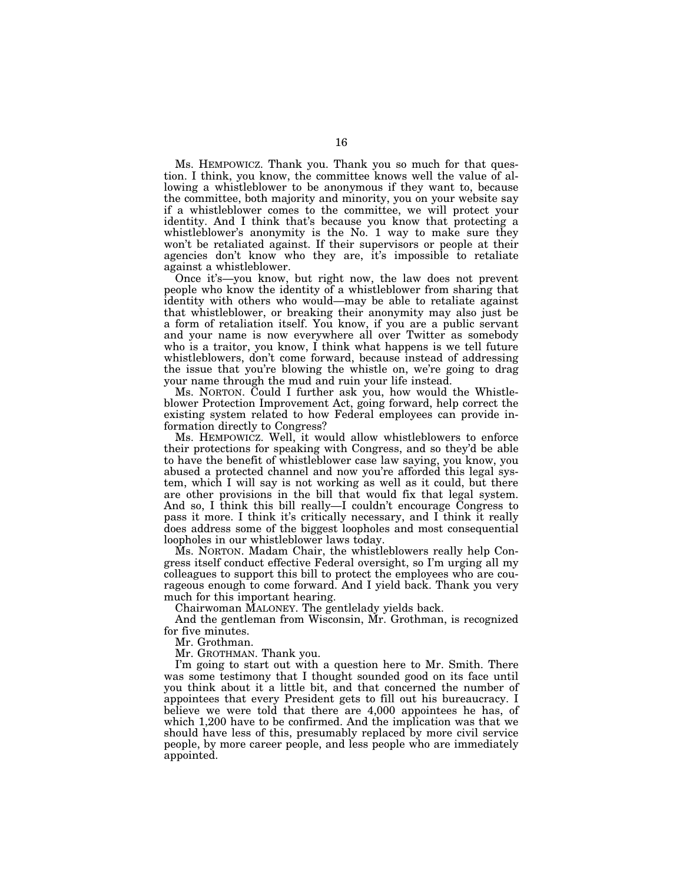Ms. HEMPOWICZ. Thank you. Thank you so much for that question. I think, you know, the committee knows well the value of allowing a whistleblower to be anonymous if they want to, because the committee, both majority and minority, you on your website say if a whistleblower comes to the committee, we will protect your identity. And I think that's because you know that protecting a whistleblower's anonymity is the No. 1 way to make sure they won't be retaliated against. If their supervisors or people at their agencies don't know who they are, it's impossible to retaliate against a whistleblower.

Once it's—you know, but right now, the law does not prevent people who know the identity of a whistleblower from sharing that identity with others who would—may be able to retaliate against that whistleblower, or breaking their anonymity may also just be a form of retaliation itself. You know, if you are a public servant and your name is now everywhere all over Twitter as somebody who is a traitor, you know, I think what happens is we tell future whistleblowers, don't come forward, because instead of addressing the issue that you're blowing the whistle on, we're going to drag your name through the mud and ruin your life instead.

Ms. NORTON. Could I further ask you, how would the Whistleblower Protection Improvement Act, going forward, help correct the existing system related to how Federal employees can provide information directly to Congress?

Ms. HEMPOWICZ. Well, it would allow whistleblowers to enforce their protections for speaking with Congress, and so they'd be able to have the benefit of whistleblower case law saying, you know, you abused a protected channel and now you're afforded this legal system, which I will say is not working as well as it could, but there are other provisions in the bill that would fix that legal system. And so, I think this bill really—I couldn't encourage Congress to pass it more. I think it's critically necessary, and I think it really does address some of the biggest loopholes and most consequential loopholes in our whistleblower laws today.

Ms. NORTON. Madam Chair, the whistleblowers really help Congress itself conduct effective Federal oversight, so I'm urging all my colleagues to support this bill to protect the employees who are courageous enough to come forward. And I yield back. Thank you very much for this important hearing.

Chairwoman MALONEY. The gentlelady yields back.

And the gentleman from Wisconsin, Mr. Grothman, is recognized for five minutes.

Mr. Grothman.

Mr. GROTHMAN. Thank you.

I'm going to start out with a question here to Mr. Smith. There was some testimony that I thought sounded good on its face until you think about it a little bit, and that concerned the number of appointees that every President gets to fill out his bureaucracy. I believe we were told that there are 4,000 appointees he has, of which 1,200 have to be confirmed. And the implication was that we should have less of this, presumably replaced by more civil service people, by more career people, and less people who are immediately appointed.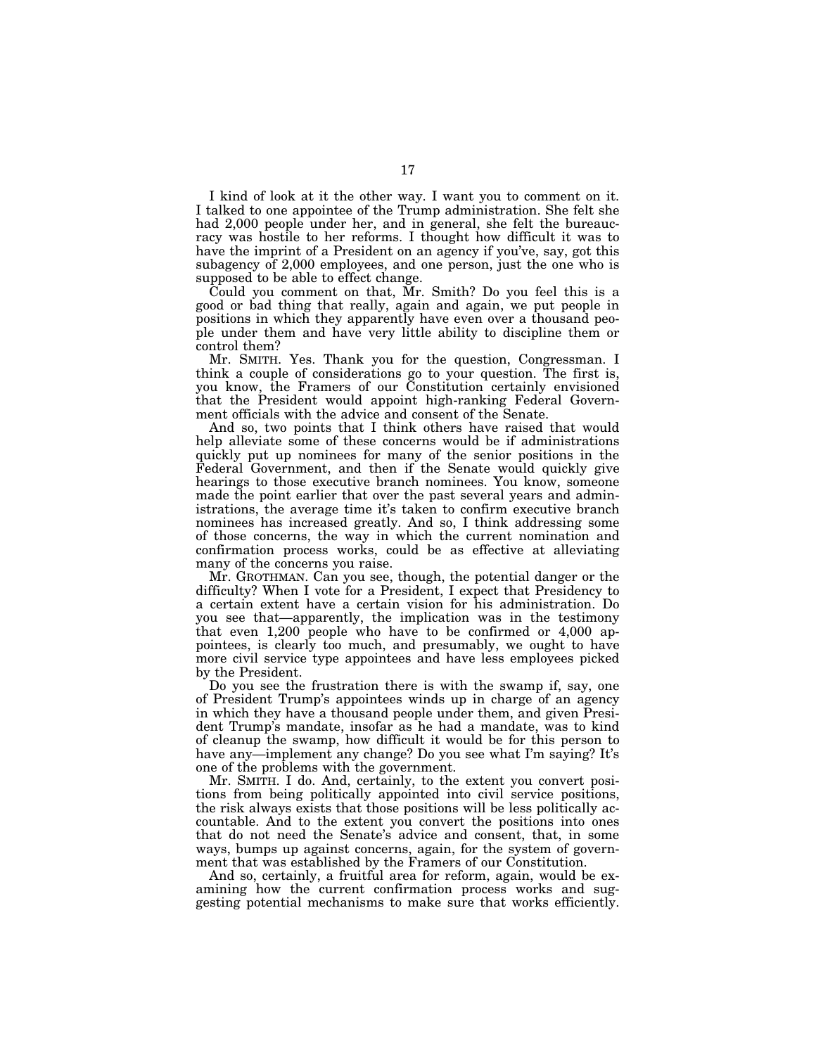I kind of look at it the other way. I want you to comment on it. I talked to one appointee of the Trump administration. She felt she had 2,000 people under her, and in general, she felt the bureaucracy was hostile to her reforms. I thought how difficult it was to have the imprint of a President on an agency if you've, say, got this subagency of 2,000 employees, and one person, just the one who is supposed to be able to effect change.

Could you comment on that, Mr. Smith? Do you feel this is a good or bad thing that really, again and again, we put people in positions in which they apparently have even over a thousand people under them and have very little ability to discipline them or control them?

Mr. SMITH. Yes. Thank you for the question, Congressman. I think a couple of considerations go to your question. The first is, you know, the Framers of our Constitution certainly envisioned that the President would appoint high-ranking Federal Government officials with the advice and consent of the Senate.

And so, two points that I think others have raised that would help alleviate some of these concerns would be if administrations quickly put up nominees for many of the senior positions in the Federal Government, and then if the Senate would quickly give hearings to those executive branch nominees. You know, someone made the point earlier that over the past several years and administrations, the average time it's taken to confirm executive branch nominees has increased greatly. And so, I think addressing some of those concerns, the way in which the current nomination and confirmation process works, could be as effective at alleviating many of the concerns you raise.

Mr. GROTHMAN. Can you see, though, the potential danger or the difficulty? When I vote for a President, I expect that Presidency to a certain extent have a certain vision for his administration. Do you see that—apparently, the implication was in the testimony that even 1,200 people who have to be confirmed or 4,000 appointees, is clearly too much, and presumably, we ought to have more civil service type appointees and have less employees picked by the President.

Do you see the frustration there is with the swamp if, say, one of President Trump's appointees winds up in charge of an agency in which they have a thousand people under them, and given President Trump's mandate, insofar as he had a mandate, was to kind of cleanup the swamp, how difficult it would be for this person to have any—implement any change? Do you see what I'm saying? It's one of the problems with the government.

Mr. SMITH. I do. And, certainly, to the extent you convert positions from being politically appointed into civil service positions, the risk always exists that those positions will be less politically accountable. And to the extent you convert the positions into ones that do not need the Senate's advice and consent, that, in some ways, bumps up against concerns, again, for the system of government that was established by the Framers of our Constitution.

And so, certainly, a fruitful area for reform, again, would be examining how the current confirmation process works and suggesting potential mechanisms to make sure that works efficiently.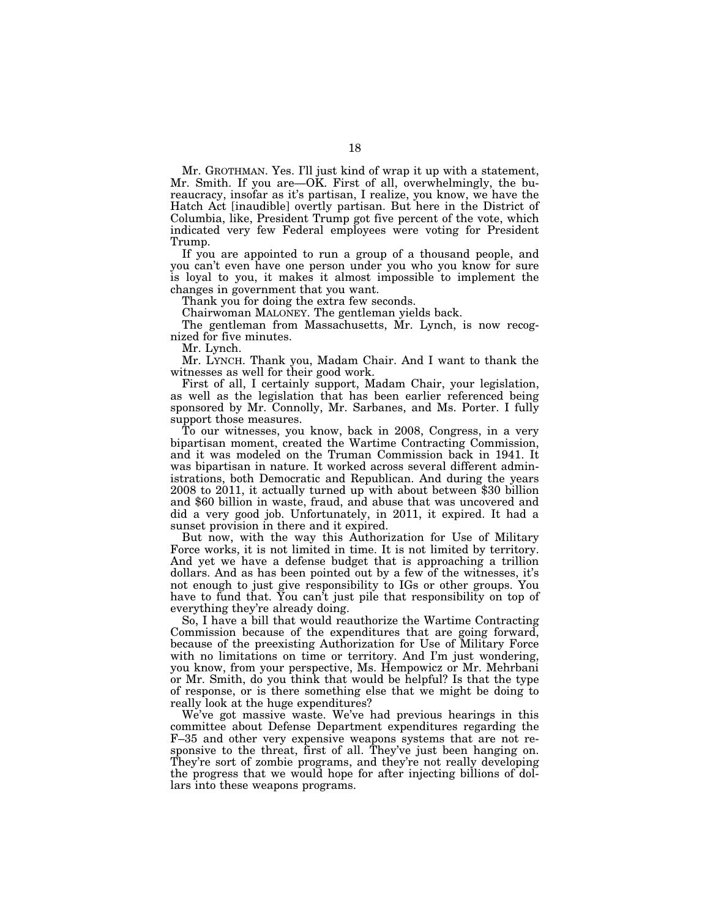Mr. GROTHMAN. Yes. I'll just kind of wrap it up with a statement, Mr. Smith. If you are—OK. First of all, overwhelmingly, the bureaucracy, insofar as it's partisan, I realize, you know, we have the Hatch Act [inaudible] overtly partisan. But here in the District of Columbia, like, President Trump got five percent of the vote, which indicated very few Federal employees were voting for President Trump.

If you are appointed to run a group of a thousand people, and you can't even have one person under you who you know for sure is loyal to you, it makes it almost impossible to implement the changes in government that you want.

Thank you for doing the extra few seconds.

Chairwoman MALONEY. The gentleman yields back.

The gentleman from Massachusetts, Mr. Lynch, is now recognized for five minutes.

Mr. Lynch.

Mr. LYNCH. Thank you, Madam Chair. And I want to thank the witnesses as well for their good work.

First of all, I certainly support, Madam Chair, your legislation, as well as the legislation that has been earlier referenced being sponsored by Mr. Connolly, Mr. Sarbanes, and Ms. Porter. I fully support those measures.

To our witnesses, you know, back in 2008, Congress, in a very bipartisan moment, created the Wartime Contracting Commission, and it was modeled on the Truman Commission back in 1941. It was bipartisan in nature. It worked across several different administrations, both Democratic and Republican. And during the years 2008 to 2011, it actually turned up with about between $30 billion and $60 billion in waste, fraud, and abuse that was uncovered and did a very good job. Unfortunately, in 2011, it expired. It had a sunset provision in there and it expired.

But now, with the way this Authorization for Use of Military Force works, it is not limited in time. It is not limited by territory. And yet we have a defense budget that is approaching a trillion dollars. And as has been pointed out by a few of the witnesses, it's not enough to just give responsibility to IGs or other groups. You have to fund that. You can't just pile that responsibility on top of everything they're already doing.

So, I have a bill that would reauthorize the Wartime Contracting Commission because of the expenditures that are going forward, because of the preexisting Authorization for Use of Military Force with no limitations on time or territory. And I'm just wondering, you know, from your perspective, Ms. Hempowicz or Mr. Mehrbani or Mr. Smith, do you think that would be helpful? Is that the type of response, or is there something else that we might be doing to really look at the huge expenditures?

We've got massive waste. We've had previous hearings in this committee about Defense Department expenditures regarding the F–35 and other very expensive weapons systems that are not responsive to the threat, first of all. They've just been hanging on. They're sort of zombie programs, and they're not really developing the progress that we would hope for after injecting billions of dollars into these weapons programs.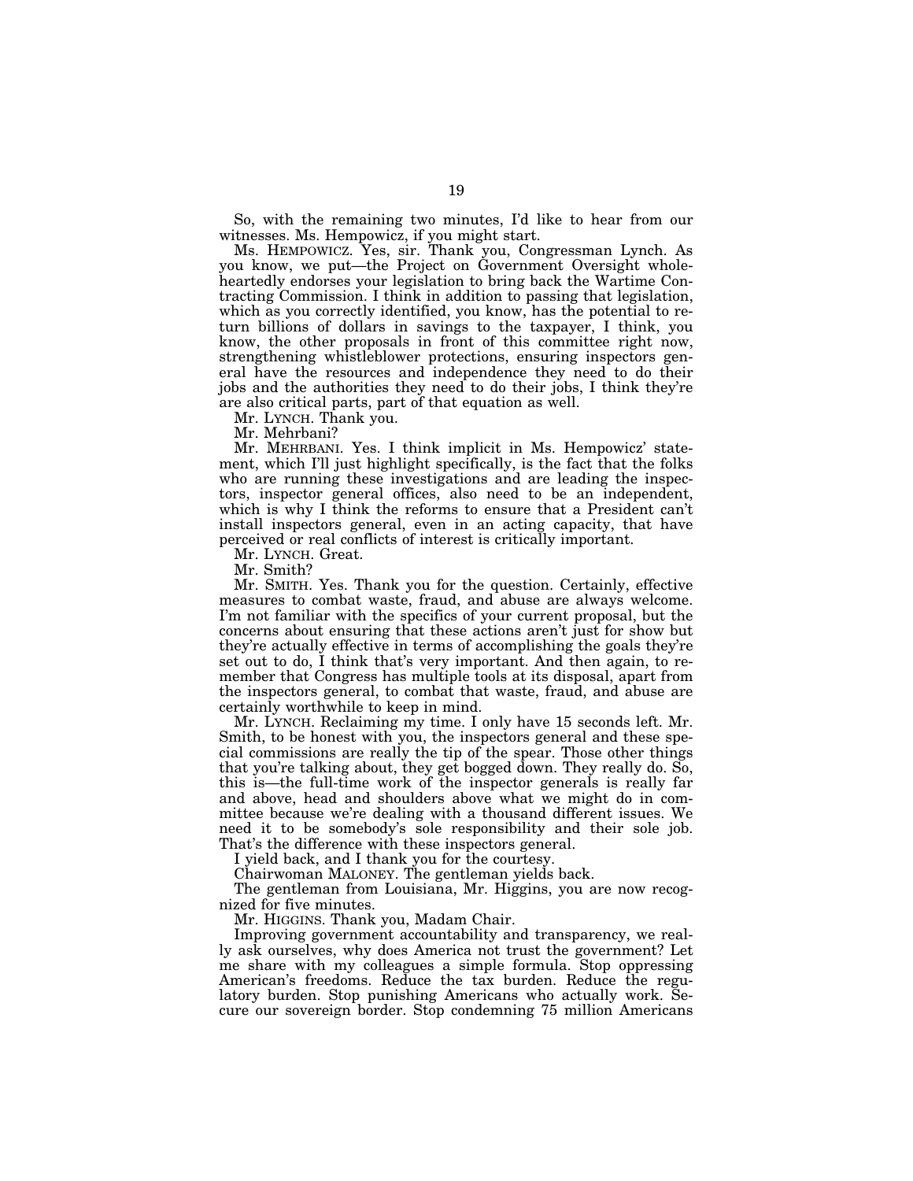So, with the remaining two minutes, I'd like to hear from our witnesses. Ms. Hempowicz, if you might start.

Ms. HEMPOWICZ. Yes, sir. Thank you, Congressman Lynch. As you know, we put—the Project on Government Oversight wholeheartedly endorses your legislation to bring back the Wartime Contracting Commission. I think in addition to passing that legislation, which as you correctly identified, you know, has the potential to return billions of dollars in savings to the taxpayer, I think, you know, the other proposals in front of this committee right now, strengthening whistleblower protections, ensuring inspectors general have the resources and independence they need to do their jobs and the authorities they need to do their jobs, I think they're are also critical parts, part of that equation as well.

Mr. LYNCH. Thank you.

Mr. Mehrbani?

Mr. MEHRBANI. Yes. I think implicit in Ms. Hempowicz' statement, which I'll just highlight specifically, is the fact that the folks who are running these investigations and are leading the inspectors, inspector general offices, also need to be an independent, which is why I think the reforms to ensure that a President can't install inspectors general, even in an acting capacity, that have perceived or real conflicts of interest is critically important.

Mr. LYNCH. Great.

Mr. Smith?

Mr. SMITH. Yes. Thank you for the question. Certainly, effective measures to combat waste, fraud, and abuse are always welcome. I'm not familiar with the specifics of your current proposal, but the concerns about ensuring that these actions aren't just for show but they're actually effective in terms of accomplishing the goals they're set out to do, I think that's very important. And then again, to remember that Congress has multiple tools at its disposal, apart from the inspectors general, to combat that waste, fraud, and abuse are certainly worthwhile to keep in mind.

Mr. LYNCH. Reclaiming my time. I only have 15 seconds left. Mr. Smith, to be honest with you, the inspectors general and these special commissions are really the tip of the spear. Those other things that you're talking about, they get bogged down. They really do. So, this is—the full-time work of the inspector generals is really far and above, head and shoulders above what we might do in committee because we're dealing with a thousand different issues. We need it to be somebody's sole responsibility and their sole job. That's the difference with these inspectors general.

I yield back, and I thank you for the courtesy.

Chairwoman MALONEY. The gentleman yields back.

The gentleman from Louisiana, Mr. Higgins, you are now recognized for five minutes.

Mr. HIGGINS. Thank you, Madam Chair.

Improving government accountability and transparency, we really ask ourselves, why does America not trust the government? Let me share with my colleagues a simple formula. Stop oppressing American's freedoms. Reduce the tax burden. Reduce the regulatory burden. Stop punishing Americans who actually work. Secure our sovereign border. Stop condemning 75 million Americans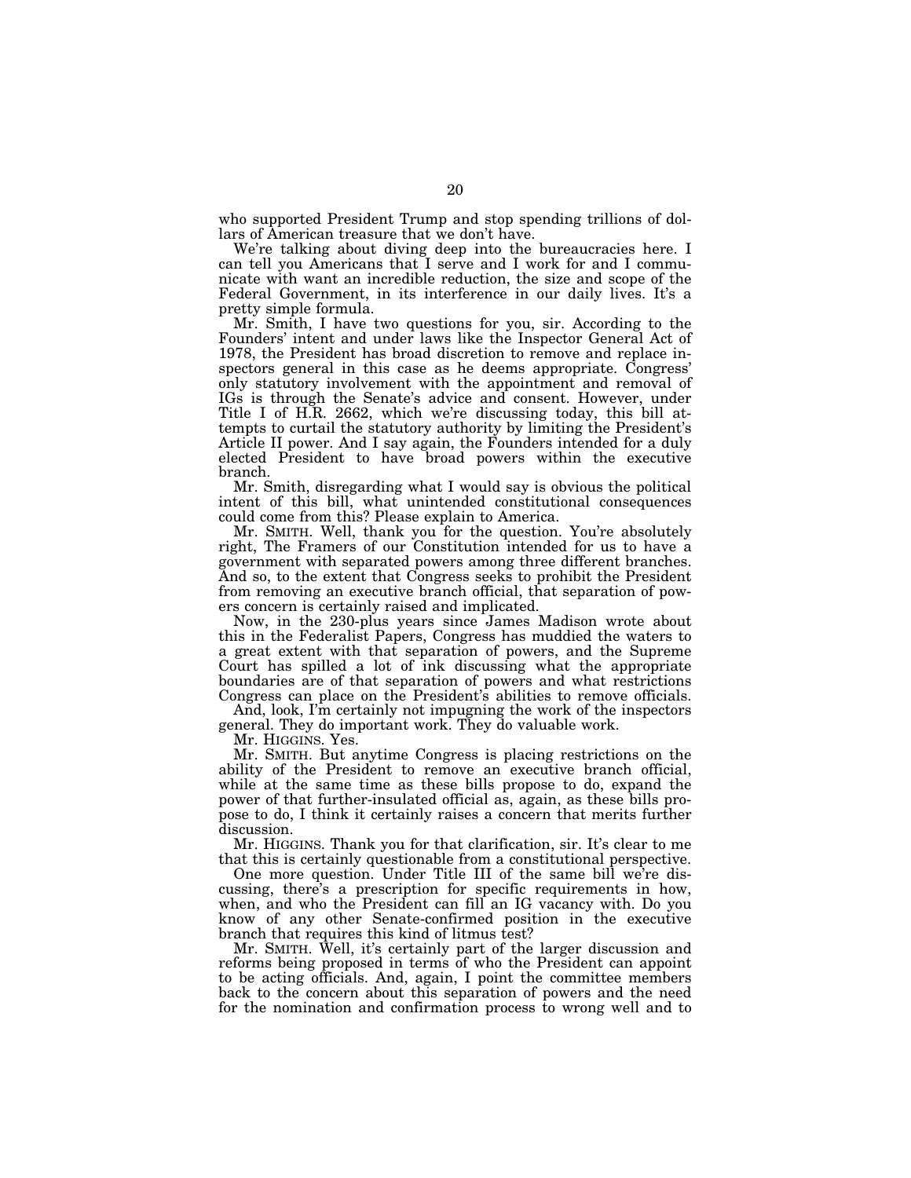who supported President Trump and stop spending trillions of dollars of American treasure that we don't have.

We're talking about diving deep into the bureaucracies here. I can tell you Americans that I serve and I work for and I communicate with want an incredible reduction, the size and scope of the Federal Government, in its interference in our daily lives. It's a pretty simple formula.

Mr. Smith, I have two questions for you, sir. According to the Founders' intent and under laws like the Inspector General Act of 1978, the President has broad discretion to remove and replace inspectors general in this case as he deems appropriate. Congress' only statutory involvement with the appointment and removal of IGs is through the Senate's advice and consent. However, under Title I of H.R. 2662, which we're discussing today, this bill attempts to curtail the statutory authority by limiting the President's Article II power. And I say again, the Founders intended for a duly elected President to have broad powers within the executive branch.

Mr. Smith, disregarding what I would say is obvious the political intent of this bill, what unintended constitutional consequences could come from this? Please explain to America.

Mr. SMITH. Well, thank you for the question. You're absolutely right, The Framers of our Constitution intended for us to have a government with separated powers among three different branches. And so, to the extent that Congress seeks to prohibit the President from removing an executive branch official, that separation of powers concern is certainly raised and implicated.

Now, in the 230-plus years since James Madison wrote about this in the Federalist Papers, Congress has muddied the waters to a great extent with that separation of powers, and the Supreme Court has spilled a lot of ink discussing what the appropriate boundaries are of that separation of powers and what restrictions Congress can place on the President's abilities to remove officials.

And, look, I'm certainly not impugning the work of the inspectors general. They do important work. They do valuable work.

Mr. HIGGINS. Yes.

Mr. SMITH. But anytime Congress is placing restrictions on the ability of the President to remove an executive branch official, while at the same time as these bills propose to do, expand the power of that further-insulated official as, again, as these bills propose to do, I think it certainly raises a concern that merits further discussion.

Mr. HIGGINS. Thank you for that clarification, sir. It's clear to me that this is certainly questionable from a constitutional perspective.

One more question. Under Title III of the same bill we're discussing, there's a prescription for specific requirements in how, when, and who the President can fill an IG vacancy with. Do you know of any other Senate-confirmed position in the executive branch that requires this kind of litmus test?

Mr. SMITH. Well, it's certainly part of the larger discussion and reforms being proposed in terms of who the President can appoint to be acting officials. And, again, I point the committee members back to the concern about this separation of powers and the need for the nomination and confirmation process to wrong well and to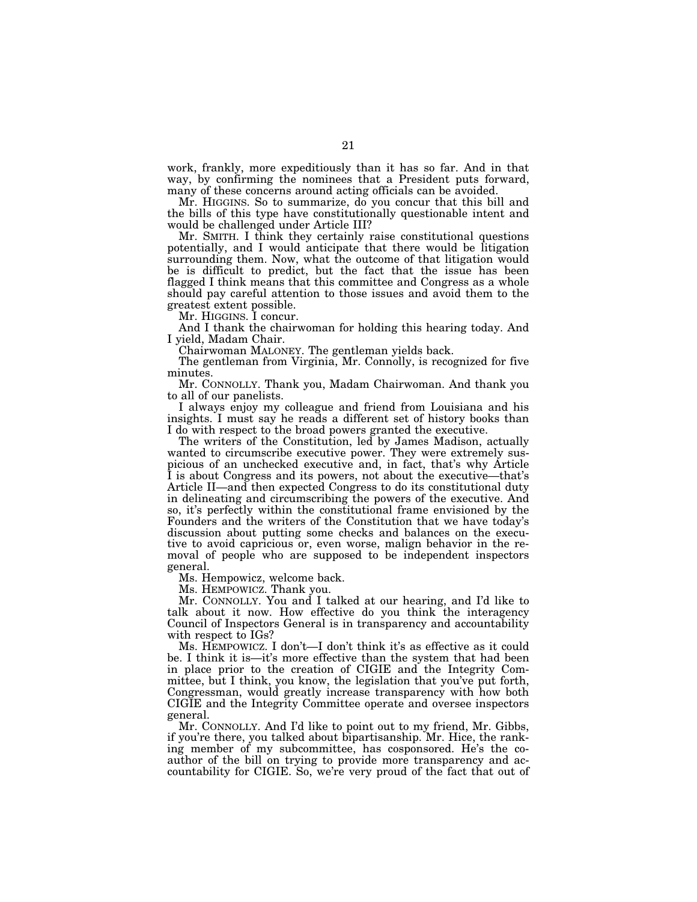work, frankly, more expeditiously than it has so far. And in that way, by confirming the nominees that a President puts forward, many of these concerns around acting officials can be avoided.

Mr. HIGGINS. So to summarize, do you concur that this bill and the bills of this type have constitutionally questionable intent and would be challenged under Article III?

Mr. SMITH. I think they certainly raise constitutional questions potentially, and I would anticipate that there would be litigation surrounding them. Now, what the outcome of that litigation would be is difficult to predict, but the fact that the issue has been flagged I think means that this committee and Congress as a whole should pay careful attention to those issues and avoid them to the greatest extent possible.

Mr. HIGGINS. I concur.

And I thank the chairwoman for holding this hearing today. And I yield, Madam Chair.

Chairwoman MALONEY. The gentleman yields back.

The gentleman from Virginia, Mr. Connolly, is recognized for five minutes.

Mr. CONNOLLY. Thank you, Madam Chairwoman. And thank you to all of our panelists.

I always enjoy my colleague and friend from Louisiana and his insights. I must say he reads a different set of history books than I do with respect to the broad powers granted the executive.

The writers of the Constitution, led by James Madison, actually wanted to circumscribe executive power. They were extremely suspicious of an unchecked executive and, in fact, that's why Article I is about Congress and its powers, not about the executive—that's Article II—and then expected Congress to do its constitutional duty in delineating and circumscribing the powers of the executive. And so, it's perfectly within the constitutional frame envisioned by the Founders and the writers of the Constitution that we have today's discussion about putting some checks and balances on the executive to avoid capricious or, even worse, malign behavior in the removal of people who are supposed to be independent inspectors general.

Ms. Hempowicz, welcome back.

Ms. HEMPOWICZ. Thank you.

Mr. CONNOLLY. You and I talked at our hearing, and I'd like to talk about it now. How effective do you think the interagency Council of Inspectors General is in transparency and accountability with respect to IGs?

Ms. HEMPOWICZ. I don't—I don't think it's as effective as it could be. I think it is—it's more effective than the system that had been in place prior to the creation of CIGIE and the Integrity Committee, but I think, you know, the legislation that you've put forth, Congressman, would greatly increase transparency with how both CIGIE and the Integrity Committee operate and oversee inspectors general.

Mr. CONNOLLY. And I'd like to point out to my friend, Mr. Gibbs, if you're there, you talked about bipartisanship. Mr. Hice, the ranking member of my subcommittee, has cosponsored. He's the co-author of the bill on trying to provide more transparency and accountability for CIGIE. So, we're very proud of the fact that out of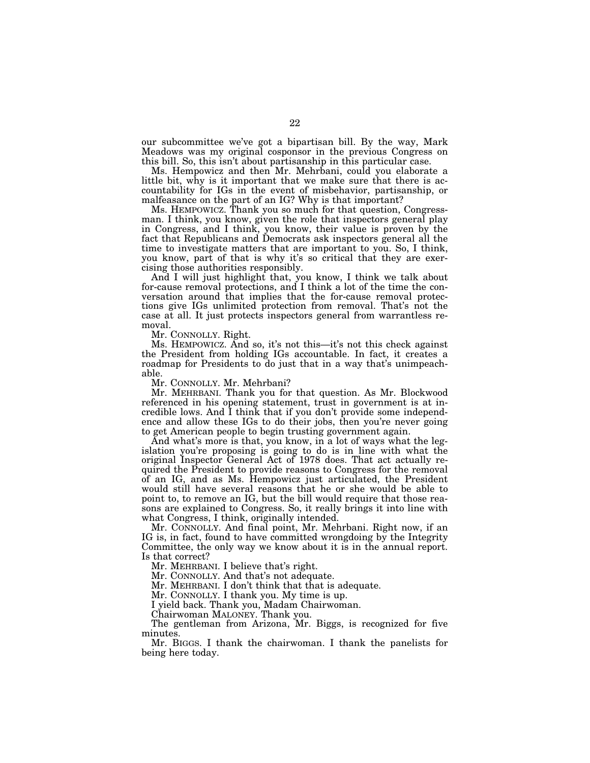our subcommittee we've got a bipartisan bill. By the way, Mark Meadows was my original cosponsor in the previous Congress on this bill. So, this isn't about partisanship in this particular case.

Ms. Hempowicz and then Mr. Mehrbani, could you elaborate a little bit, why is it important that we make sure that there is accountability for IGs in the event of misbehavior, partisanship, or malfeasance on the part of an IG? Why is that important?

Ms. HEMPOWICZ. Thank you so much for that question, Congressman. I think, you know, given the role that inspectors general play in Congress, and I think, you know, their value is proven by the fact that Republicans and Democrats ask inspectors general all the time to investigate matters that are important to you. So, I think, you know, part of that is why it's so critical that they are exercising those authorities responsibly.

And I will just highlight that, you know, I think we talk about for-cause removal protections, and I think a lot of the time the conversation around that implies that the for-cause removal protections give IGs unlimited protection from removal. That's not the case at all. It just protects inspectors general from warrantless removal.

Mr. CONNOLLY. Right.

Ms. HEMPOWICZ. And so, it's not this—it's not this check against the President from holding IGs accountable. In fact, it creates a roadmap for Presidents to do just that in a way that's unimpeachable.

Mr. CONNOLLY. Mr. Mehrbani?

Mr. MEHRBANI. Thank you for that question. As Mr. Blockwood referenced in his opening statement, trust in government is at incredible lows. And I think that if you don't provide some independence and allow these IGs to do their jobs, then you're never going to get American people to begin trusting government again.

And what's more is that, you know, in a lot of ways what the legislation you're proposing is going to do is in line with what the original Inspector General Act of 1978 does. That act actually required the President to provide reasons to Congress for the removal of an IG, and as Ms. Hempowicz just articulated, the President would still have several reasons that he or she would be able to point to, to remove an IG, but the bill would require that those reasons are explained to Congress. So, it really brings it into line with what Congress, I think, originally intended.

Mr. CONNOLLY. And final point, Mr. Mehrbani. Right now, if an IG is, in fact, found to have committed wrongdoing by the Integrity Committee, the only way we know about it is in the annual report. Is that correct?

Mr. MEHRBANI. I believe that's right.

Mr. CONNOLLY. And that's not adequate.

Mr. MEHRBANI. I don't think that that is adequate.

Mr. CONNOLLY. I thank you. My time is up.

I yield back. Thank you, Madam Chairwoman.

Chairwoman MALONEY. Thank you.

The gentleman from Arizona, Mr. Biggs, is recognized for five minutes.

Mr. BIGGS. I thank the chairwoman. I thank the panelists for being here today.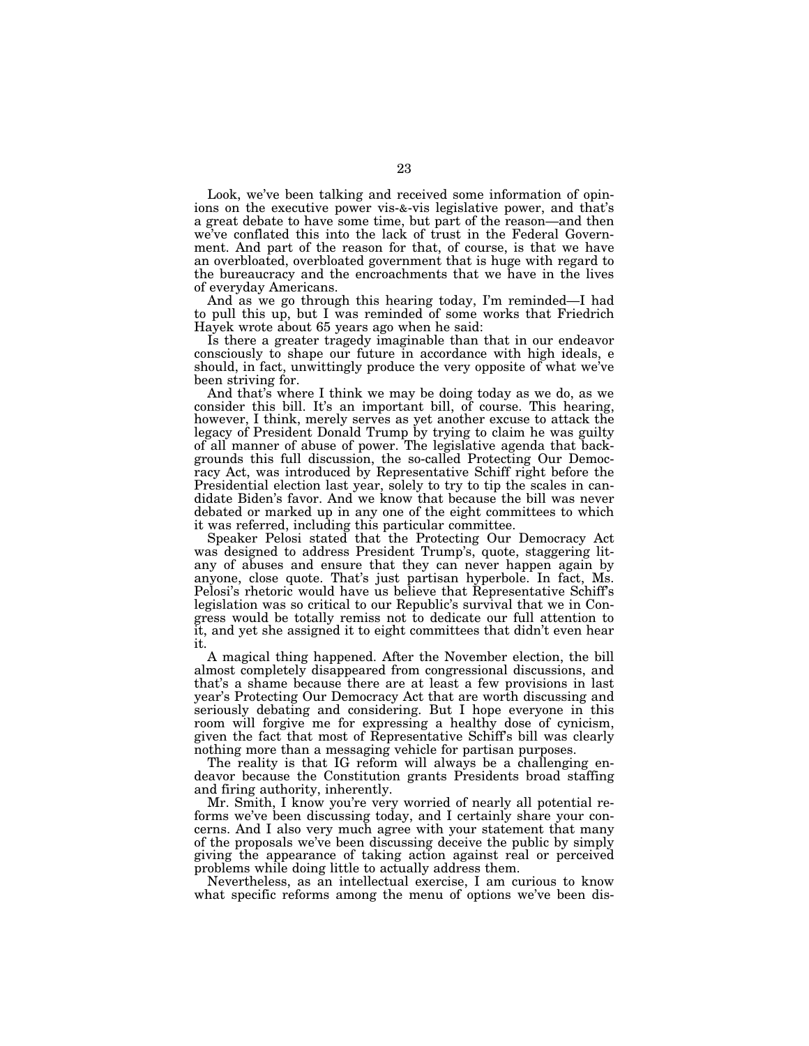Look, we've been talking and received some information of opinions on the executive power vis-&-vis legislative power, and that's a great debate to have some time, but part of the reason—and then we've conflated this into the lack of trust in the Federal Government. And part of the reason for that, of course, is that we have an overbloated, overbloated government that is huge with regard to the bureaucracy and the encroachments that we have in the lives of everyday Americans.

And as we go through this hearing today, I'm reminded—I had to pull this up, but I was reminded of some works that Friedrich Hayek wrote about 65 years ago when he said:

Is there a greater tragedy imaginable than that in our endeavor consciously to shape our future in accordance with high ideals, e should, in fact, unwittingly produce the very opposite of what we've been striving for.

And that's where I think we may be doing today as we do, as we consider this bill. It's an important bill, of course. This hearing, however, I think, merely serves as yet another excuse to attack the legacy of President Donald Trump by trying to claim he was guilty of all manner of abuse of power. The legislative agenda that backgrounds this full discussion, the so-called Protecting Our Democracy Act, was introduced by Representative Schiff right before the Presidential election last year, solely to try to tip the scales in candidate Biden's favor. And we know that because the bill was never debated or marked up in any one of the eight committees to which it was referred, including this particular committee.

Speaker Pelosi stated that the Protecting Our Democracy Act was designed to address President Trump's, quote, staggering litany of abuses and ensure that they can never happen again by anyone, close quote. That's just partisan hyperbole. In fact, Ms. Pelosi's rhetoric would have us believe that Representative Schiff's legislation was so critical to our Republic's survival that we in Congress would be totally remiss not to dedicate our full attention to it, and yet she assigned it to eight committees that didn't even hear it.

A magical thing happened. After the November election, the bill almost completely disappeared from congressional discussions, and that's a shame because there are at least a few provisions in last year's Protecting Our Democracy Act that are worth discussing and seriously debating and considering. But I hope everyone in this room will forgive me for expressing a healthy dose of cynicism, given the fact that most of Representative Schiff's bill was clearly nothing more than a messaging vehicle for partisan purposes.

The reality is that IG reform will always be a challenging endeavor because the Constitution grants Presidents broad staffing and firing authority, inherently.

Mr. Smith, I know you're very worried of nearly all potential reforms we've been discussing today, and I certainly share your concerns. And I also very much agree with your statement that many of the proposals we've been discussing deceive the public by simply giving the appearance of taking action against real or perceived problems while doing little to actually address them.

Nevertheless, as an intellectual exercise, I am curious to know what specific reforms among the menu of options we've been dis-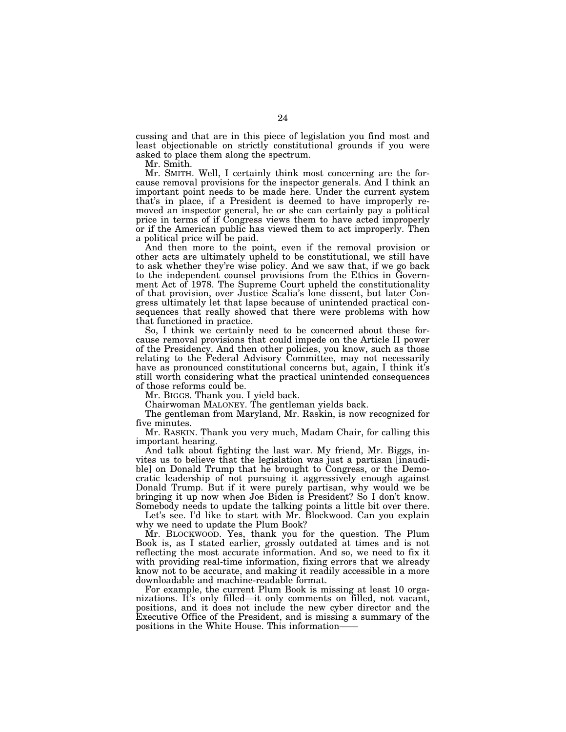cussing and that are in this piece of legislation you find most and least objectionable on strictly constitutional grounds if you were asked to place them along the spectrum.

Mr. Smith.

Mr. SMITH. Well, I certainly think most concerning are the for-cause removal provisions for the inspector generals. And I think an important point needs to be made here. Under the current system that's in place, if a President is deemed to have improperly removed an inspector general, he or she can certainly pay a political price in terms of if Congress views them to have acted improperly or if the American public has viewed them to act improperly. Then a political price will be paid.

And then more to the point, even if the removal provision or other acts are ultimately upheld to be constitutional, we still have to ask whether they're wise policy. And we saw that, if we go back to the independent counsel provisions from the Ethics in Government Act of 1978. The Supreme Court upheld the constitutionality of that provision, over Justice Scalia's lone dissent, but later Congress ultimately let that lapse because of unintended practical consequences that really showed that there were problems with how that functioned in practice.

So, I think we certainly need to be concerned about these for-cause removal provisions that could impede on the Article II power of the Presidency. And then other policies, you know, such as those relating to the Federal Advisory Committee, may not necessarily have as pronounced constitutional concerns but, again, I think it's still worth considering what the practical unintended consequences of those reforms could be.

Mr. BIGGS. Thank you. I yield back.

Chairwoman MALONEY. The gentleman yields back.

The gentleman from Maryland, Mr. Raskin, is now recognized for five minutes.

Mr. RASKIN. Thank you very much, Madam Chair, for calling this important hearing.

And talk about fighting the last war. My friend, Mr. Biggs, invites us to believe that the legislation was just a partisan [inaudible] on Donald Trump that he brought to Congress, or the Democratic leadership of not pursuing it aggressively enough against Donald Trump. But if it were purely partisan, why would we be bringing it up now when Joe Biden is President? So I don't know. Somebody needs to update the talking points a little bit over there.

Let's see. I'd like to start with Mr. Blockwood. Can you explain why we need to update the Plum Book?

Mr. BLOCKWOOD. Yes, thank you for the question. The Plum Book is, as I stated earlier, grossly outdated at times and is not reflecting the most accurate information. And so, we need to fix it with providing real-time information, fixing errors that we already know not to be accurate, and making it readily accessible in a more downloadable and machine-readable format.

For example, the current Plum Book is missing at least 10 organizations. It's only filled—it only comments on filled, not vacant, positions, and it does not include the new cyber director and the Executive Office of the President, and is missing a summary of the positions in the White House. This information——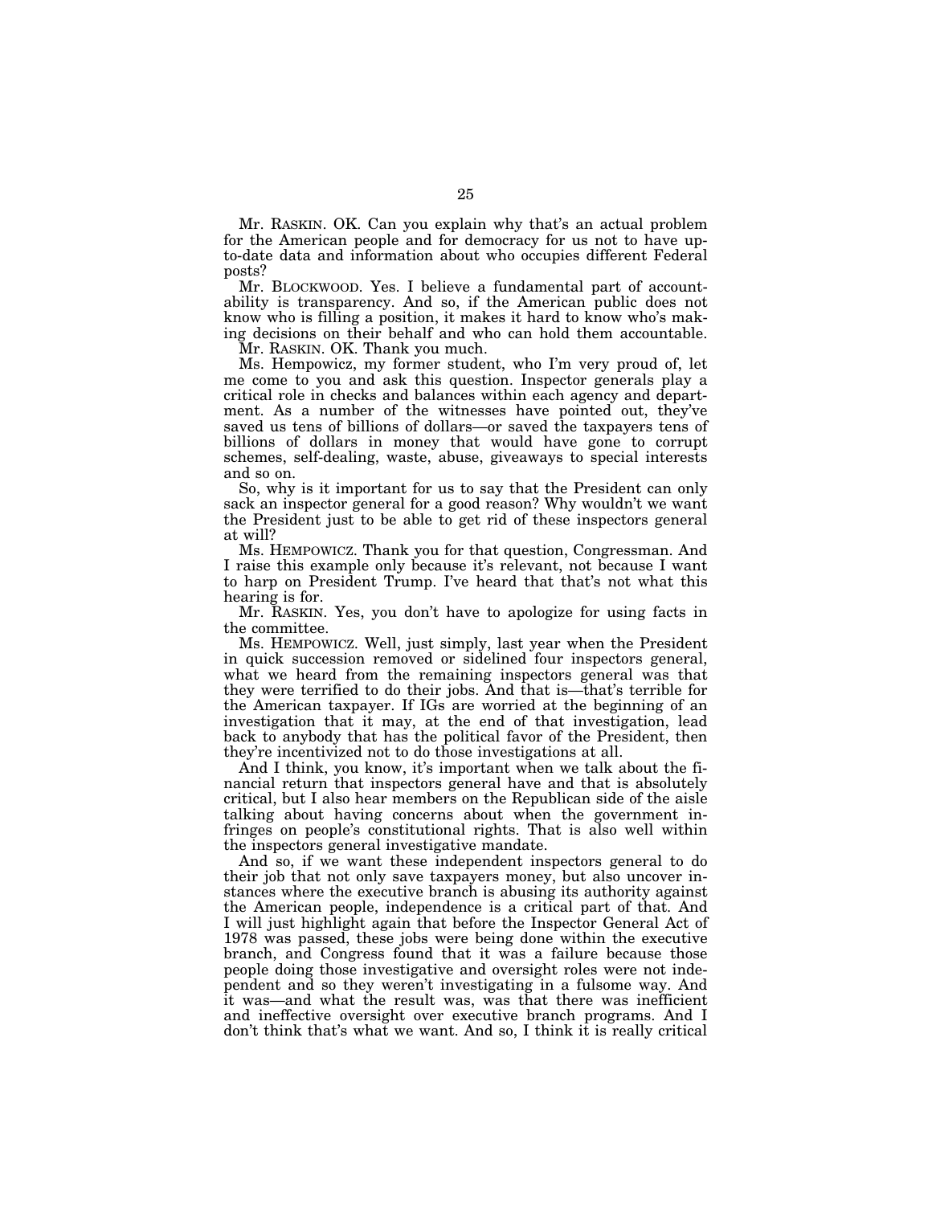Mr. RASKIN. OK. Can you explain why that's an actual problem for the American people and for democracy for us not to have up-to-date data and information about who occupies different Federal posts?

Mr. BLOCKWOOD. Yes. I believe a fundamental part of accountability is transparency. And so, if the American public does not know who is filling a position, it makes it hard to know who's making decisions on their behalf and who can hold them accountable.

Mr. RASKIN. OK. Thank you much.

Ms. Hempowicz, my former student, who I'm very proud of, let me come to you and ask this question. Inspector generals play a critical role in checks and balances within each agency and department. As a number of the witnesses have pointed out, they've saved us tens of billions of dollars—or saved the taxpayers tens of billions of dollars in money that would have gone to corrupt schemes, self-dealing, waste, abuse, giveaways to special interests and so on.

So, why is it important for us to say that the President can only sack an inspector general for a good reason? Why wouldn't we want the President just to be able to get rid of these inspectors general at will?

Ms. HEMPOWICZ. Thank you for that question, Congressman. And I raise this example only because it's relevant, not because I want to harp on President Trump. I've heard that that's not what this hearing is for.

Mr. RASKIN. Yes, you don't have to apologize for using facts in the committee.

Ms. HEMPOWICZ. Well, just simply, last year when the President in quick succession removed or sidelined four inspectors general, what we heard from the remaining inspectors general was that they were terrified to do their jobs. And that is—that's terrible for the American taxpayer. If IGs are worried at the beginning of an investigation that it may, at the end of that investigation, lead back to anybody that has the political favor of the President, then they're incentivized not to do those investigations at all.

And I think, you know, it's important when we talk about the financial return that inspectors general have and that is absolutely critical, but I also hear members on the Republican side of the aisle talking about having concerns about when the government infringes on people's constitutional rights. That is also well within the inspectors general investigative mandate.

And so, if we want these independent inspectors general to do their job that not only save taxpayers money, but also uncover instances where the executive branch is abusing its authority against the American people, independence is a critical part of that. And I will just highlight again that before the Inspector General Act of 1978 was passed, these jobs were being done within the executive branch, and Congress found that it was a failure because those people doing those investigative and oversight roles were not independent and so they weren't investigating in a fulsome way. And it was—and what the result was, was that there was inefficient and ineffective oversight over executive branch programs. And I don't think that's what we want. And so, I think it is really critical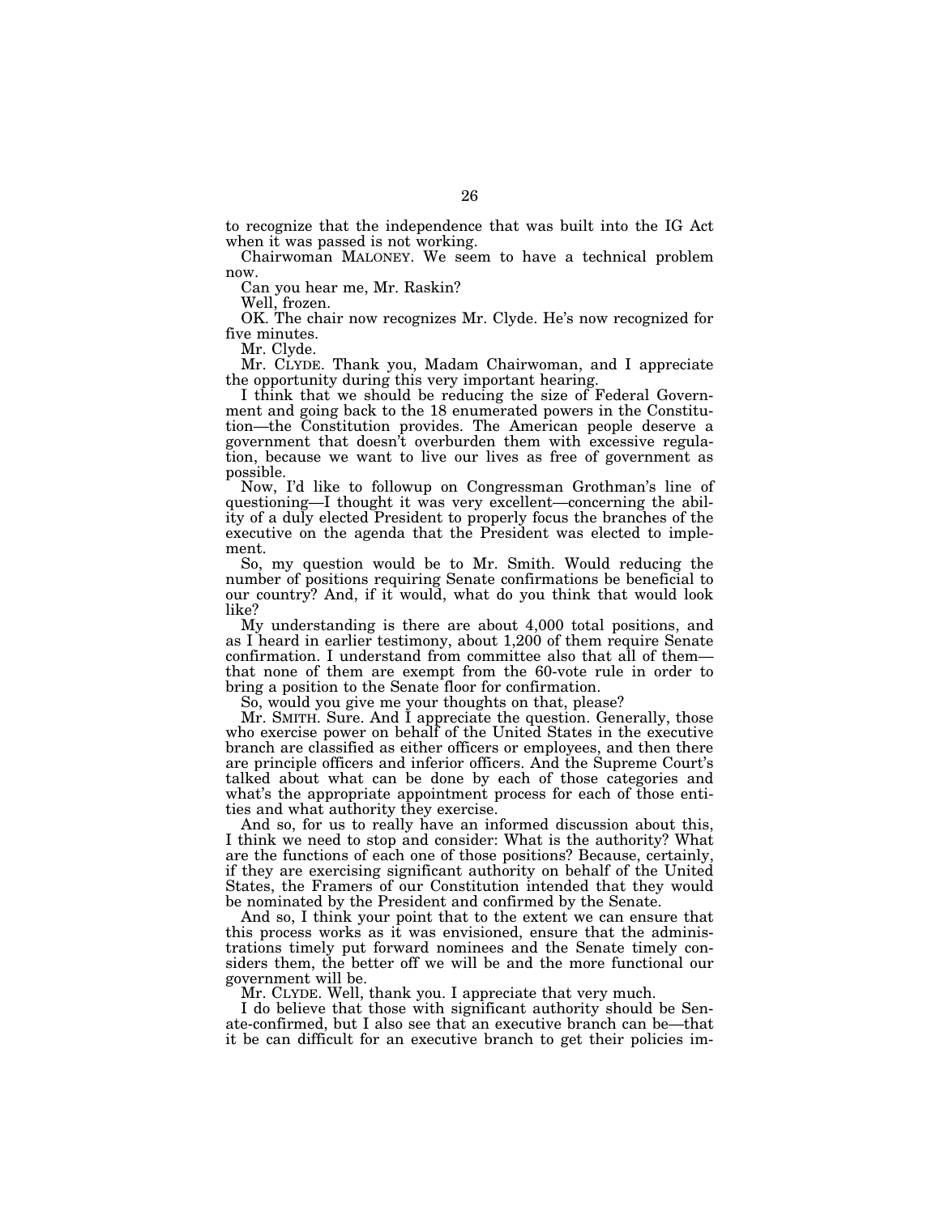to recognize that the independence that was built into the IG Act when it was passed is not working.

Chairwoman MALONEY. We seem to have a technical problem now.

Can you hear me, Mr. Raskin?

Well, frozen.

OK. The chair now recognizes Mr. Clyde. He's now recognized for five minutes.

Mr. Clyde.

Mr. CLYDE. Thank you, Madam Chairwoman, and I appreciate the opportunity during this very important hearing.

I think that we should be reducing the size of Federal Government and going back to the 18 enumerated powers in the Constitution—the Constitution provides. The American people deserve a government that doesn't overburden them with excessive regulation, because we want to live our lives as free of government as possible.

Now, I'd like to followup on Congressman Grothman's line of questioning—I thought it was very excellent—concerning the ability of a duly elected President to properly focus the branches of the executive on the agenda that the President was elected to implement.

So, my question would be to Mr. Smith. Would reducing the number of positions requiring Senate confirmations be beneficial to our country? And, if it would, what do you think that would look like?

My understanding is there are about 4,000 total positions, and as I heard in earlier testimony, about 1,200 of them require Senate confirmation. I understand from committee also that all of them—that none of them are exempt from the 60-vote rule in order to bring a position to the Senate floor for confirmation.

So, would you give me your thoughts on that, please?

Mr. SMITH. Sure. And I appreciate the question. Generally, those who exercise power on behalf of the United States in the executive branch are classified as either officers or employees, and then there are principle officers and inferior officers. And the Supreme Court's talked about what can be done by each of those categories and what's the appropriate appointment process for each of those entities and what authority they exercise.

And so, for us to really have an informed discussion about this, I think we need to stop and consider: What is the authority? What are the functions of each one of those positions? Because, certainly, if they are exercising significant authority on behalf of the United States, the Framers of our Constitution intended that they would be nominated by the President and confirmed by the Senate.

And so, I think your point that to the extent we can ensure that this process works as it was envisioned, ensure that the administrations timely put forward nominees and the Senate timely considers them, the better off we will be and the more functional our government will be.

Mr. CLYDE. Well, thank you. I appreciate that very much.

I do believe that those with significant authority should be Senate-confirmed, but I also see that an executive branch can be—that it be can difficult for an executive branch to get their policies im-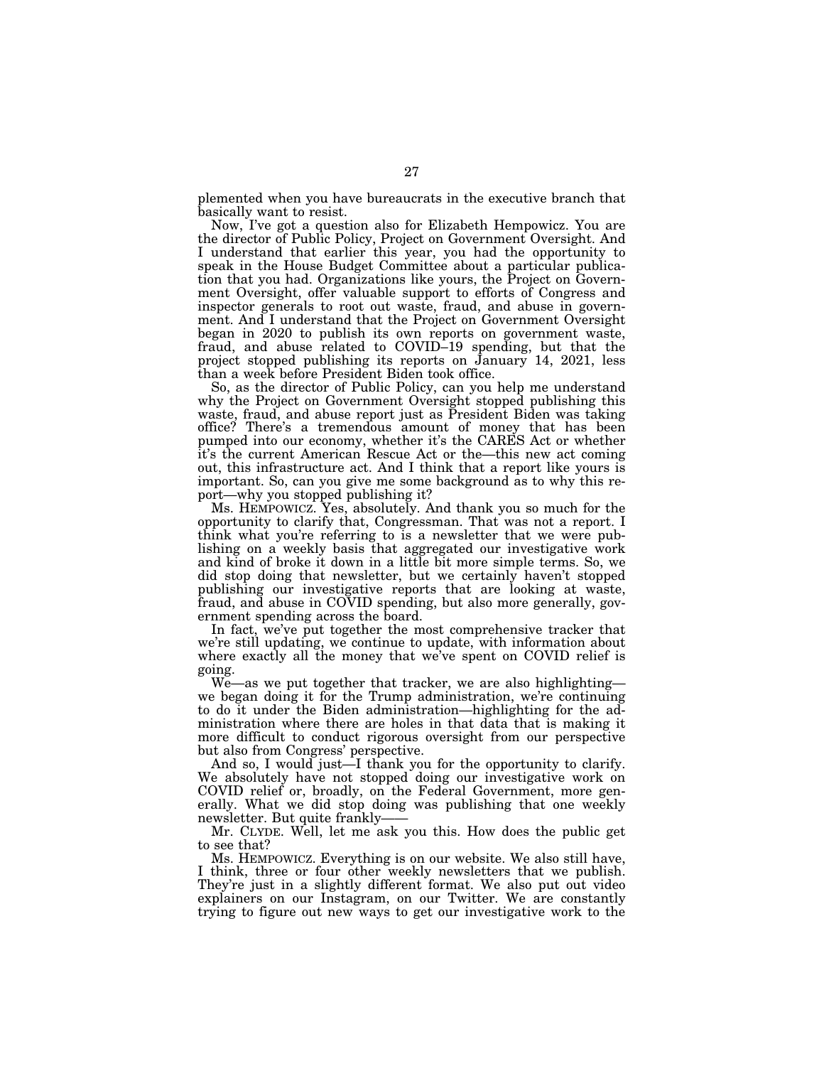plemented when you have bureaucrats in the executive branch that basically want to resist.

Now, I've got a question also for Elizabeth Hempowicz. You are the director of Public Policy, Project on Government Oversight. And I understand that earlier this year, you had the opportunity to speak in the House Budget Committee about a particular publication that you had. Organizations like yours, the Project on Government Oversight, offer valuable support to efforts of Congress and inspector generals to root out waste, fraud, and abuse in government. And I understand that the Project on Government Oversight began in 2020 to publish its own reports on government waste, fraud, and abuse related to COVID–19 spending, but that the project stopped publishing its reports on January 14, 2021, less than a week before President Biden took office.

So, as the director of Public Policy, can you help me understand why the Project on Government Oversight stopped publishing this waste, fraud, and abuse report just as President Biden was taking office? There's a tremendous amount of money that has been pumped into our economy, whether it's the CARES Act or whether it's the current American Rescue Act or the—this new act coming out, this infrastructure act. And I think that a report like yours is important. So, can you give me some background as to why this report—why you stopped publishing it?

Ms. HEMPOWICZ. Yes, absolutely. And thank you so much for the opportunity to clarify that, Congressman. That was not a report. I think what you're referring to is a newsletter that we were publishing on a weekly basis that aggregated our investigative work and kind of broke it down in a little bit more simple terms. So, we did stop doing that newsletter, but we certainly haven't stopped publishing our investigative reports that are looking at waste, fraud, and abuse in COVID spending, but also more generally, government spending across the board.

In fact, we've put together the most comprehensive tracker that we're still updating, we continue to update, with information about where exactly all the money that we've spent on COVID relief is going.

We—as we put together that tracker, we are also highlighting—we began doing it for the Trump administration, we're continuing to do it under the Biden administration—highlighting for the administration where there are holes in that data that is making it more difficult to conduct rigorous oversight from our perspective but also from Congress' perspective.

And so, I would just—I thank you for the opportunity to clarify. We absolutely have not stopped doing our investigative work on COVID relief or, broadly, on the Federal Government, more generally. What we did stop doing was publishing that one weekly newsletter. But quite frankly——

Mr. CLYDE. Well, let me ask you this. How does the public get to see that?

Ms. HEMPOWICZ. Everything is on our website. We also still have, I think, three or four other weekly newsletters that we publish. They're just in a slightly different format. We also put out video explainers on our Instagram, on our Twitter. We are constantly trying to figure out new ways to get our investigative work to the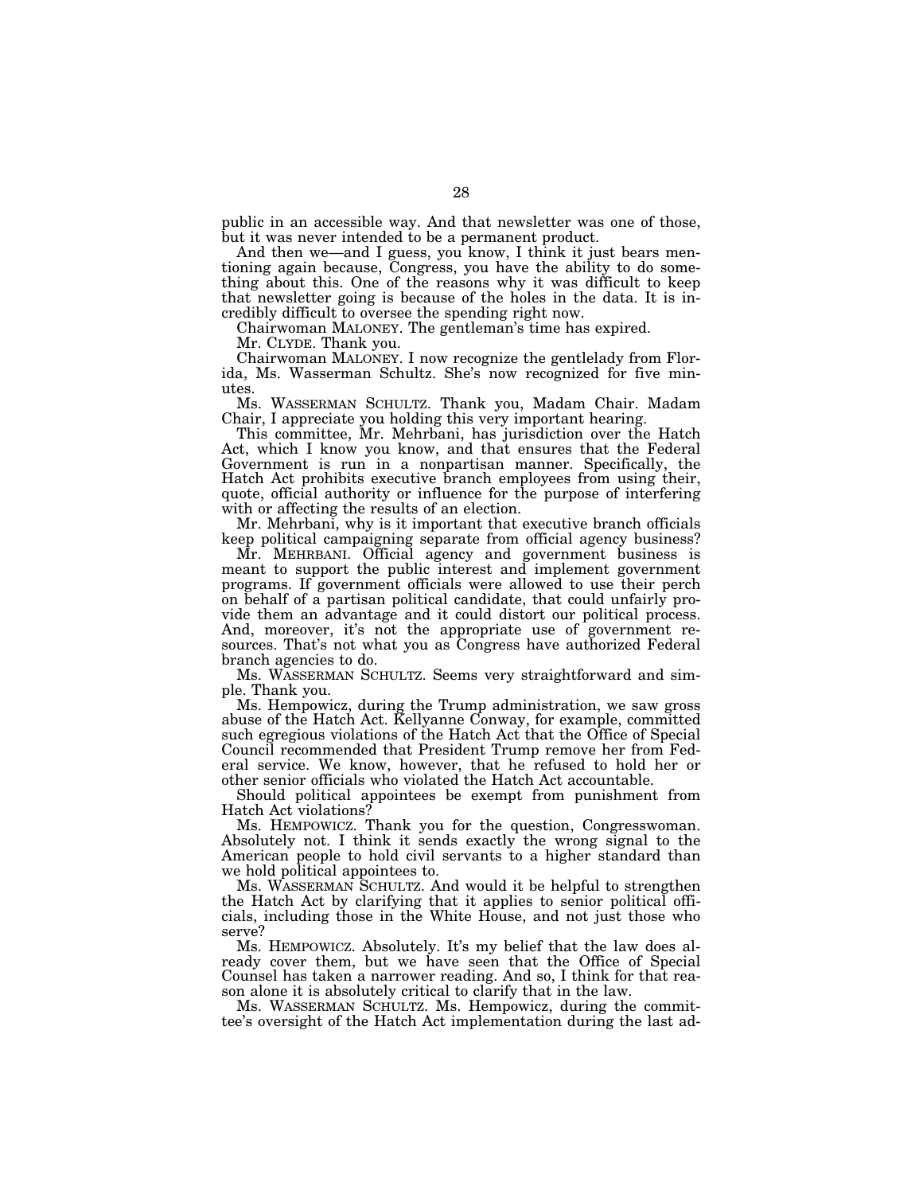public in an accessible way. And that newsletter was one of those, but it was never intended to be a permanent product.

And then we—and I guess, you know, I think it just bears mentioning again because, Congress, you have the ability to do something about this. One of the reasons why it was difficult to keep that newsletter going is because of the holes in the data. It is incredibly difficult to oversee the spending right now.

Chairwoman MALONEY. The gentleman's time has expired.

Mr. CLYDE. Thank you.

Chairwoman MALONEY. I now recognize the gentlelady from Florida, Ms. Wasserman Schultz. She's now recognized for five minutes.

Ms. WASSERMAN SCHULTZ. Thank you, Madam Chair. Madam Chair, I appreciate you holding this very important hearing.

This committee, Mr. Mehrbani, has jurisdiction over the Hatch Act, which I know you know, and that ensures that the Federal Government is run in a nonpartisan manner. Specifically, the Hatch Act prohibits executive branch employees from using their, quote, official authority or influence for the purpose of interfering with or affecting the results of an election.

Mr. Mehrbani, why is it important that executive branch officials keep political campaigning separate from official agency business?

Mr. MEHRBANI. Official agency and government business is meant to support the public interest and implement government programs. If government officials were allowed to use their perch on behalf of a partisan political candidate, that could unfairly provide them an advantage and it could distort our political process. And, moreover, it's not the appropriate use of government resources. That's not what you as Congress have authorized Federal branch agencies to do.

Ms. WASSERMAN SCHULTZ. Seems very straightforward and simple. Thank you.

Ms. Hempowicz, during the Trump administration, we saw gross abuse of the Hatch Act. Kellyanne Conway, for example, committed such egregious violations of the Hatch Act that the Office of Special Council recommended that President Trump remove her from Federal service. We know, however, that he refused to hold her or other senior officials who violated the Hatch Act accountable.

Should political appointees be exempt from punishment from Hatch Act violations?

Ms. HEMPOWICZ. Thank you for the question, Congresswoman. Absolutely not. I think it sends exactly the wrong signal to the American people to hold civil servants to a higher standard than we hold political appointees to.

Ms. WASSERMAN SCHULTZ. And would it be helpful to strengthen the Hatch Act by clarifying that it applies to senior political officials, including those in the White House, and not just those who serve?

Ms. HEMPOWICZ. Absolutely. It's my belief that the law does already cover them, but we have seen that the Office of Special Counsel has taken a narrower reading. And so, I think for that reason alone it is absolutely critical to clarify that in the law.

Ms. WASSERMAN SCHULTZ. Ms. Hempowicz, during the committee's oversight of the Hatch Act implementation during the last ad-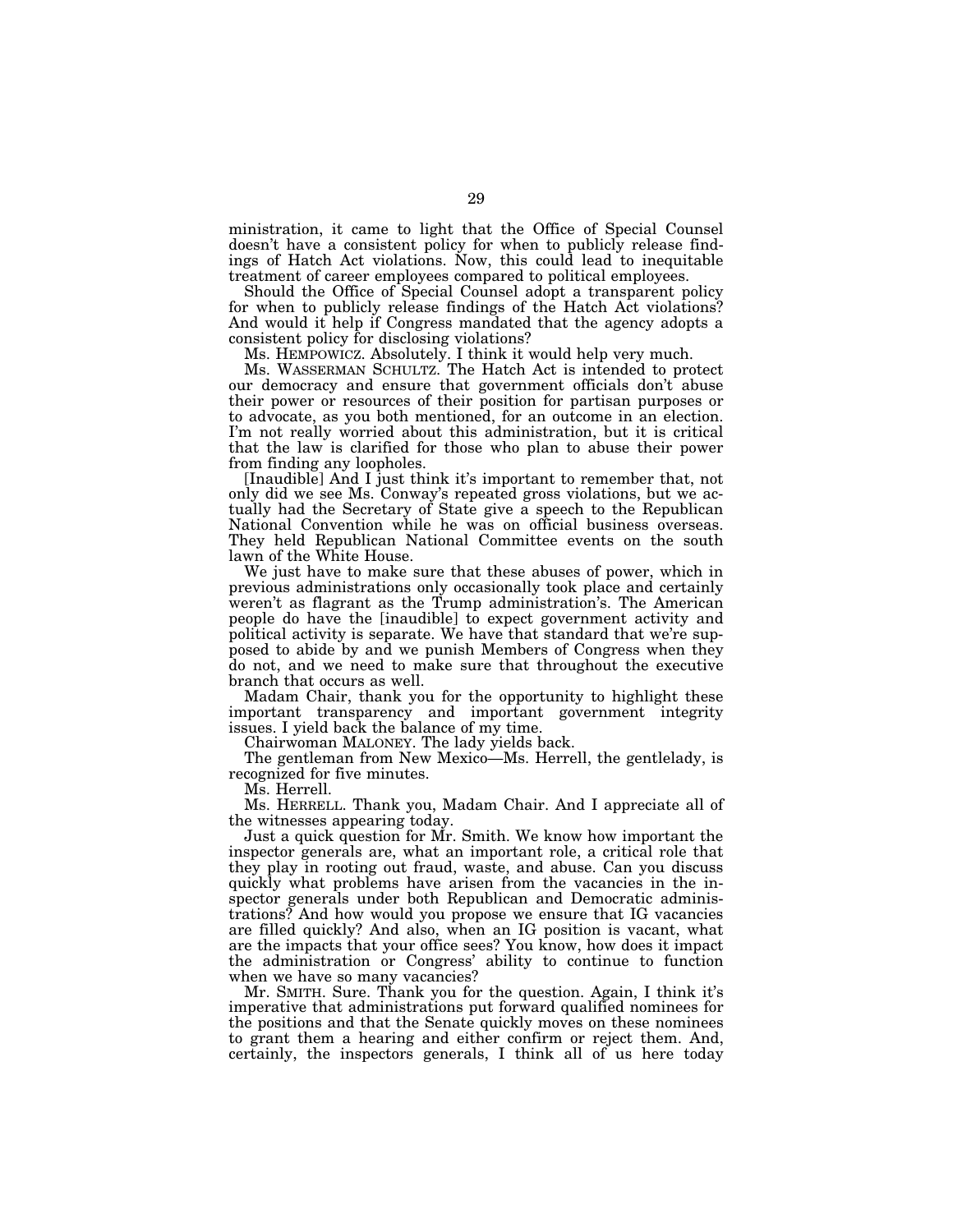ministration, it came to light that the Office of Special Counsel doesn't have a consistent policy for when to publicly release findings of Hatch Act violations. Now, this could lead to inequitable treatment of career employees compared to political employees.

Should the Office of Special Counsel adopt a transparent policy for when to publicly release findings of the Hatch Act violations? And would it help if Congress mandated that the agency adopts a consistent policy for disclosing violations?

Ms. HEMPOWICZ. Absolutely. I think it would help very much.

Ms. WASSERMAN SCHULTZ. The Hatch Act is intended to protect our democracy and ensure that government officials don't abuse their power or resources of their position for partisan purposes or to advocate, as you both mentioned, for an outcome in an election. I'm not really worried about this administration, but it is critical that the law is clarified for those who plan to abuse their power from finding any loopholes.

[Inaudible] And I just think it's important to remember that, not only did we see Ms. Conway's repeated gross violations, but we actually had the Secretary of State give a speech to the Republican National Convention while he was on official business overseas. They held Republican National Committee events on the south lawn of the White House.

We just have to make sure that these abuses of power, which in previous administrations only occasionally took place and certainly weren't as flagrant as the Trump administration's. The American people do have the [inaudible] to expect government activity and political activity is separate. We have that standard that we're supposed to abide by and we punish Members of Congress when they do not, and we need to make sure that throughout the executive branch that occurs as well.

Madam Chair, thank you for the opportunity to highlight these important transparency and important government integrity issues. I yield back the balance of my time.

Chairwoman MALONEY. The lady yields back.

The gentleman from New Mexico—Ms. Herrell, the gentlelady, is recognized for five minutes.

Ms. Herrell.

Ms. HERRELL. Thank you, Madam Chair. And I appreciate all of the witnesses appearing today.

Just a quick question for Mr. Smith. We know how important the inspector generals are, what an important role, a critical role that they play in rooting out fraud, waste, and abuse. Can you discuss quickly what problems have arisen from the vacancies in the inspector generals under both Republican and Democratic administrations? And how would you propose we ensure that IG vacancies are filled quickly? And also, when an IG position is vacant, what are the impacts that your office sees? You know, how does it impact the administration or Congress' ability to continue to function when we have so many vacancies?

Mr. SMITH. Sure. Thank you for the question. Again, I think it's imperative that administrations put forward qualified nominees for the positions and that the Senate quickly moves on these nominees to grant them a hearing and either confirm or reject them. And, certainly, the inspectors generals, I think all of us here today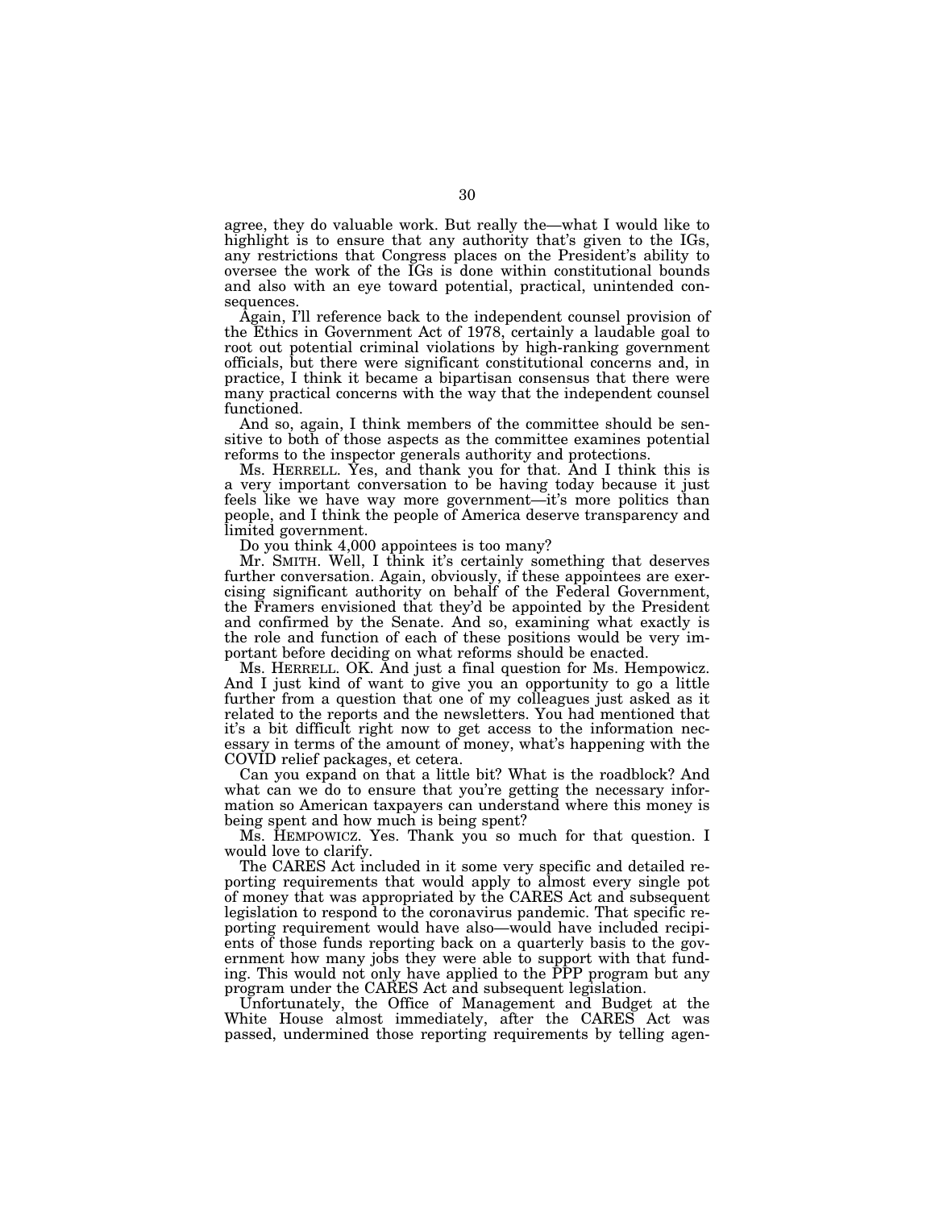agree, they do valuable work. But really the—what I would like to highlight is to ensure that any authority that's given to the IGs, any restrictions that Congress places on the President's ability to oversee the work of the IGs is done within constitutional bounds and also with an eye toward potential, practical, unintended consequences.

Again, I'll reference back to the independent counsel provision of the Ethics in Government Act of 1978, certainly a laudable goal to root out potential criminal violations by high-ranking government officials, but there were significant constitutional concerns and, in practice, I think it became a bipartisan consensus that there were many practical concerns with the way that the independent counsel functioned.

And so, again, I think members of the committee should be sensitive to both of those aspects as the committee examines potential reforms to the inspector generals authority and protections.

Ms. HERRELL. Yes, and thank you for that. And I think this is a very important conversation to be having today because it just feels like we have way more government—it's more politics than people, and I think the people of America deserve transparency and limited government.

Do you think 4,000 appointees is too many?

Mr. SMITH. Well, I think it's certainly something that deserves further conversation. Again, obviously, if these appointees are exercising significant authority on behalf of the Federal Government, the Framers envisioned that they'd be appointed by the President and confirmed by the Senate. And so, examining what exactly is the role and function of each of these positions would be very important before deciding on what reforms should be enacted.

Ms. HERRELL. OK. And just a final question for Ms. Hempowicz. And I just kind of want to give you an opportunity to go a little further from a question that one of my colleagues just asked as it related to the reports and the newsletters. You had mentioned that it's a bit difficult right now to get access to the information necessary in terms of the amount of money, what's happening with the COVID relief packages, et cetera.

Can you expand on that a little bit? What is the roadblock? And what can we do to ensure that you're getting the necessary information so American taxpayers can understand where this money is being spent and how much is being spent?

Ms. HEMPOWICZ. Yes. Thank you so much for that question. I would love to clarify.

The CARES Act included in it some very specific and detailed reporting requirements that would apply to almost every single pot of money that was appropriated by the CARES Act and subsequent legislation to respond to the coronavirus pandemic. That specific reporting requirement would have also—would have included recipients of those funds reporting back on a quarterly basis to the government how many jobs they were able to support with that funding. This would not only have applied to the PPP program but any program under the CARES Act and subsequent legislation.

Unfortunately, the Office of Management and Budget at the White House almost immediately, after the CARES Act was passed, undermined those reporting requirements by telling agen-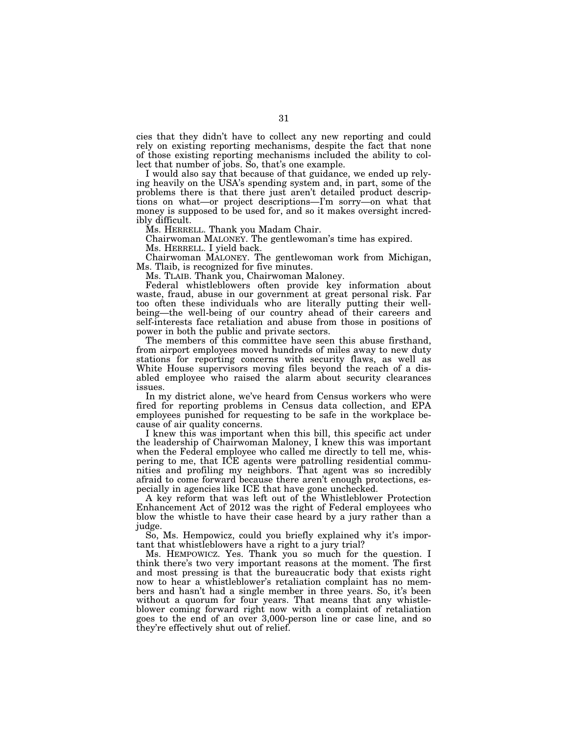cies that they didn't have to collect any new reporting and could rely on existing reporting mechanisms, despite the fact that none of those existing reporting mechanisms included the ability to collect that number of jobs. So, that's one example.

I would also say that because of that guidance, we ended up relying heavily on the USA's spending system and, in part, some of the problems there is that there just aren't detailed product descriptions on what—or project descriptions—I'm sorry—on what that money is supposed to be used for, and so it makes oversight incredibly difficult.

Ms. HERRELL. Thank you Madam Chair.

Chairwoman MALONEY. The gentlewoman's time has expired.

Ms. HERRELL. I yield back.

Chairwoman MALONEY. The gentlewoman work from Michigan, Ms. Tlaib, is recognized for five minutes.

Ms. TLAIB. Thank you, Chairwoman Maloney.

Federal whistleblowers often provide key information about waste, fraud, abuse in our government at great personal risk. Far too often these individuals who are literally putting their well-being—the well-being of our country ahead of their careers and self-interests face retaliation and abuse from those in positions of power in both the public and private sectors.

The members of this committee have seen this abuse firsthand, from airport employees moved hundreds of miles away to new duty stations for reporting concerns with security flaws, as well as White House supervisors moving files beyond the reach of a disabled employee who raised the alarm about security clearances issues.

In my district alone, we've heard from Census workers who were fired for reporting problems in Census data collection, and EPA employees punished for requesting to be safe in the workplace because of air quality concerns.

I knew this was important when this bill, this specific act under the leadership of Chairwoman Maloney, I knew this was important when the Federal employee who called me directly to tell me, whispering to me, that ICE agents were patrolling residential communities and profiling my neighbors. That agent was so incredibly afraid to come forward because there aren't enough protections, especially in agencies like ICE that have gone unchecked.

A key reform that was left out of the Whistleblower Protection Enhancement Act of 2012 was the right of Federal employees who blow the whistle to have their case heard by a jury rather than a judge.

So, Ms. Hempowicz, could you briefly explained why it's important that whistleblowers have a right to a jury trial?

Ms. HEMPOWICZ. Yes. Thank you so much for the question. I think there's two very important reasons at the moment. The first and most pressing is that the bureaucratic body that exists right now to hear a whistleblower's retaliation complaint has no members and hasn't had a single member in three years. So, it's been without a quorum for four years. That means that any whistleblower coming forward right now with a complaint of retaliation goes to the end of an over 3,000-person line or case line, and so they're effectively shut out of relief.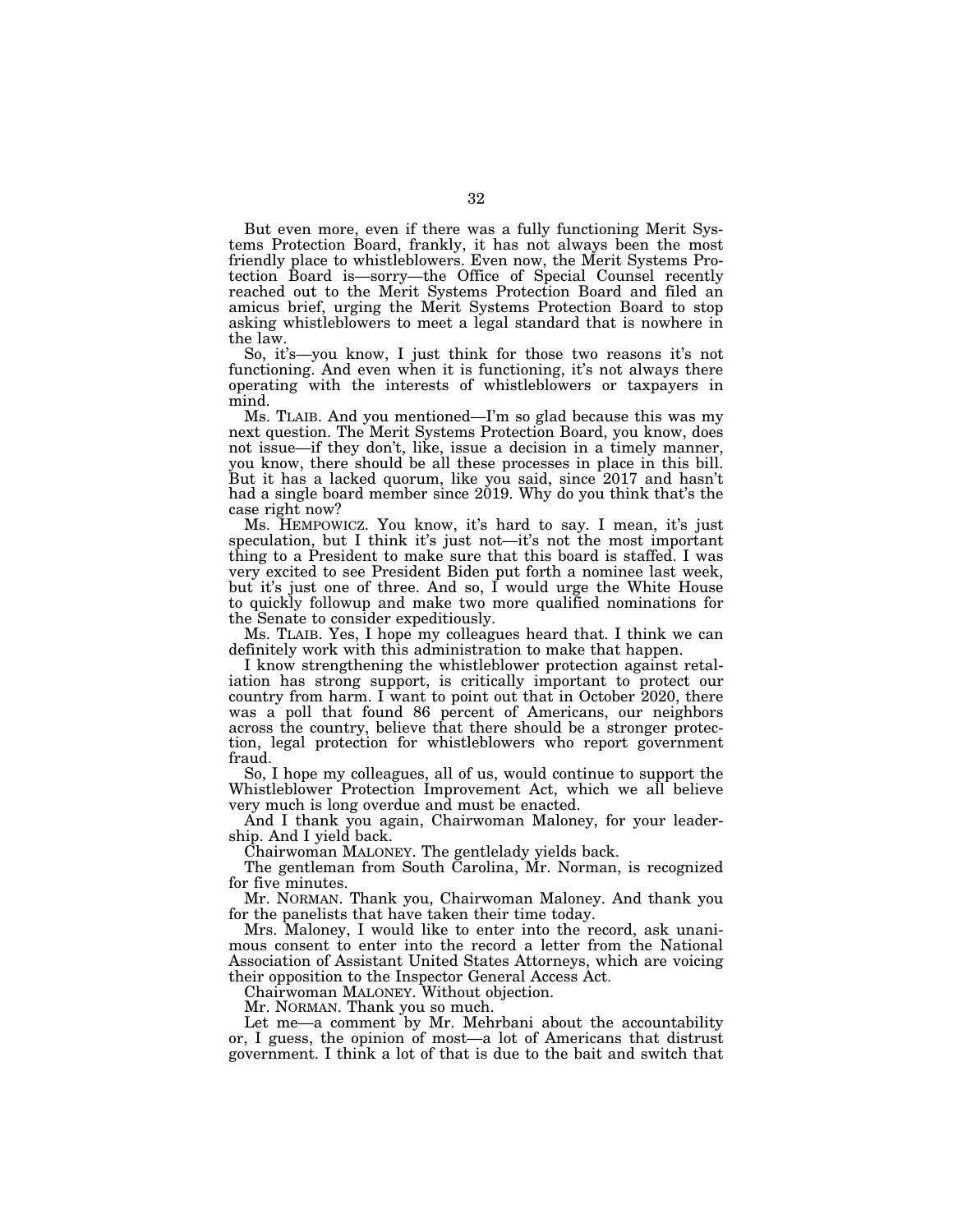But even more, even if there was a fully functioning Merit Systems Protection Board, frankly, it has not always been the most friendly place to whistleblowers. Even now, the Merit Systems Protection Board is—sorry—the Office of Special Counsel recently reached out to the Merit Systems Protection Board and filed an amicus brief, urging the Merit Systems Protection Board to stop asking whistleblowers to meet a legal standard that is nowhere in the law.

So, it's—you know, I just think for those two reasons it's not functioning. And even when it is functioning, it's not always there operating with the interests of whistleblowers or taxpayers in mind.

Ms. TLAIB. And you mentioned—I'm so glad because this was my next question. The Merit Systems Protection Board, you know, does not issue—if they don't, like, issue a decision in a timely manner, you know, there should be all these processes in place in this bill. But it has a lacked quorum, like you said, since 2017 and hasn't had a single board member since 2019. Why do you think that's the case right now?

Ms. HEMPOWICZ. You know, it's hard to say. I mean, it's just speculation, but I think it's just not—it's not the most important thing to a President to make sure that this board is staffed. I was very excited to see President Biden put forth a nominee last week, but it's just one of three. And so, I would urge the White House to quickly followup and make two more qualified nominations for the Senate to consider expeditiously.

Ms. TLAIB. Yes, I hope my colleagues heard that. I think we can definitely work with this administration to make that happen.

I know strengthening the whistleblower protection against retaliation has strong support, is critically important to protect our country from harm. I want to point out that in October 2020, there was a poll that found 86 percent of Americans, our neighbors across the country, believe that there should be a stronger protection, legal protection for whistleblowers who report government fraud.

So, I hope my colleagues, all of us, would continue to support the Whistleblower Protection Improvement Act, which we all believe very much is long overdue and must be enacted.

And I thank you again, Chairwoman Maloney, for your leadership. And I yield back.

Chairwoman MALONEY. The gentlelady yields back.

The gentleman from South Carolina, Mr. Norman, is recognized for five minutes.

Mr. NORMAN. Thank you, Chairwoman Maloney. And thank you for the panelists that have taken their time today.

Mrs. Maloney, I would like to enter into the record, ask unanimous consent to enter into the record a letter from the National Association of Assistant United States Attorneys, which are voicing their opposition to the Inspector General Access Act.

Chairwoman MALONEY. Without objection.

Mr. NORMAN. Thank you so much.

Let me—a comment by Mr. Mehrbani about the accountability or, I guess, the opinion of most—a lot of Americans that distrust government. I think a lot of that is due to the bait and switch that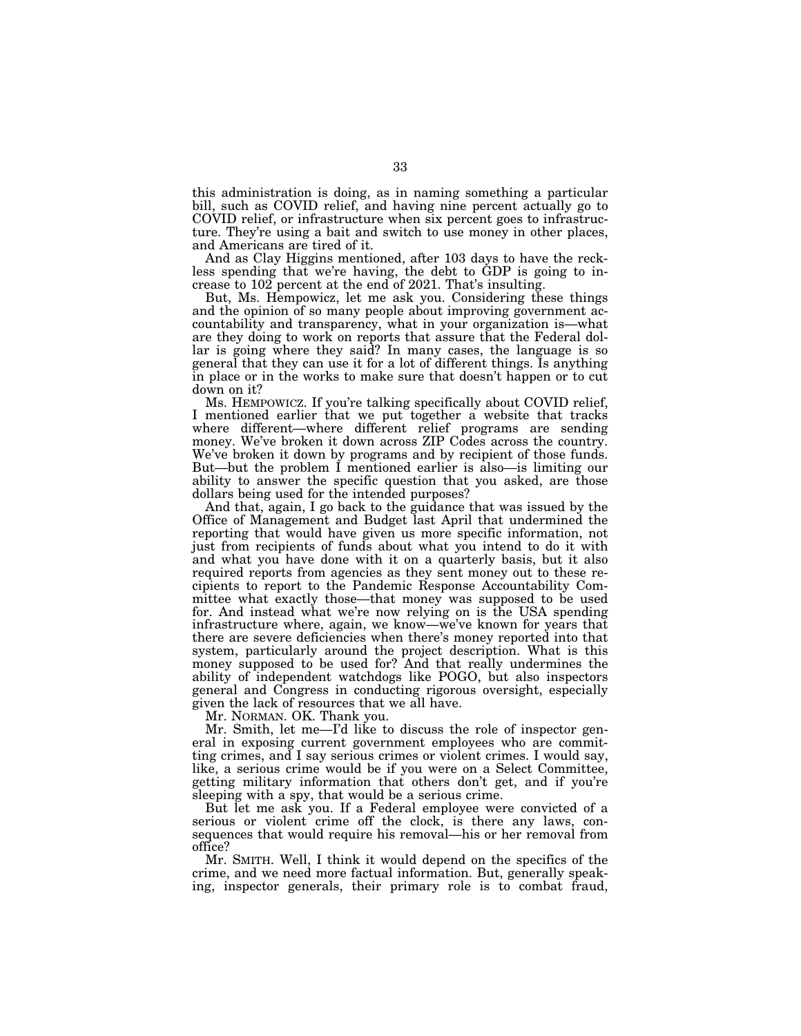this administration is doing, as in naming something a particular bill, such as COVID relief, and having nine percent actually go to COVID relief, or infrastructure when six percent goes to infrastructure. They're using a bait and switch to use money in other places, and Americans are tired of it.

And as Clay Higgins mentioned, after 103 days to have the reckless spending that we're having, the debt to GDP is going to increase to 102 percent at the end of 2021. That's insulting.

But, Ms. Hempowicz, let me ask you. Considering these things and the opinion of so many people about improving government accountability and transparency, what in your organization is—what are they doing to work on reports that assure that the Federal dollar is going where they said? In many cases, the language is so general that they can use it for a lot of different things. Is anything in place or in the works to make sure that doesn't happen or to cut down on it?

Ms. HEMPOWICZ. If you're talking specifically about COVID relief, I mentioned earlier that we put together a website that tracks where different—where different relief programs are sending money. We've broken it down across ZIP Codes across the country. We've broken it down by programs and by recipient of those funds. But—but the problem I mentioned earlier is also—is limiting our ability to answer the specific question that you asked, are those dollars being used for the intended purposes?

And that, again, I go back to the guidance that was issued by the Office of Management and Budget last April that undermined the reporting that would have given us more specific information, not just from recipients of funds about what you intend to do it with and what you have done with it on a quarterly basis, but it also required reports from agencies as they sent money out to these recipients to report to the Pandemic Response Accountability Committee what exactly those—that money was supposed to be used for. And instead what we're now relying on is the USA spending infrastructure where, again, we know—we've known for years that there are severe deficiencies when there's money reported into that system, particularly around the project description. What is this money supposed to be used for? And that really undermines the ability of independent watchdogs like POGO, but also inspectors general and Congress in conducting rigorous oversight, especially given the lack of resources that we all have.

Mr. NORMAN. OK. Thank you.

Mr. Smith, let me—I'd like to discuss the role of inspector general in exposing current government employees who are committing crimes, and I say serious crimes or violent crimes. I would say, like, a serious crime would be if you were on a Select Committee, getting military information that others don't get, and if you're sleeping with a spy, that would be a serious crime.

But let me ask you. If a Federal employee were convicted of a serious or violent crime off the clock, is there any laws, consequences that would require his removal—his or her removal from office?

Mr. SMITH. Well, I think it would depend on the specifics of the crime, and we need more factual information. But, generally speaking, inspector generals, their primary role is to combat fraud,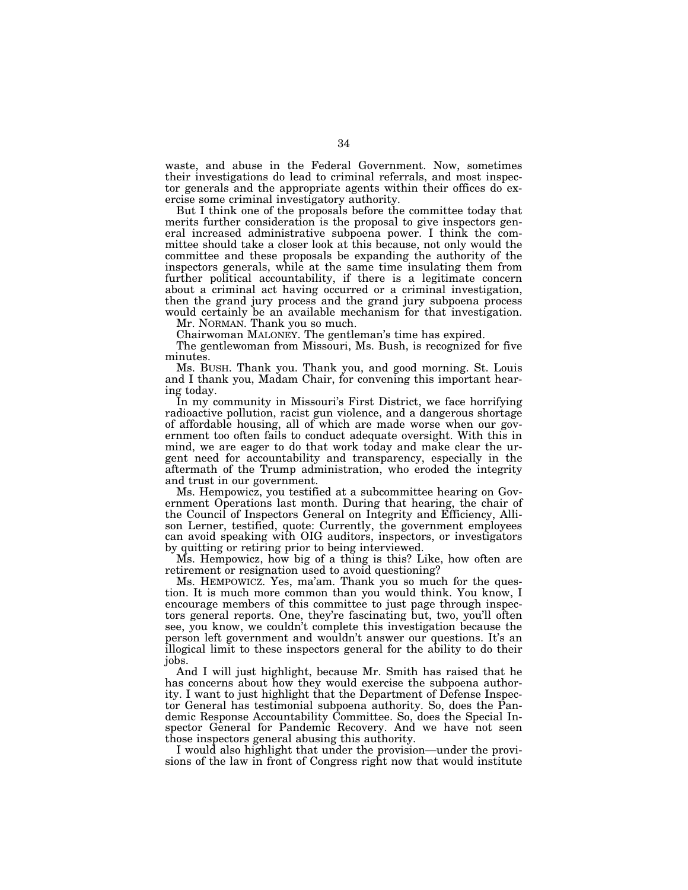waste, and abuse in the Federal Government. Now, sometimes their investigations do lead to criminal referrals, and most inspector generals and the appropriate agents within their offices do exercise some criminal investigatory authority.

But I think one of the proposals before the committee today that merits further consideration is the proposal to give inspectors general increased administrative subpoena power. I think the committee should take a closer look at this because, not only would the committee and these proposals be expanding the authority of the inspectors generals, while at the same time insulating them from further political accountability, if there is a legitimate concern about a criminal act having occurred or a criminal investigation, then the grand jury process and the grand jury subpoena process would certainly be an available mechanism for that investigation.

Mr. NORMAN. Thank you so much.

Chairwoman MALONEY. The gentleman's time has expired.

The gentlewoman from Missouri, Ms. Bush, is recognized for five minutes.

Ms. BUSH. Thank you. Thank you, and good morning. St. Louis and I thank you, Madam Chair, for convening this important hearing today.

In my community in Missouri's First District, we face horrifying radioactive pollution, racist gun violence, and a dangerous shortage of affordable housing, all of which are made worse when our government too often fails to conduct adequate oversight. With this in mind, we are eager to do that work today and make clear the urgent need for accountability and transparency, especially in the aftermath of the Trump administration, who eroded the integrity and trust in our government.

Ms. Hempowicz, you testified at a subcommittee hearing on Government Operations last month. During that hearing, the chair of the Council of Inspectors General on Integrity and Efficiency, Allison Lerner, testified, quote: Currently, the government employees can avoid speaking with OIG auditors, inspectors, or investigators by quitting or retiring prior to being interviewed.

Ms. Hempowicz, how big of a thing is this? Like, how often are retirement or resignation used to avoid questioning?

Ms. HEMPOWICZ. Yes, ma'am. Thank you so much for the question. It is much more common than you would think. You know, I encourage members of this committee to just page through inspectors general reports. One, they're fascinating but, two, you'll often see, you know, we couldn't complete this investigation because the person left government and wouldn't answer our questions. It's an illogical limit to these inspectors general for the ability to do their jobs.

And I will just highlight, because Mr. Smith has raised that he has concerns about how they would exercise the subpoena authority. I want to just highlight that the Department of Defense Inspector General has testimonial subpoena authority. So, does the Pandemic Response Accountability Committee. So, does the Special Inspector General for Pandemic Recovery. And we have not seen those inspectors general abusing this authority.

I would also highlight that under the provision—under the provisions of the law in front of Congress right now that would institute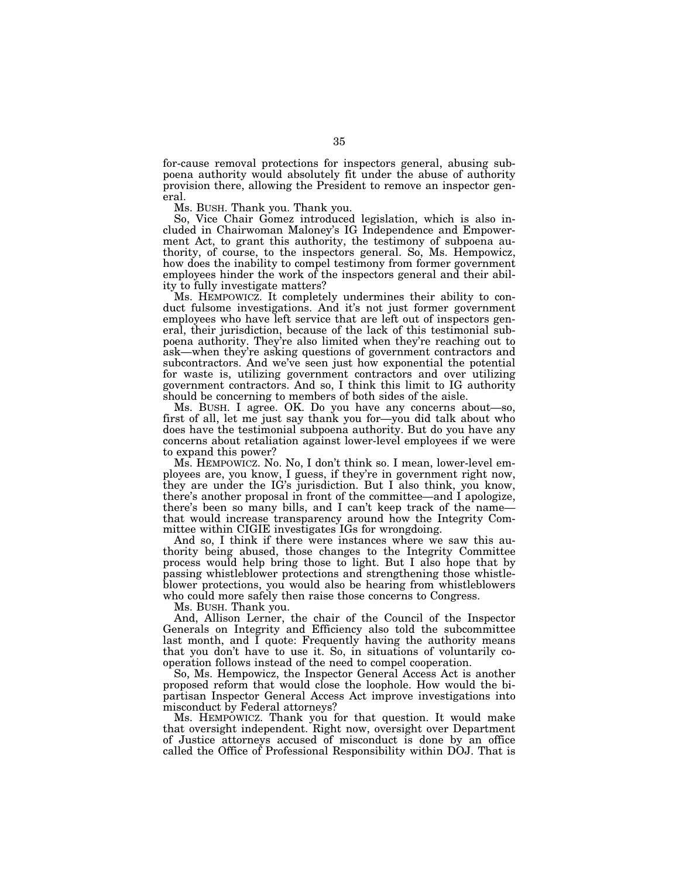for-cause removal protections for inspectors general, abusing subpoena authority would absolutely fit under the abuse of authority provision there, allowing the President to remove an inspector general.

Ms. BUSH. Thank you. Thank you.

So, Vice Chair Gomez introduced legislation, which is also included in Chairwoman Maloney's IG Independence and Empowerment Act, to grant this authority, the testimony of subpoena authority, of course, to the inspectors general. So, Ms. Hempowicz, how does the inability to compel testimony from former government employees hinder the work of the inspectors general and their ability to fully investigate matters?

Ms. HEMPOWICZ. It completely undermines their ability to conduct fulsome investigations. And it's not just former government employees who have left service that are left out of inspectors general, their jurisdiction, because of the lack of this testimonial subpoena authority. They're also limited when they're reaching out to ask—when they're asking questions of government contractors and subcontractors. And we've seen just how exponential the potential for waste is, utilizing government contractors and over utilizing government contractors. And so, I think this limit to IG authority should be concerning to members of both sides of the aisle.

Ms. BUSH. I agree. OK. Do you have any concerns about—so, first of all, let me just say thank you for—you did talk about who does have the testimonial subpoena authority. But do you have any concerns about retaliation against lower-level employees if we were to expand this power?

Ms. HEMPOWICZ. No. No, I don't think so. I mean, lower-level employees are, you know, I guess, if they're in government right now, they are under the IG's jurisdiction. But I also think, you know, there's another proposal in front of the committee—and I apologize, there's been so many bills, and I can't keep track of the name—that would increase transparency around how the Integrity Committee within CIGIE investigates IGs for wrongdoing.

And so, I think if there were instances where we saw this authority being abused, those changes to the Integrity Committee process would help bring those to light. But I also hope that by passing whistleblower protections and strengthening those whistleblower protections, you would also be hearing from whistleblowers who could more safely then raise those concerns to Congress.

Ms. BUSH. Thank you.

And, Allison Lerner, the chair of the Council of the Inspector Generals on Integrity and Efficiency also told the subcommittee last month, and I quote: Frequently having the authority means that you don't have to use it. So, in situations of voluntarily cooperation follows instead of the need to compel cooperation.

So, Ms. Hempowicz, the Inspector General Access Act is another proposed reform that would close the loophole. How would the bipartisan Inspector General Access Act improve investigations into misconduct by Federal attorneys?

Ms. HEMPOWICZ. Thank you for that question. It would make that oversight independent. Right now, oversight over Department of Justice attorneys accused of misconduct is done by an office called the Office of Professional Responsibility within DOJ. That is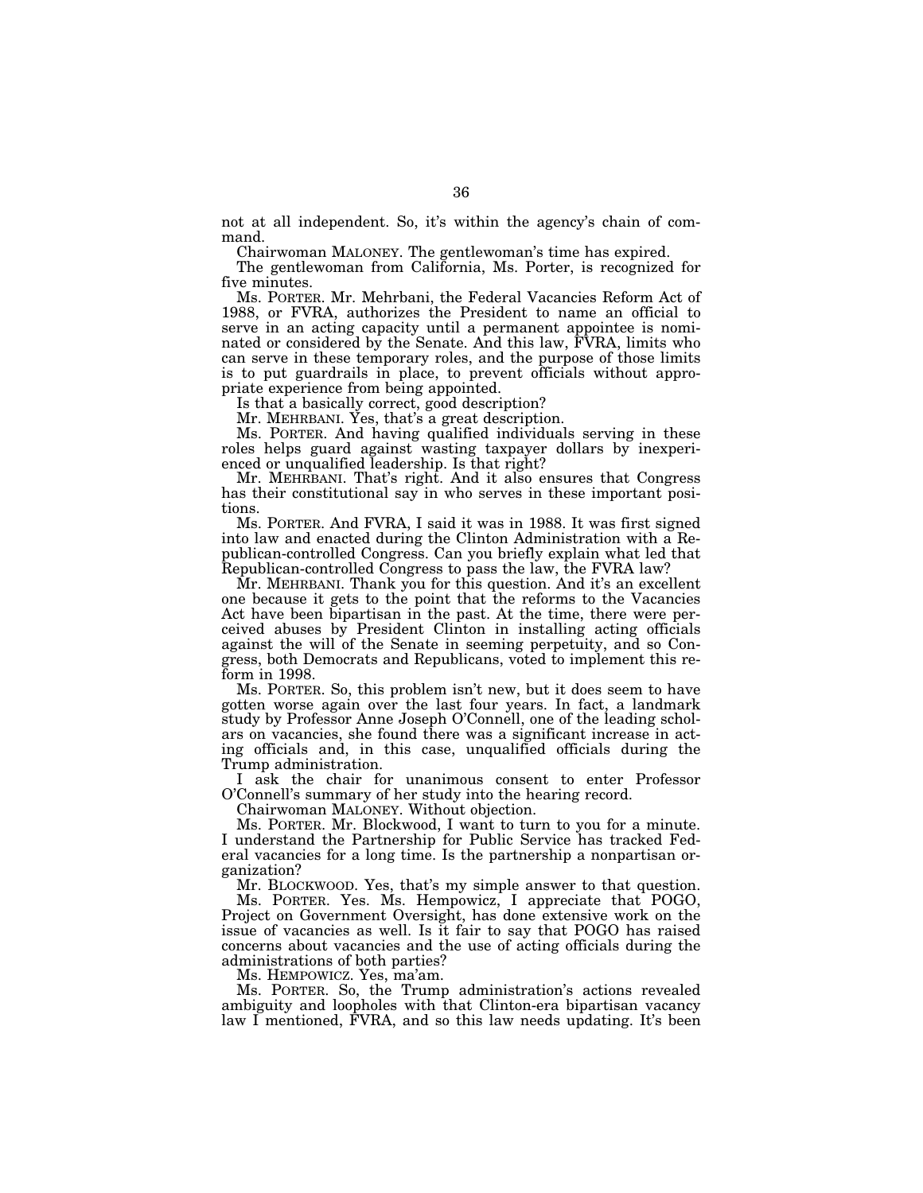not at all independent. So, it's within the agency's chain of command.

Chairwoman MALONEY. The gentlewoman's time has expired.

The gentlewoman from California, Ms. Porter, is recognized for five minutes.

Ms. PORTER. Mr. Mehrbani, the Federal Vacancies Reform Act of 1988, or FVRA, authorizes the President to name an official to serve in an acting capacity until a permanent appointee is nominated or considered by the Senate. And this law, FVRA, limits who can serve in these temporary roles, and the purpose of those limits is to put guardrails in place, to prevent officials without appropriate experience from being appointed.

Is that a basically correct, good description?

Mr. MEHRBANI. Yes, that's a great description.

Ms. PORTER. And having qualified individuals serving in these roles helps guard against wasting taxpayer dollars by inexperienced or unqualified leadership. Is that right?

Mr. MEHRBANI. That's right. And it also ensures that Congress has their constitutional say in who serves in these important positions.

Ms. PORTER. And FVRA, I said it was in 1988. It was first signed into law and enacted during the Clinton Administration with a Republican-controlled Congress. Can you briefly explain what led that Republican-controlled Congress to pass the law, the FVRA law?

Mr. MEHRBANI. Thank you for this question. And it's an excellent one because it gets to the point that the reforms to the Vacancies Act have been bipartisan in the past. At the time, there were perceived abuses by President Clinton in installing acting officials against the will of the Senate in seeming perpetuity, and so Congress, both Democrats and Republicans, voted to implement this reform in 1998.

Ms. PORTER. So, this problem isn't new, but it does seem to have gotten worse again over the last four years. In fact, a landmark study by Professor Anne Joseph O'Connell, one of the leading scholars on vacancies, she found there was a significant increase in acting officials and, in this case, unqualified officials during the Trump administration.

I ask the chair for unanimous consent to enter Professor O'Connell's summary of her study into the hearing record.

Chairwoman MALONEY. Without objection.

Ms. PORTER. Mr. Blockwood, I want to turn to you for a minute. I understand the Partnership for Public Service has tracked Federal vacancies for a long time. Is the partnership a nonpartisan organization?

Mr. BLOCKWOOD. Yes, that's my simple answer to that question.

Ms. PORTER. Yes. Ms. Hempowicz, I appreciate that POGO, Project on Government Oversight, has done extensive work on the issue of vacancies as well. Is it fair to say that POGO has raised concerns about vacancies and the use of acting officials during the administrations of both parties?

Ms. HEMPOWICZ. Yes, ma'am.

Ms. PORTER. So, the Trump administration's actions revealed ambiguity and loopholes with that Clinton-era bipartisan vacancy law I mentioned, FVRA, and so this law needs updating. It's been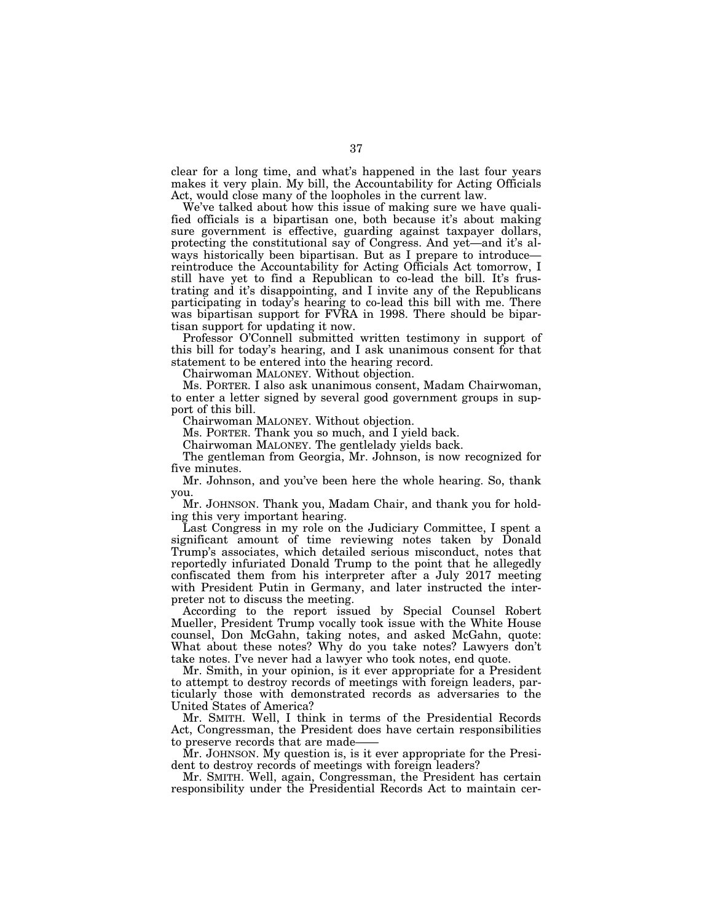clear for a long time, and what's happened in the last four years makes it very plain. My bill, the Accountability for Acting Officials Act, would close many of the loopholes in the current law.

We've talked about how this issue of making sure we have qualified officials is a bipartisan one, both because it's about making sure government is effective, guarding against taxpayer dollars, protecting the constitutional say of Congress. And yet—and it's always historically been bipartisan. But as I prepare to introduce—reintroduce the Accountability for Acting Officials Act tomorrow, I still have yet to find a Republican to co-lead the bill. It's frustrating and it's disappointing, and I invite any of the Republicans participating in today's hearing to co-lead this bill with me. There was bipartisan support for FVRA in 1998. There should be bipartisan support for updating it now.

Professor O'Connell submitted written testimony in support of this bill for today's hearing, and I ask unanimous consent for that statement to be entered into the hearing record.

Chairwoman MALONEY. Without objection.

Ms. PORTER. I also ask unanimous consent, Madam Chairwoman, to enter a letter signed by several good government groups in support of this bill.

Chairwoman MALONEY. Without objection.

Ms. PORTER. Thank you so much, and I yield back.

Chairwoman MALONEY. The gentlelady yields back.

The gentleman from Georgia, Mr. Johnson, is now recognized for five minutes.

Mr. Johnson, and you've been here the whole hearing. So, thank you.

Mr. JOHNSON. Thank you, Madam Chair, and thank you for holding this very important hearing.

Last Congress in my role on the Judiciary Committee, I spent a significant amount of time reviewing notes taken by Donald Trump's associates, which detailed serious misconduct, notes that reportedly infuriated Donald Trump to the point that he allegedly confiscated them from his interpreter after a July 2017 meeting with President Putin in Germany, and later instructed the interpreter not to discuss the meeting.

According to the report issued by Special Counsel Robert Mueller, President Trump vocally took issue with the White House counsel, Don McGahn, taking notes, and asked McGahn, quote: What about these notes? Why do you take notes? Lawyers don't take notes. I've never had a lawyer who took notes, end quote.

Mr. Smith, in your opinion, is it ever appropriate for a President to attempt to destroy records of meetings with foreign leaders, particularly those with demonstrated records as adversaries to the United States of America?

Mr. SMITH. Well, I think in terms of the Presidential Records Act, Congressman, the President does have certain responsibilities to preserve records that are made——

Mr. JOHNSON. My question is, is it ever appropriate for the President to destroy records of meetings with foreign leaders?

Mr. SMITH. Well, again, Congressman, the President has certain responsibility under the Presidential Records Act to maintain cer-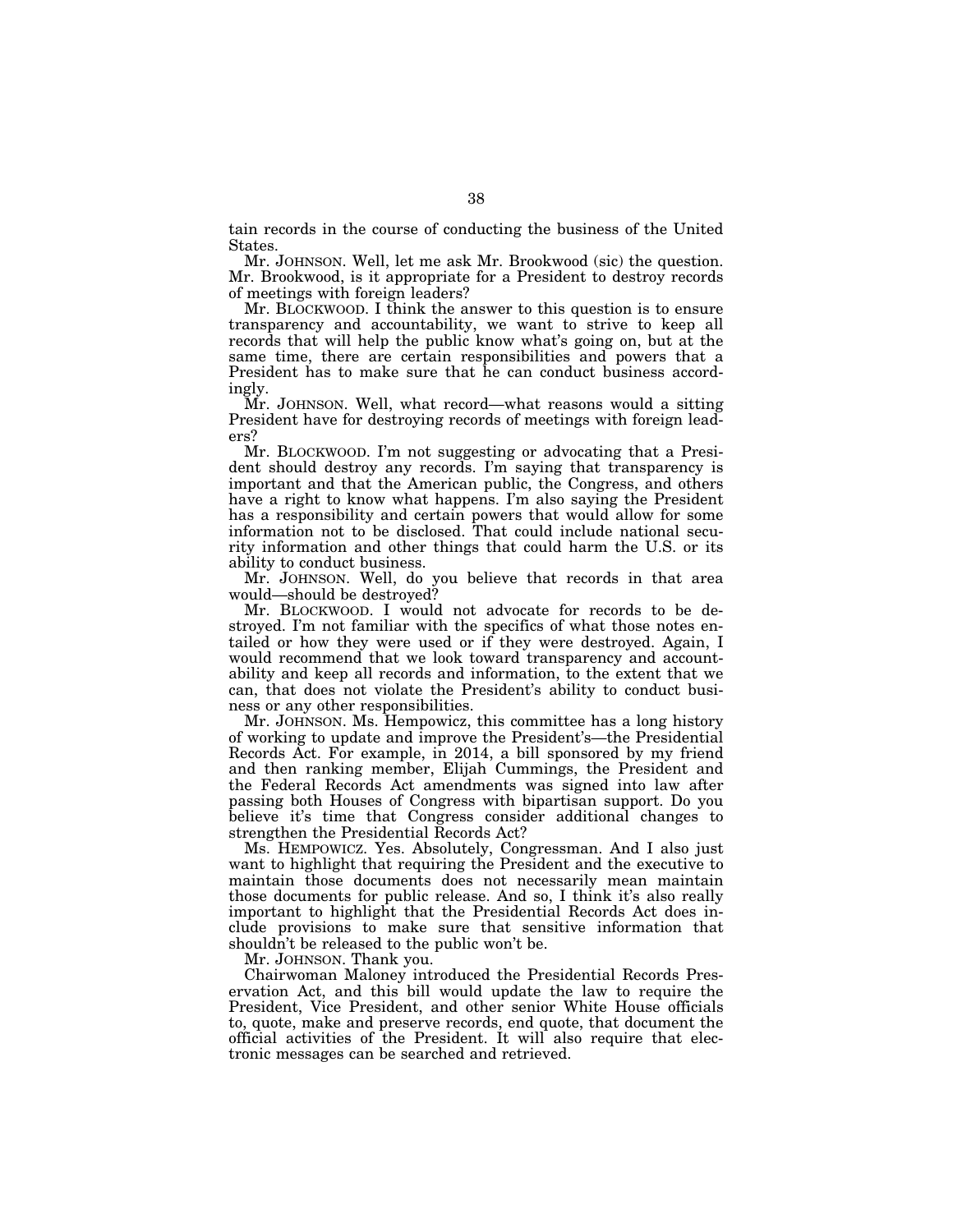tain records in the course of conducting the business of the United States.

Mr. JOHNSON. Well, let me ask Mr. Brookwood (sic) the question. Mr. Brookwood, is it appropriate for a President to destroy records of meetings with foreign leaders?

Mr. BLOCKWOOD. I think the answer to this question is to ensure transparency and accountability, we want to strive to keep all records that will help the public know what's going on, but at the same time, there are certain responsibilities and powers that a President has to make sure that he can conduct business accordingly.

Mr. JOHNSON. Well, what record—what reasons would a sitting President have for destroying records of meetings with foreign leaders?

Mr. BLOCKWOOD. I'm not suggesting or advocating that a President should destroy any records. I'm saying that transparency is important and that the American public, the Congress, and others have a right to know what happens. I'm also saying the President has a responsibility and certain powers that would allow for some information not to be disclosed. That could include national security information and other things that could harm the U.S. or its ability to conduct business.

Mr. JOHNSON. Well, do you believe that records in that area would—should be destroyed?

Mr. BLOCKWOOD. I would not advocate for records to be destroyed. I'm not familiar with the specifics of what those notes entailed or how they were used or if they were destroyed. Again, I would recommend that we look toward transparency and accountability and keep all records and information, to the extent that we can, that does not violate the President's ability to conduct business or any other responsibilities.

Mr. JOHNSON. Ms. Hempowicz, this committee has a long history of working to update and improve the President's—the Presidential Records Act. For example, in 2014, a bill sponsored by my friend and then ranking member, Elijah Cummings, the President and the Federal Records Act amendments was signed into law after passing both Houses of Congress with bipartisan support. Do you believe it's time that Congress consider additional changes to strengthen the Presidential Records Act?

Ms. HEMPOWICZ. Yes. Absolutely, Congressman. And I also just want to highlight that requiring the President and the executive to maintain those documents does not necessarily mean maintain those documents for public release. And so, I think it's also really important to highlight that the Presidential Records Act does include provisions to make sure that sensitive information that shouldn't be released to the public won't be.

Mr. JOHNSON. Thank you.

Chairwoman Maloney introduced the Presidential Records Preservation Act, and this bill would update the law to require the President, Vice President, and other senior White House officials to, quote, make and preserve records, end quote, that document the official activities of the President. It will also require that electronic messages can be searched and retrieved.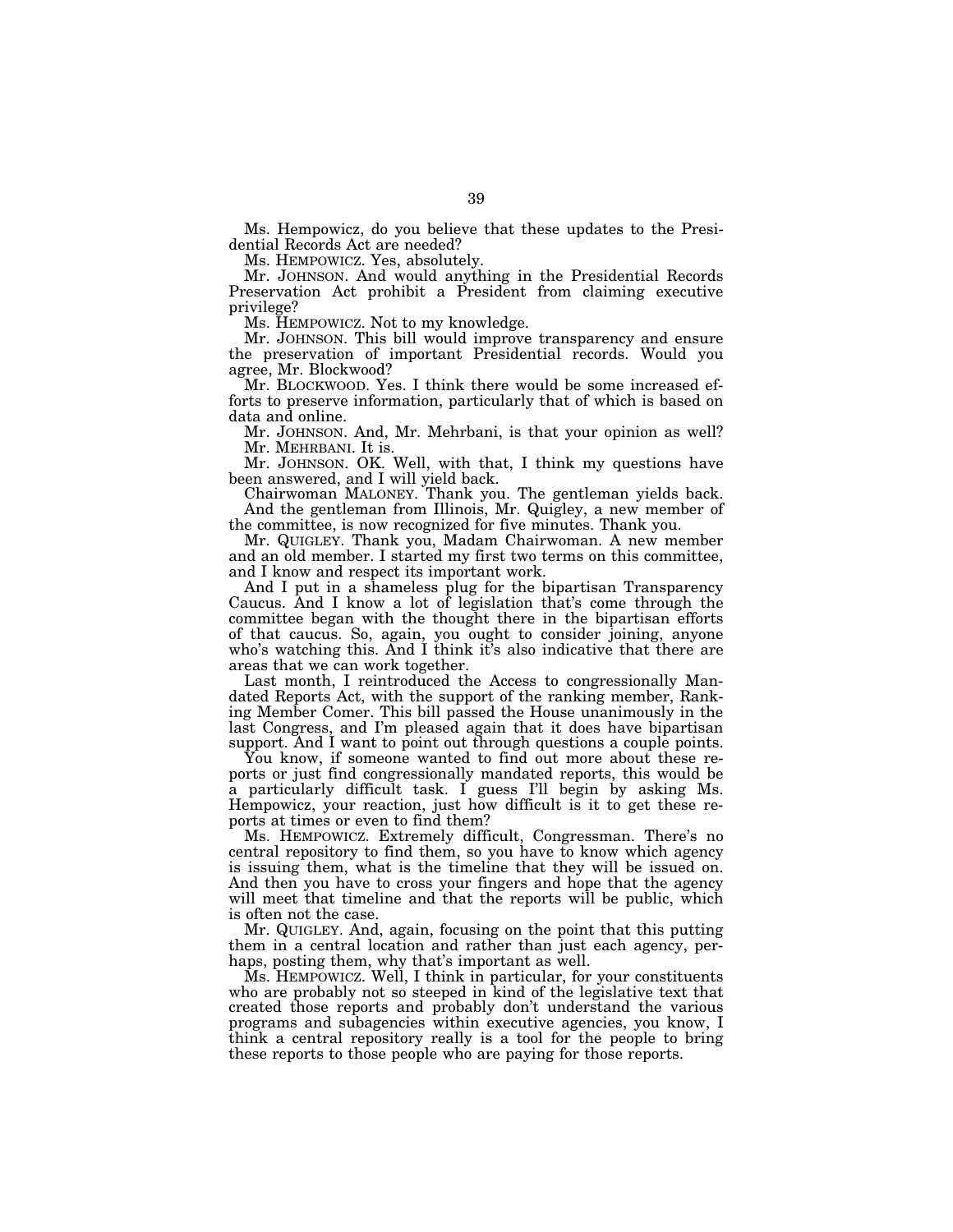Ms. Hempowicz, do you believe that these updates to the Presidential Records Act are needed?

Ms. HEMPOWICZ. Yes, absolutely.

Mr. JOHNSON. And would anything in the Presidential Records Preservation Act prohibit a President from claiming executive privilege?

Ms. HEMPOWICZ. Not to my knowledge.

Mr. JOHNSON. This bill would improve transparency and ensure the preservation of important Presidential records. Would you agree, Mr. Blockwood?

Mr. BLOCKWOOD. Yes. I think there would be some increased efforts to preserve information, particularly that of which is based on data and online.

Mr. JOHNSON. And, Mr. Mehrbani, is that your opinion as well?

Mr. MEHRBANI. It is.

Mr. JOHNSON. OK. Well, with that, I think my questions have been answered, and I will yield back.

Chairwoman MALONEY. Thank you. The gentleman yields back.

And the gentleman from Illinois, Mr. Quigley, a new member of the committee, is now recognized for five minutes. Thank you.

Mr. QUIGLEY. Thank you, Madam Chairwoman. A new member and an old member. I started my first two terms on this committee, and I know and respect its important work.

And I put in a shameless plug for the bipartisan Transparency Caucus. And I know a lot of legislation that's come through the committee began with the thought there in the bipartisan efforts of that caucus. So, again, you ought to consider joining, anyone who's watching this. And I think it's also indicative that there are areas that we can work together.

Last month, I reintroduced the Access to congressionally Mandated Reports Act, with the support of the ranking member, Ranking Member Comer. This bill passed the House unanimously in the last Congress, and I'm pleased again that it does have bipartisan support. And I want to point out through questions a couple points.

You know, if someone wanted to find out more about these reports or just find congressionally mandated reports, this would be a particularly difficult task. I guess I'll begin by asking Ms. Hempowicz, your reaction, just how difficult is it to get these reports at times or even to find them?

Ms. HEMPOWICZ. Extremely difficult, Congressman. There's no central repository to find them, so you have to know which agency is issuing them, what is the timeline that they will be issued on. And then you have to cross your fingers and hope that the agency will meet that timeline and that the reports will be public, which is often not the case.

Mr. QUIGLEY. And, again, focusing on the point that this putting them in a central location and rather than just each agency, perhaps, posting them, why that's important as well.

Ms. HEMPOWICZ. Well, I think in particular, for your constituents who are probably not so steeped in kind of the legislative text that created those reports and probably don't understand the various programs and subagencies within executive agencies, you know, I think a central repository really is a tool for the people to bring these reports to those people who are paying for those reports.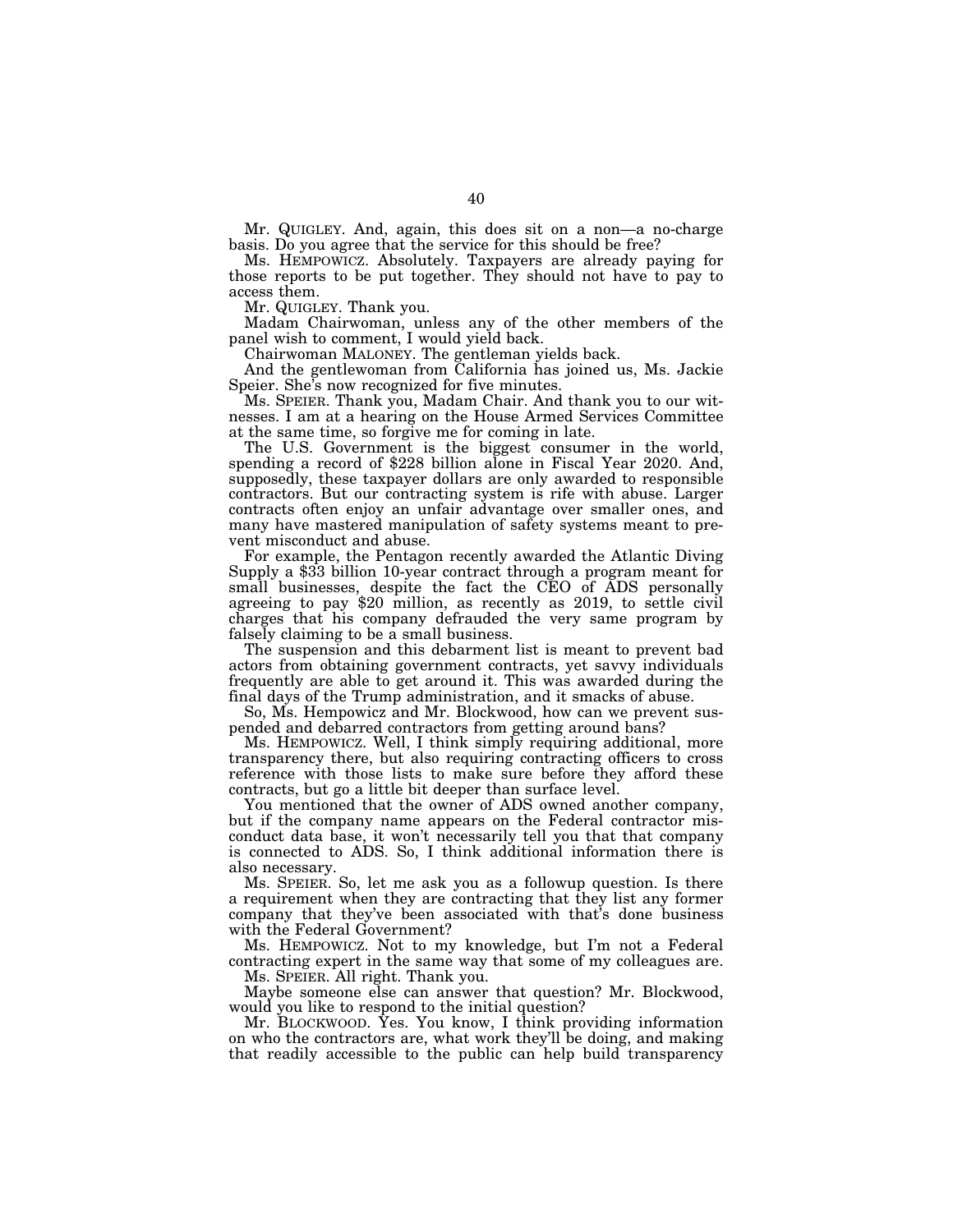Mr. QUIGLEY. And, again, this does sit on a non—a no-charge basis. Do you agree that the service for this should be free?

Ms. HEMPOWICZ. Absolutely. Taxpayers are already paying for those reports to be put together. They should not have to pay to access them.

Mr. QUIGLEY. Thank you.

Madam Chairwoman, unless any of the other members of the panel wish to comment, I would yield back.

Chairwoman MALONEY. The gentleman yields back.

And the gentlewoman from California has joined us, Ms. Jackie Speier. She's now recognized for five minutes.

Ms. SPEIER. Thank you, Madam Chair. And thank you to our witnesses. I am at a hearing on the House Armed Services Committee at the same time, so forgive me for coming in late.

The U.S. Government is the biggest consumer in the world, spending a record of $228 billion alone in Fiscal Year 2020. And, supposedly, these taxpayer dollars are only awarded to responsible contractors. But our contracting system is rife with abuse. Larger contracts often enjoy an unfair advantage over smaller ones, and many have mastered manipulation of safety systems meant to prevent misconduct and abuse.

For example, the Pentagon recently awarded the Atlantic Diving Supply a $33 billion 10-year contract through a program meant for small businesses, despite the fact the CEO of ADS personally agreeing to pay $20 million, as recently as 2019, to settle civil charges that his company defrauded the very same program by falsely claiming to be a small business.

The suspension and this debarment list is meant to prevent bad actors from obtaining government contracts, yet savvy individuals frequently are able to get around it. This was awarded during the final days of the Trump administration, and it smacks of abuse.

So, Ms. Hempowicz and Mr. Blockwood, how can we prevent suspended and debarred contractors from getting around bans?

Ms. HEMPOWICZ. Well, I think simply requiring additional, more transparency there, but also requiring contracting officers to cross reference with those lists to make sure before they afford these contracts, but go a little bit deeper than surface level.

You mentioned that the owner of ADS owned another company, but if the company name appears on the Federal contractor misconduct data base, it won't necessarily tell you that that company is connected to ADS. So, I think additional information there is also necessary.

Ms. SPEIER. So, let me ask you as a followup question. Is there a requirement when they are contracting that they list any former company that they've been associated with that's done business with the Federal Government?

Ms. HEMPOWICZ. Not to my knowledge, but I'm not a Federal contracting expert in the same way that some of my colleagues are.

Ms. SPEIER. All right. Thank you.

Maybe someone else can answer that question? Mr. Blockwood, would you like to respond to the initial question?

Mr. BLOCKWOOD. Yes. You know, I think providing information on who the contractors are, what work they'll be doing, and making that readily accessible to the public can help build transparency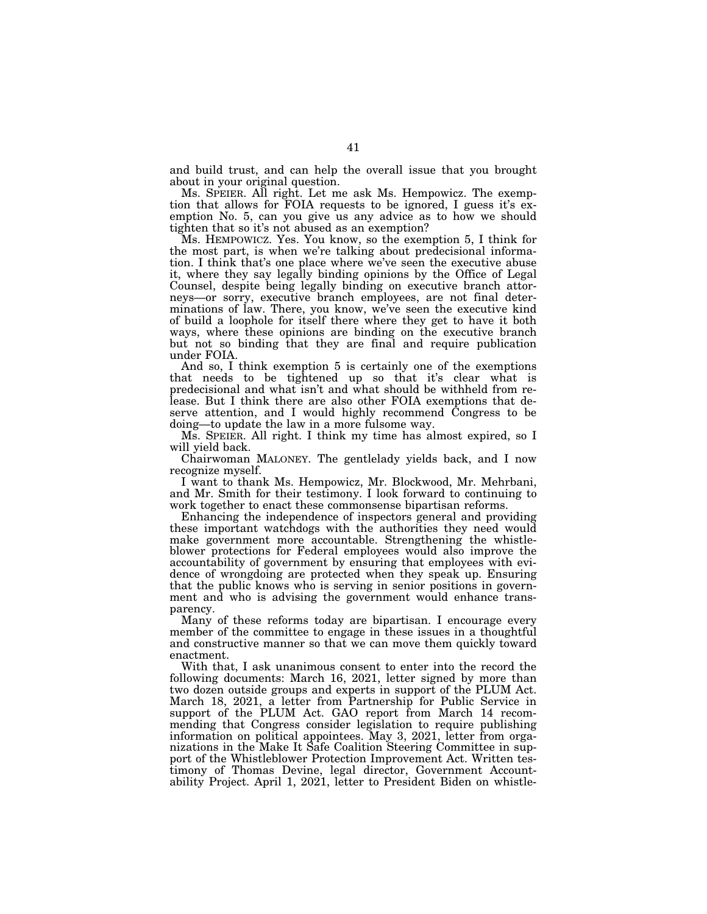and build trust, and can help the overall issue that you brought about in your original question.

Ms. SPEIER. All right. Let me ask Ms. Hempowicz. The exemption that allows for FOIA requests to be ignored, I guess it's exemption No. 5, can you give us any advice as to how we should tighten that so it's not abused as an exemption?

Ms. HEMPOWICZ. Yes. You know, so the exemption 5, I think for the most part, is when we're talking about predecisional information. I think that's one place where we've seen the executive abuse it, where they say legally binding opinions by the Office of Legal Counsel, despite being legally binding on executive branch attorneys—or sorry, executive branch employees, are not final determinations of law. There, you know, we've seen the executive kind of build a loophole for itself there where they get to have it both ways, where these opinions are binding on the executive branch but not so binding that they are final and require publication under FOIA.

And so, I think exemption 5 is certainly one of the exemptions that needs to be tightened up so that it's clear what is predecisional and what isn't and what should be withheld from release. But I think there are also other FOIA exemptions that deserve attention, and I would highly recommend Congress to be doing—to update the law in a more fulsome way.

Ms. SPEIER. All right. I think my time has almost expired, so I will yield back.

Chairwoman MALONEY. The gentlelady yields back, and I now recognize myself.

I want to thank Ms. Hempowicz, Mr. Blockwood, Mr. Mehrbani, and Mr. Smith for their testimony. I look forward to continuing to work together to enact these commonsense bipartisan reforms.

Enhancing the independence of inspectors general and providing these important watchdogs with the authorities they need would make government more accountable. Strengthening the whistleblower protections for Federal employees would also improve the accountability of government by ensuring that employees with evidence of wrongdoing are protected when they speak up. Ensuring that the public knows who is serving in senior positions in government and who is advising the government would enhance transparency.

Many of these reforms today are bipartisan. I encourage every member of the committee to engage in these issues in a thoughtful and constructive manner so that we can move them quickly toward enactment.

With that, I ask unanimous consent to enter into the record the following documents: March 16, 2021, letter signed by more than two dozen outside groups and experts in support of the PLUM Act. March 18, 2021, a letter from Partnership for Public Service in support of the PLUM Act. GAO report from March 14 recommending that Congress consider legislation to require publishing information on political appointees. May 3, 2021, letter from organizations in the Make It Safe Coalition Steering Committee in support of the Whistleblower Protection Improvement Act. Written testimony of Thomas Devine, legal director, Government Accountability Project. April 1, 2021, letter to President Biden on whistle-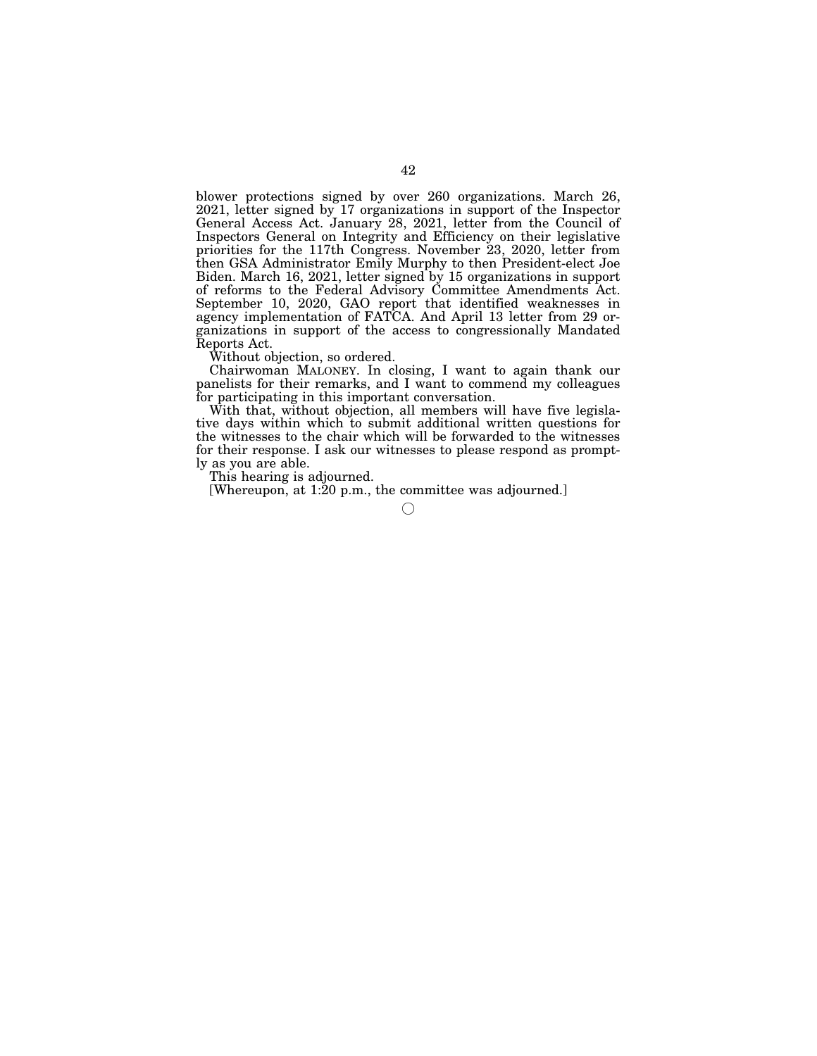blower protections signed by over 260 organizations. March 26, 2021, letter signed by 17 organizations in support of the Inspector General Access Act. January 28, 2021, letter from the Council of Inspectors General on Integrity and Efficiency on their legislative priorities for the 117th Congress. November 23, 2020, letter from then GSA Administrator Emily Murphy to then President-elect Joe Biden. March 16, 2021, letter signed by 15 organizations in support of reforms to the Federal Advisory Committee Amendments Act. September 10, 2020, GAO report that identified weaknesses in agency implementation of FATCA. And April 13 letter from 29 organizations in support of the access to congressionally Mandated Reports Act.

Without objection, so ordered.

Chairwoman MALONEY. In closing, I want to again thank our panelists for their remarks, and I want to commend my colleagues for participating in this important conversation.

With that, without objection, all members will have five legislative days within which to submit additional written questions for the witnesses to the chair which will be forwarded to the witnesses for their response. I ask our witnesses to please respond as promptly as you are able.

This hearing is adjourned.

[Whereupon, at 1:20 p.m., the committee was adjourned.]

○